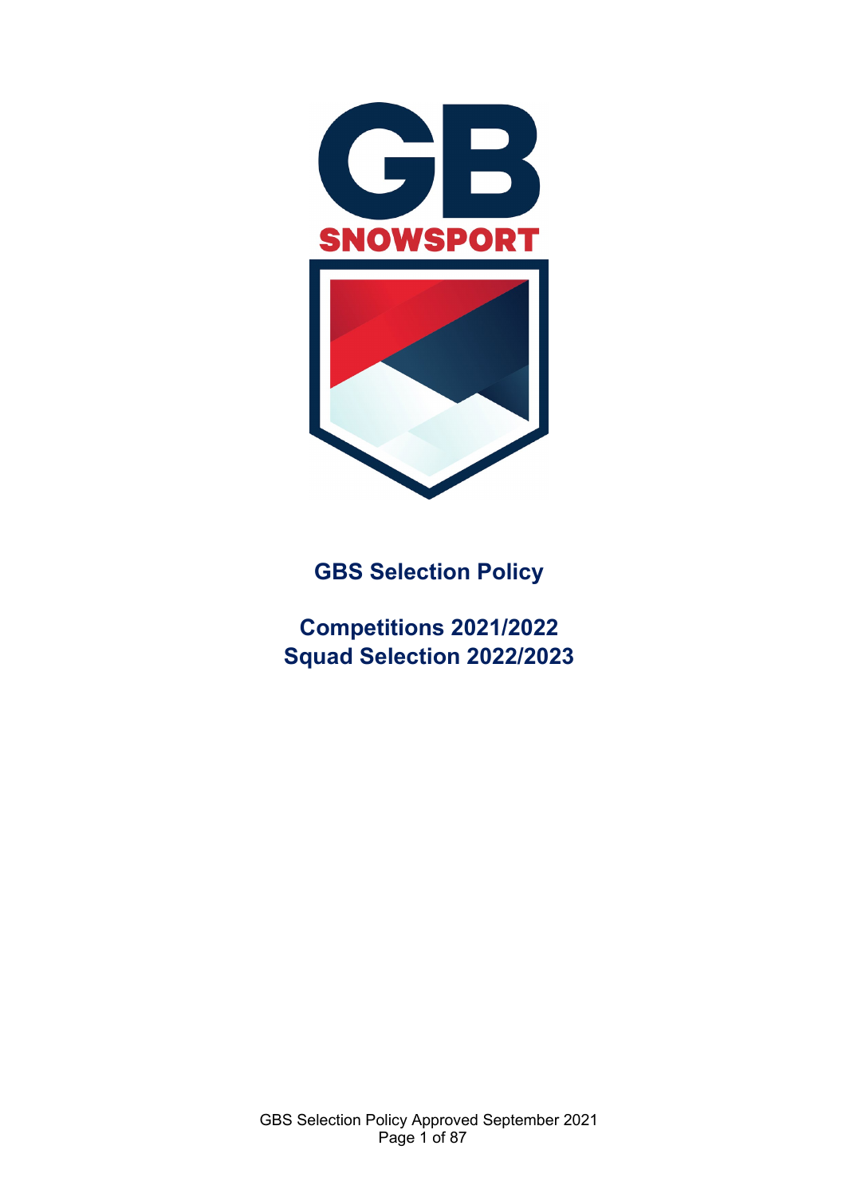GB

SNOWSPORT

# GBS Selection Policy

## Competitions 2021/2022
## Squad Selection 2022/2023

GBS Selection Policy Approved September 2021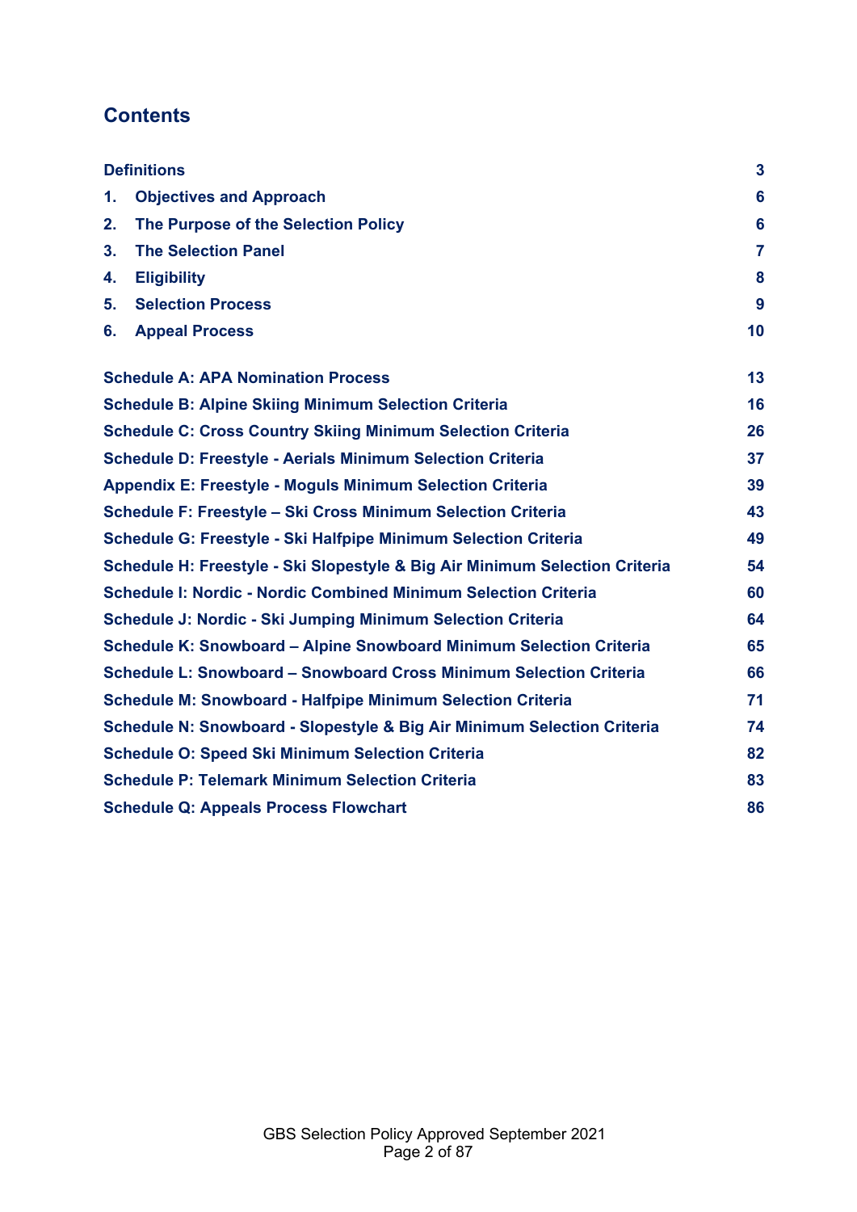## Contents

| | |
|---|---|
| **Definitions** | **3** |
| **1. Objectives and Approach** | **6** |
| **2. The Purpose of the Selection Policy** | **6** |
| **3. The Selection Panel** | **7** |
| **4. Eligibility** | **8** |
| **5. Selection Process** | **9** |
| **6. Appeal Process** | **10** |
| **Schedule A: APA Nomination Process** | **13** |
| **Schedule B: Alpine Skiing Minimum Selection Criteria** | **16** |
| **Schedule C: Cross Country Skiing Minimum Selection Criteria** | **26** |
| **Schedule D: Freestyle - Aerials Minimum Selection Criteria** | **37** |
| **Appendix E: Freestyle - Moguls Minimum Selection Criteria** | **39** |
| **Schedule F: Freestyle – Ski Cross Minimum Selection Criteria** | **43** |
| **Schedule G: Freestyle - Ski Halfpipe Minimum Selection Criteria** | **49** |
| **Schedule H: Freestyle - Ski Slopestyle & Big Air Minimum Selection Criteria** | **54** |
| **Schedule I: Nordic - Nordic Combined Minimum Selection Criteria** | **60** |
| **Schedule J: Nordic - Ski Jumping Minimum Selection Criteria** | **64** |
| **Schedule K: Snowboard – Alpine Snowboard Minimum Selection Criteria** | **65** |
| **Schedule L: Snowboard – Snowboard Cross Minimum Selection Criteria** | **66** |
| **Schedule M: Snowboard - Halfpipe Minimum Selection Criteria** | **71** |
| **Schedule N: Snowboard - Slopestyle & Big Air Minimum Selection Criteria** | **74** |
| **Schedule O: Speed Ski Minimum Selection Criteria** | **82** |
| **Schedule P: Telemark Minimum Selection Criteria** | **83** |
| **Schedule Q: Appeals Process Flowchart** | **86** |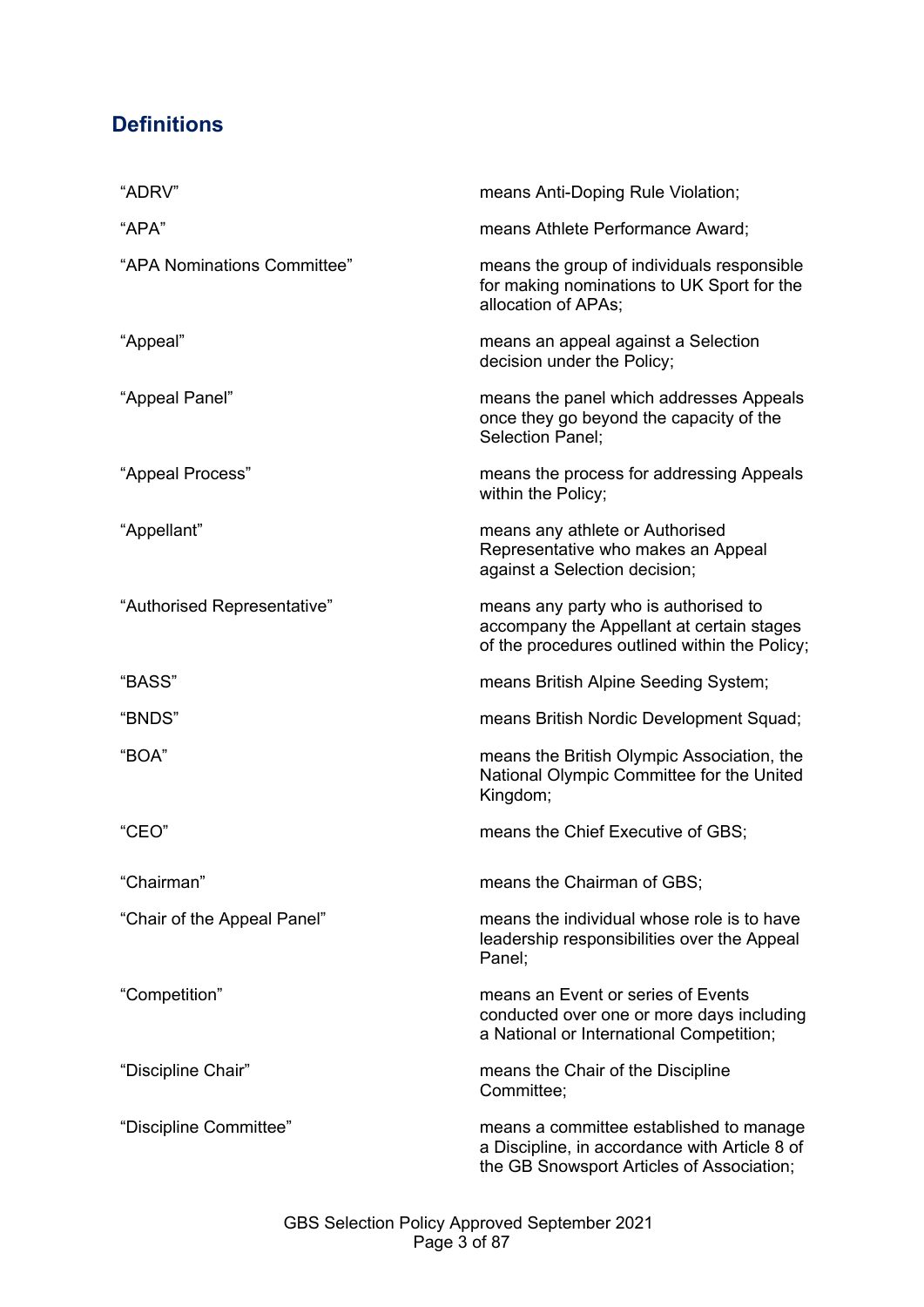## Definitions

| | |
|---|---|
| "ADRV" | means Anti-Doping Rule Violation; |
| "APA" | means Athlete Performance Award; |
| "APA Nominations Committee" | means the group of individuals responsible for making nominations to UK Sport for the allocation of APAs; |
| "Appeal" | means an appeal against a Selection decision under the Policy; |
| "Appeal Panel" | means the panel which addresses Appeals once they go beyond the capacity of the Selection Panel; |
| "Appeal Process" | means the process for addressing Appeals within the Policy; |
| "Appellant" | means any athlete or Authorised Representative who makes an Appeal against a Selection decision; |
| "Authorised Representative" | means any party who is authorised to accompany the Appellant at certain stages of the procedures outlined within the Policy; |
| "BASS" | means British Alpine Seeding System; |
| "BNDS" | means British Nordic Development Squad; |
| "BOA" | means the British Olympic Association, the National Olympic Committee for the United Kingdom; |
| "CEO" | means the Chief Executive of GBS; |
| "Chairman" | means the Chairman of GBS; |
| "Chair of the Appeal Panel" | means the individual whose role is to have leadership responsibilities over the Appeal Panel; |
| "Competition" | means an Event or series of Events conducted over one or more days including a National or International Competition; |
| "Discipline Chair" | means the Chair of the Discipline Committee; |
| "Discipline Committee" | means a committee established to manage a Discipline, in accordance with Article 8 of the GB Snowsport Articles of Association; |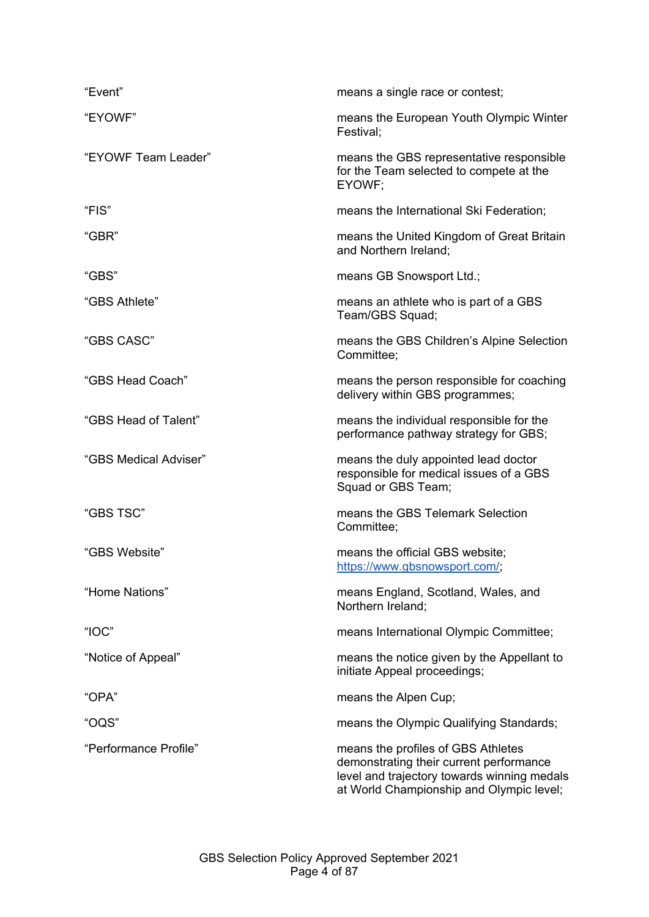| | |
|---|---|
| “Event” | means a single race or contest; |
| “EYOWF” | means the European Youth Olympic Winter Festival; |
| “EYOWF Team Leader” | means the GBS representative responsible for the Team selected to compete at the EYOWF; |
| “FIS” | means the International Ski Federation; |
| “GBR” | means the United Kingdom of Great Britain and Northern Ireland; |
| “GBS” | means GB Snowsport Ltd.; |
| “GBS Athlete” | means an athlete who is part of a GBS Team/GBS Squad; |
| “GBS CASC” | means the GBS Children’s Alpine Selection Committee; |
| “GBS Head Coach” | means the person responsible for coaching delivery within GBS programmes; |
| “GBS Head of Talent” | means the individual responsible for the performance pathway strategy for GBS; |
| “GBS Medical Adviser” | means the duly appointed lead doctor responsible for medical issues of a GBS Squad or GBS Team; |
| “GBS TSC” | means the GBS Telemark Selection Committee; |
| “GBS Website” | means the official GBS website; https://www.gbsnowsport.com/; |
| “Home Nations” | means England, Scotland, Wales, and Northern Ireland; |
| “IOC” | means International Olympic Committee; |
| “Notice of Appeal” | means the notice given by the Appellant to initiate Appeal proceedings; |
| “OPA” | means the Alpen Cup; |
| “OQS” | means the Olympic Qualifying Standards; |
| “Performance Profile” | means the profiles of GBS Athletes demonstrating their current performance level and trajectory towards winning medals at World Championship and Olympic level; |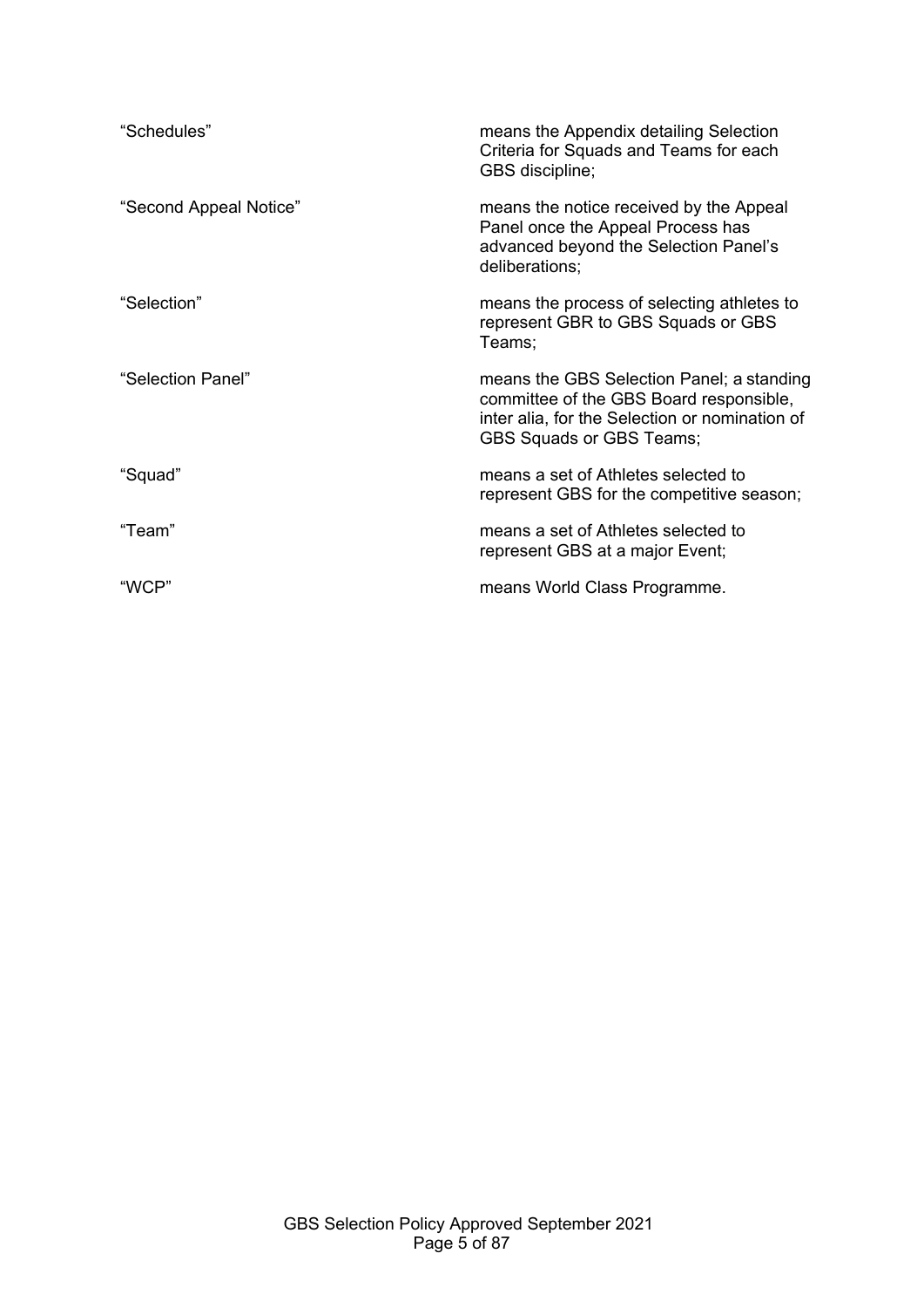| | |
|---|---|
| "Schedules" | means the Appendix detailing Selection Criteria for Squads and Teams for each GBS discipline; |
| "Second Appeal Notice" | means the notice received by the Appeal Panel once the Appeal Process has advanced beyond the Selection Panel's deliberations; |
| "Selection" | means the process of selecting athletes to represent GBR to GBS Squads or GBS Teams; |
| "Selection Panel" | means the GBS Selection Panel; a standing committee of the GBS Board responsible, inter alia, for the Selection or nomination of GBS Squads or GBS Teams; |
| "Squad" | means a set of Athletes selected to represent GBS for the competitive season; |
| "Team" | means a set of Athletes selected to represent GBS at a major Event; |
| "WCP" | means World Class Programme. |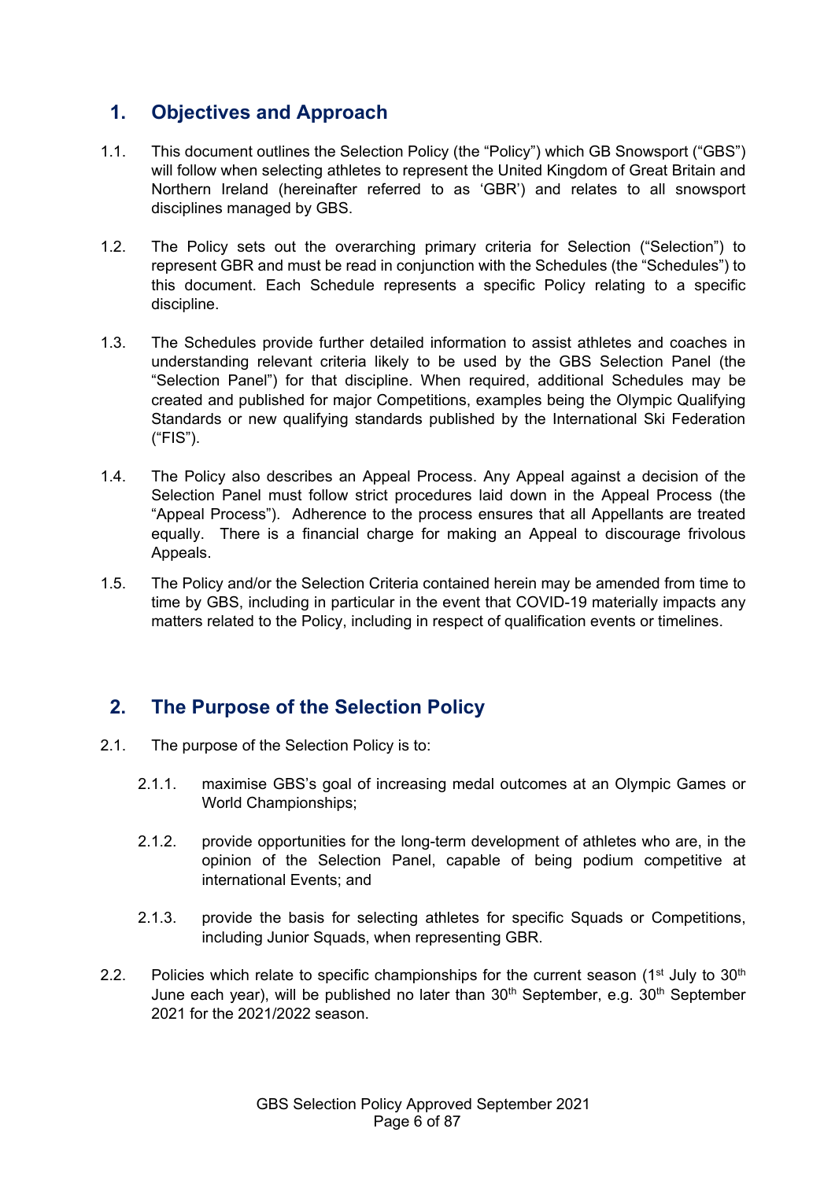## 1. Objectives and Approach

1.1. This document outlines the Selection Policy (the "Policy") which GB Snowsport ("GBS") will follow when selecting athletes to represent the United Kingdom of Great Britain and Northern Ireland (hereinafter referred to as 'GBR') and relates to all snowsport disciplines managed by GBS.

1.2. The Policy sets out the overarching primary criteria for Selection ("Selection") to represent GBR and must be read in conjunction with the Schedules (the "Schedules") to this document. Each Schedule represents a specific Policy relating to a specific discipline.

1.3. The Schedules provide further detailed information to assist athletes and coaches in understanding relevant criteria likely to be used by the GBS Selection Panel (the "Selection Panel") for that discipline. When required, additional Schedules may be created and published for major Competitions, examples being the Olympic Qualifying Standards or new qualifying standards published by the International Ski Federation ("FIS").

1.4. The Policy also describes an Appeal Process. Any Appeal against a decision of the Selection Panel must follow strict procedures laid down in the Appeal Process (the "Appeal Process"). Adherence to the process ensures that all Appellants are treated equally. There is a financial charge for making an Appeal to discourage frivolous Appeals.

1.5. The Policy and/or the Selection Criteria contained herein may be amended from time to time by GBS, including in particular in the event that COVID-19 materially impacts any matters related to the Policy, including in respect of qualification events or timelines.

## 2. The Purpose of the Selection Policy

2.1. The purpose of the Selection Policy is to:

2.1.1. maximise GBS's goal of increasing medal outcomes at an Olympic Games or World Championships;

2.1.2. provide opportunities for the long-term development of athletes who are, in the opinion of the Selection Panel, capable of being podium competitive at international Events; and

2.1.3. provide the basis for selecting athletes for specific Squads or Competitions, including Junior Squads, when representing GBR.

2.2. Policies which relate to specific championships for the current season (1st July to 30th June each year), will be published no later than 30th September, e.g. 30th September 2021 for the 2021/2022 season.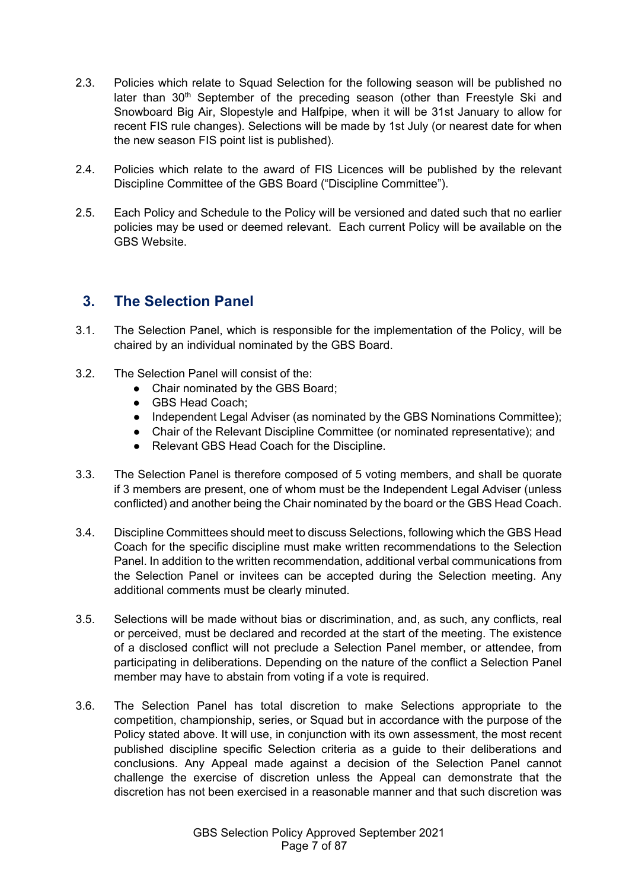2.3. Policies which relate to Squad Selection for the following season will be published no later than 30th September of the preceding season (other than Freestyle Ski and Snowboard Big Air, Slopestyle and Halfpipe, when it will be 31st January to allow for recent FIS rule changes). Selections will be made by 1st July (or nearest date for when the new season FIS point list is published).

2.4. Policies which relate to the award of FIS Licences will be published by the relevant Discipline Committee of the GBS Board ("Discipline Committee").

2.5. Each Policy and Schedule to the Policy will be versioned and dated such that no earlier policies may be used or deemed relevant. Each current Policy will be available on the GBS Website.

## 3. The Selection Panel

3.1. The Selection Panel, which is responsible for the implementation of the Policy, will be chaired by an individual nominated by the GBS Board.

3.2. The Selection Panel will consist of the:

- Chair nominated by the GBS Board;
- GBS Head Coach;
- Independent Legal Adviser (as nominated by the GBS Nominations Committee);
- Chair of the Relevant Discipline Committee (or nominated representative); and
- Relevant GBS Head Coach for the Discipline.

3.3. The Selection Panel is therefore composed of 5 voting members, and shall be quorate if 3 members are present, one of whom must be the Independent Legal Adviser (unless conflicted) and another being the Chair nominated by the board or the GBS Head Coach.

3.4. Discipline Committees should meet to discuss Selections, following which the GBS Head Coach for the specific discipline must make written recommendations to the Selection Panel. In addition to the written recommendation, additional verbal communications from the Selection Panel or invitees can be accepted during the Selection meeting. Any additional comments must be clearly minuted.

3.5. Selections will be made without bias or discrimination, and, as such, any conflicts, real or perceived, must be declared and recorded at the start of the meeting. The existence of a disclosed conflict will not preclude a Selection Panel member, or attendee, from participating in deliberations. Depending on the nature of the conflict a Selection Panel member may have to abstain from voting if a vote is required.

3.6. The Selection Panel has total discretion to make Selections appropriate to the competition, championship, series, or Squad but in accordance with the purpose of the Policy stated above. It will use, in conjunction with its own assessment, the most recent published discipline specific Selection criteria as a guide to their deliberations and conclusions. Any Appeal made against a decision of the Selection Panel cannot challenge the exercise of discretion unless the Appeal can demonstrate that the discretion has not been exercised in a reasonable manner and that such discretion was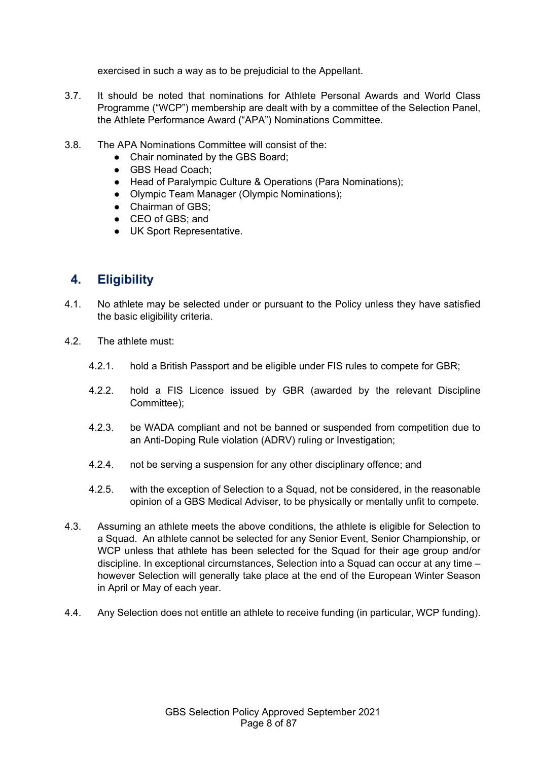exercised in such a way as to be prejudicial to the Appellant.

3.7. It should be noted that nominations for Athlete Personal Awards and World Class Programme ("WCP") membership are dealt with by a committee of the Selection Panel, the Athlete Performance Award ("APA") Nominations Committee.

3.8. The APA Nominations Committee will consist of the:

- Chair nominated by the GBS Board;
- GBS Head Coach;
- Head of Paralympic Culture & Operations (Para Nominations);
- Olympic Team Manager (Olympic Nominations);
- Chairman of GBS;
- CEO of GBS; and
- UK Sport Representative.

## 4. Eligibility

4.1. No athlete may be selected under or pursuant to the Policy unless they have satisfied the basic eligibility criteria.

4.2. The athlete must:

4.2.1. hold a British Passport and be eligible under FIS rules to compete for GBR;

4.2.2. hold a FIS Licence issued by GBR (awarded by the relevant Discipline Committee);

4.2.3. be WADA compliant and not be banned or suspended from competition due to an Anti-Doping Rule violation (ADRV) ruling or Investigation;

4.2.4. not be serving a suspension for any other disciplinary offence; and

4.2.5. with the exception of Selection to a Squad, not be considered, in the reasonable opinion of a GBS Medical Adviser, to be physically or mentally unfit to compete.

4.3. Assuming an athlete meets the above conditions, the athlete is eligible for Selection to a Squad. An athlete cannot be selected for any Senior Event, Senior Championship, or WCP unless that athlete has been selected for the Squad for their age group and/or discipline. In exceptional circumstances, Selection into a Squad can occur at any time – however Selection will generally take place at the end of the European Winter Season in April or May of each year.

4.4. Any Selection does not entitle an athlete to receive funding (in particular, WCP funding).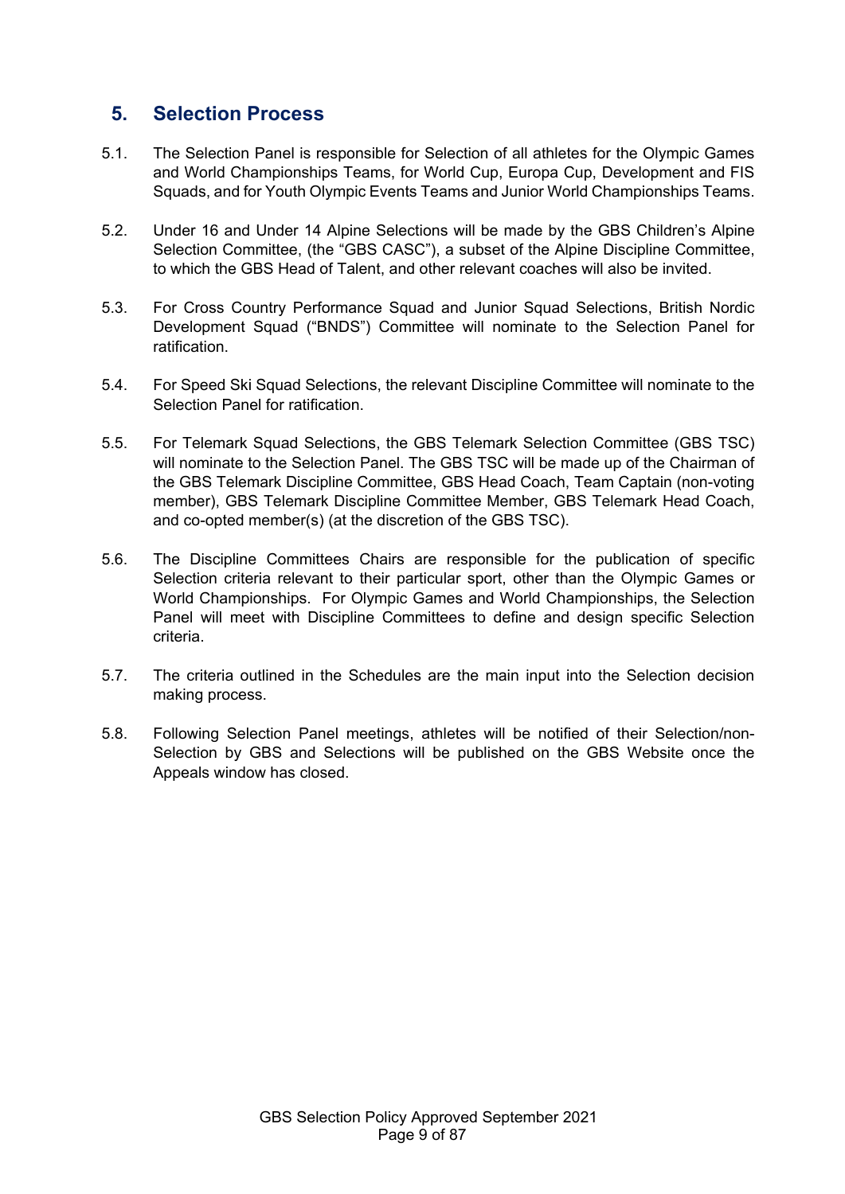## 5. Selection Process

5.1. The Selection Panel is responsible for Selection of all athletes for the Olympic Games and World Championships Teams, for World Cup, Europa Cup, Development and FIS Squads, and for Youth Olympic Events Teams and Junior World Championships Teams.

5.2. Under 16 and Under 14 Alpine Selections will be made by the GBS Children's Alpine Selection Committee, (the "GBS CASC"), a subset of the Alpine Discipline Committee, to which the GBS Head of Talent, and other relevant coaches will also be invited.

5.3. For Cross Country Performance Squad and Junior Squad Selections, British Nordic Development Squad ("BNDS") Committee will nominate to the Selection Panel for ratification.

5.4. For Speed Ski Squad Selections, the relevant Discipline Committee will nominate to the Selection Panel for ratification.

5.5. For Telemark Squad Selections, the GBS Telemark Selection Committee (GBS TSC) will nominate to the Selection Panel. The GBS TSC will be made up of the Chairman of the GBS Telemark Discipline Committee, GBS Head Coach, Team Captain (non-voting member), GBS Telemark Discipline Committee Member, GBS Telemark Head Coach, and co-opted member(s) (at the discretion of the GBS TSC).

5.6. The Discipline Committees Chairs are responsible for the publication of specific Selection criteria relevant to their particular sport, other than the Olympic Games or World Championships. For Olympic Games and World Championships, the Selection Panel will meet with Discipline Committees to define and design specific Selection criteria.

5.7. The criteria outlined in the Schedules are the main input into the Selection decision making process.

5.8. Following Selection Panel meetings, athletes will be notified of their Selection/non-Selection by GBS and Selections will be published on the GBS Website once the Appeals window has closed.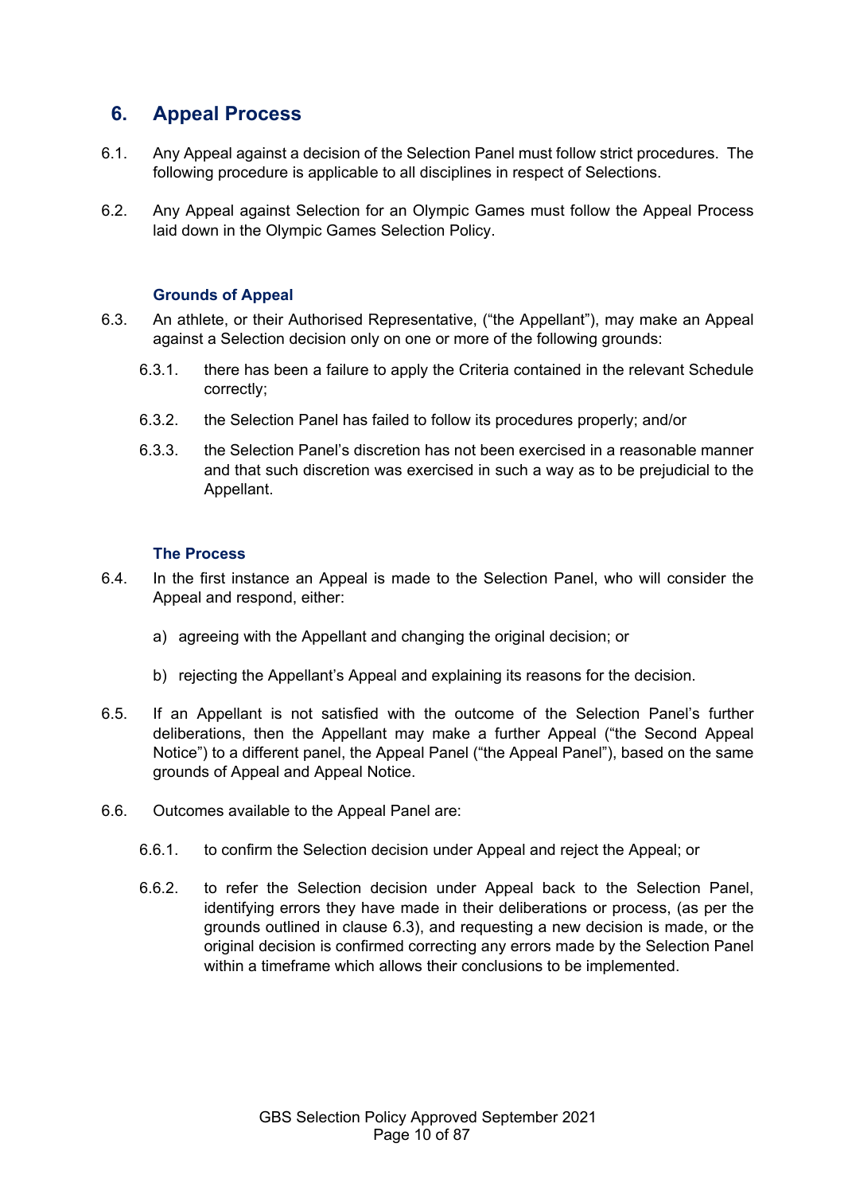## 6. Appeal Process

6.1. Any Appeal against a decision of the Selection Panel must follow strict procedures. The following procedure is applicable to all disciplines in respect of Selections.

6.2. Any Appeal against Selection for an Olympic Games must follow the Appeal Process laid down in the Olympic Games Selection Policy.

### Grounds of Appeal

6.3. An athlete, or their Authorised Representative, ("the Appellant"), may make an Appeal against a Selection decision only on one or more of the following grounds:

- 6.3.1. there has been a failure to apply the Criteria contained in the relevant Schedule correctly;
- 6.3.2. the Selection Panel has failed to follow its procedures properly; and/or
- 6.3.3. the Selection Panel's discretion has not been exercised in a reasonable manner and that such discretion was exercised in such a way as to be prejudicial to the Appellant.

### The Process

6.4. In the first instance an Appeal is made to the Selection Panel, who will consider the Appeal and respond, either:

a) agreeing with the Appellant and changing the original decision; or

b) rejecting the Appellant's Appeal and explaining its reasons for the decision.

6.5. If an Appellant is not satisfied with the outcome of the Selection Panel's further deliberations, then the Appellant may make a further Appeal ("the Second Appeal Notice") to a different panel, the Appeal Panel ("the Appeal Panel"), based on the same grounds of Appeal and Appeal Notice.

6.6. Outcomes available to the Appeal Panel are:

- 6.6.1. to confirm the Selection decision under Appeal and reject the Appeal; or
- 6.6.2. to refer the Selection decision under Appeal back to the Selection Panel, identifying errors they have made in their deliberations or process, (as per the grounds outlined in clause 6.3), and requesting a new decision is made, or the original decision is confirmed correcting any errors made by the Selection Panel within a timeframe which allows their conclusions to be implemented.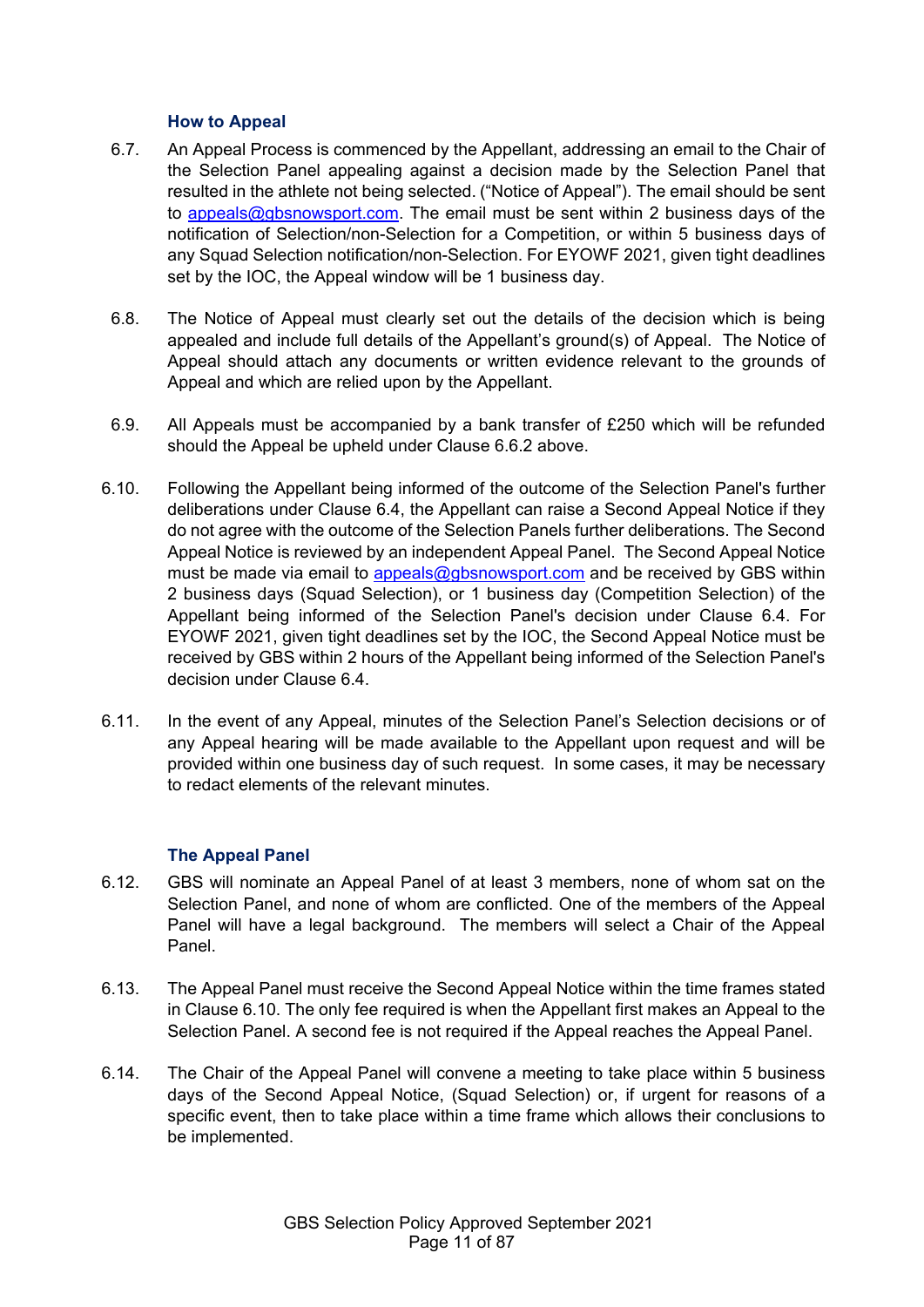### How to Appeal

6.7. An Appeal Process is commenced by the Appellant, addressing an email to the Chair of the Selection Panel appealing against a decision made by the Selection Panel that resulted in the athlete not being selected. ("Notice of Appeal"). The email should be sent to appeals@gbsnowsport.com. The email must be sent within 2 business days of the notification of Selection/non-Selection for a Competition, or within 5 business days of any Squad Selection notification/non-Selection. For EYOWF 2021, given tight deadlines set by the IOC, the Appeal window will be 1 business day.

6.8. The Notice of Appeal must clearly set out the details of the decision which is being appealed and include full details of the Appellant's ground(s) of Appeal. The Notice of Appeal should attach any documents or written evidence relevant to the grounds of Appeal and which are relied upon by the Appellant.

6.9. All Appeals must be accompanied by a bank transfer of £250 which will be refunded should the Appeal be upheld under Clause 6.6.2 above.

6.10. Following the Appellant being informed of the outcome of the Selection Panel's further deliberations under Clause 6.4, the Appellant can raise a Second Appeal Notice if they do not agree with the outcome of the Selection Panels further deliberations. The Second Appeal Notice is reviewed by an independent Appeal Panel. The Second Appeal Notice must be made via email to appeals@gbsnowsport.com and be received by GBS within 2 business days (Squad Selection), or 1 business day (Competition Selection) of the Appellant being informed of the Selection Panel's decision under Clause 6.4. For EYOWF 2021, given tight deadlines set by the IOC, the Second Appeal Notice must be received by GBS within 2 hours of the Appellant being informed of the Selection Panel's decision under Clause 6.4.

6.11. In the event of any Appeal, minutes of the Selection Panel's Selection decisions or of any Appeal hearing will be made available to the Appellant upon request and will be provided within one business day of such request. In some cases, it may be necessary to redact elements of the relevant minutes.

### The Appeal Panel

6.12. GBS will nominate an Appeal Panel of at least 3 members, none of whom sat on the Selection Panel, and none of whom are conflicted. One of the members of the Appeal Panel will have a legal background. The members will select a Chair of the Appeal Panel.

6.13. The Appeal Panel must receive the Second Appeal Notice within the time frames stated in Clause 6.10. The only fee required is when the Appellant first makes an Appeal to the Selection Panel. A second fee is not required if the Appeal reaches the Appeal Panel.

6.14. The Chair of the Appeal Panel will convene a meeting to take place within 5 business days of the Second Appeal Notice, (Squad Selection) or, if urgent for reasons of a specific event, then to take place within a time frame which allows their conclusions to be implemented.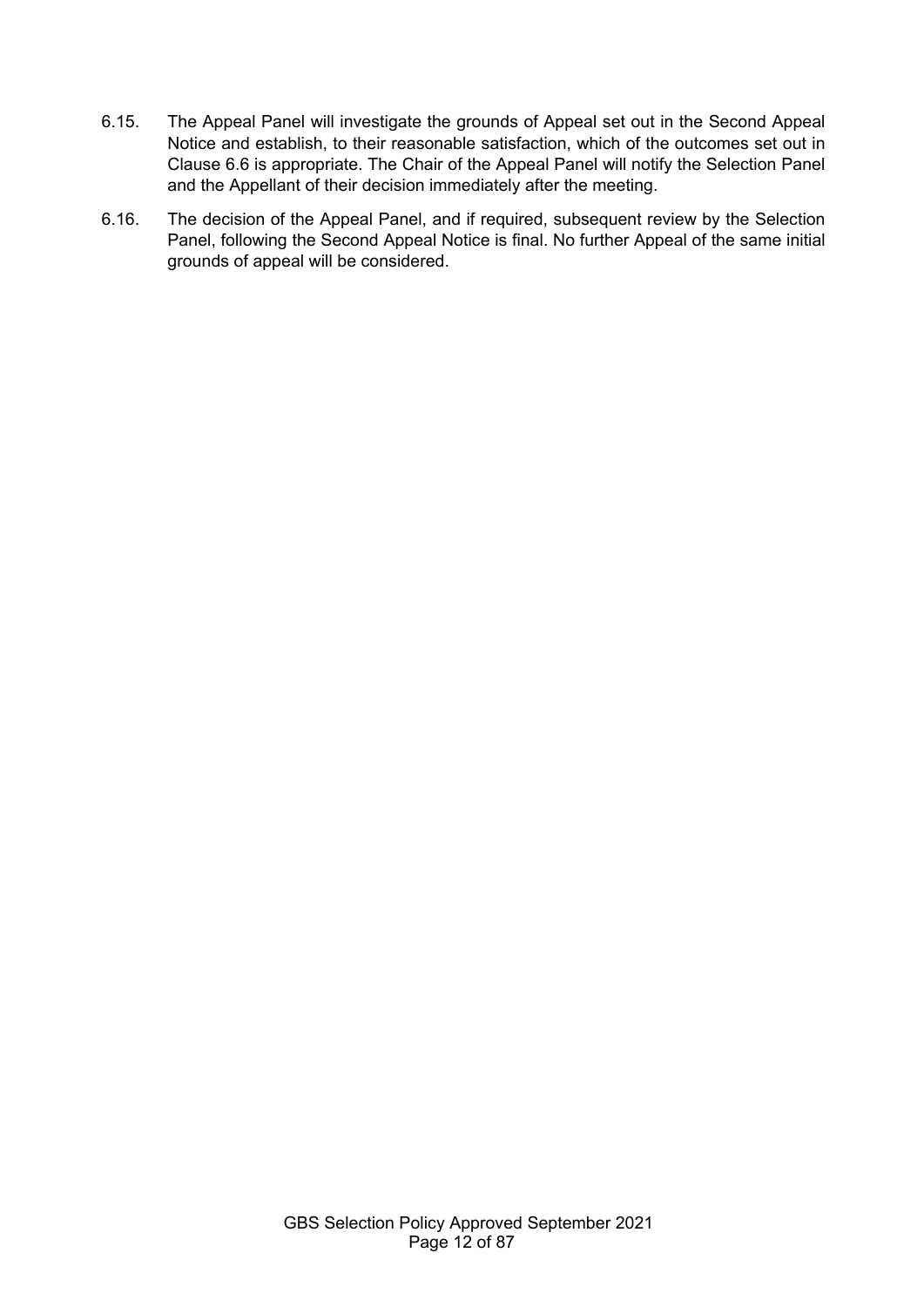6.15. The Appeal Panel will investigate the grounds of Appeal set out in the Second Appeal Notice and establish, to their reasonable satisfaction, which of the outcomes set out in Clause 6.6 is appropriate. The Chair of the Appeal Panel will notify the Selection Panel and the Appellant of their decision immediately after the meeting.

6.16. The decision of the Appeal Panel, and if required, subsequent review by the Selection Panel, following the Second Appeal Notice is final. No further Appeal of the same initial grounds of appeal will be considered.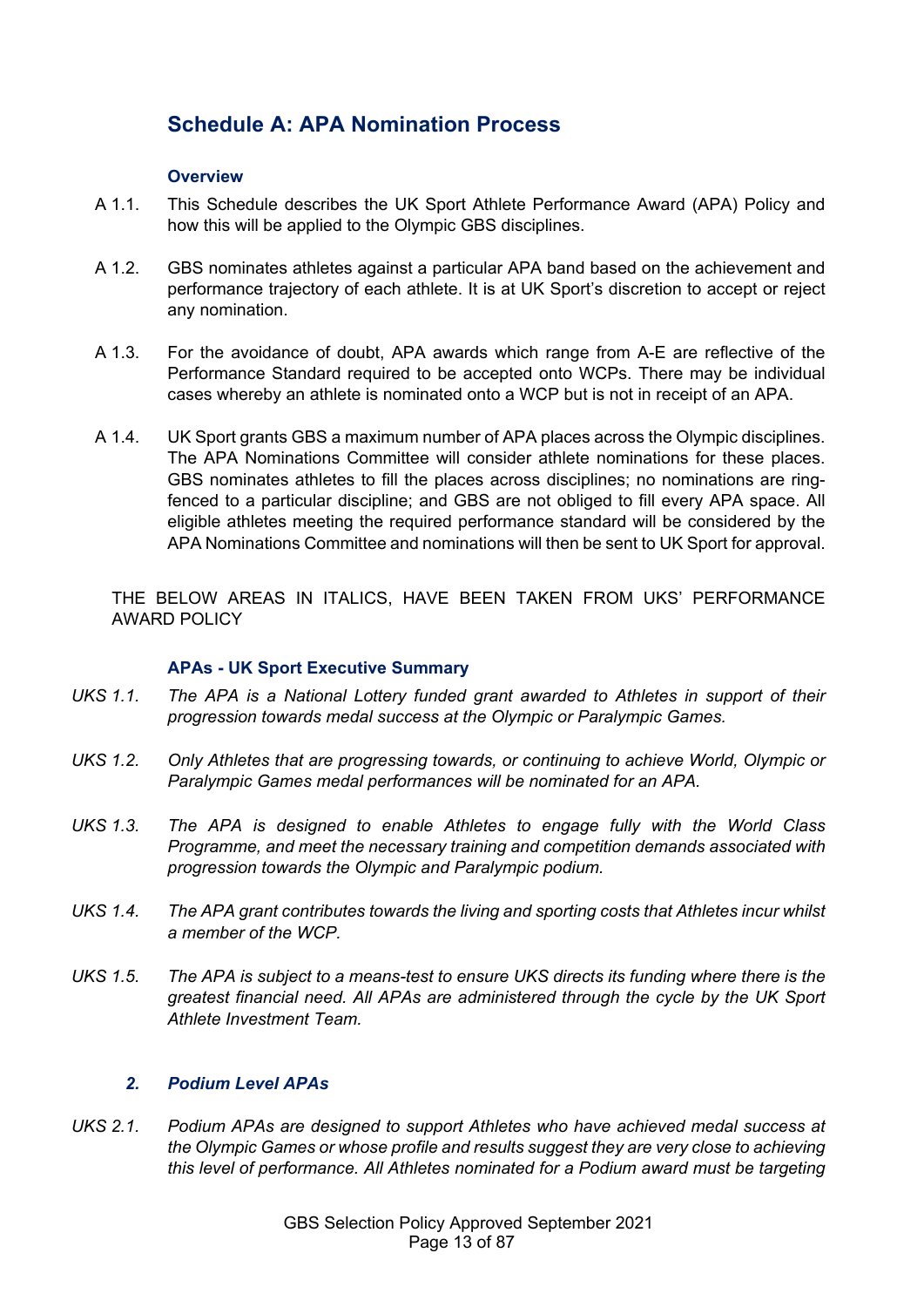## Schedule A: APA Nomination Process

### Overview

A 1.1. This Schedule describes the UK Sport Athlete Performance Award (APA) Policy and how this will be applied to the Olympic GBS disciplines.

A 1.2. GBS nominates athletes against a particular APA band based on the achievement and performance trajectory of each athlete. It is at UK Sport's discretion to accept or reject any nomination.

A 1.3. For the avoidance of doubt, APA awards which range from A-E are reflective of the Performance Standard required to be accepted onto WCPs. There may be individual cases whereby an athlete is nominated onto a WCP but is not in receipt of an APA.

A 1.4. UK Sport grants GBS a maximum number of APA places across the Olympic disciplines. The APA Nominations Committee will consider athlete nominations for these places. GBS nominates athletes to fill the places across disciplines; no nominations are ring-fenced to a particular discipline; and GBS are not obliged to fill every APA space. All eligible athletes meeting the required performance standard will be considered by the APA Nominations Committee and nominations will then be sent to UK Sport for approval.

THE BELOW AREAS IN ITALICS, HAVE BEEN TAKEN FROM UKS' PERFORMANCE AWARD POLICY

### APAs - UK Sport Executive Summary

*UKS 1.1. The APA is a National Lottery funded grant awarded to Athletes in support of their progression towards medal success at the Olympic or Paralympic Games.*

*UKS 1.2. Only Athletes that are progressing towards, or continuing to achieve World, Olympic or Paralympic Games medal performances will be nominated for an APA.*

*UKS 1.3. The APA is designed to enable Athletes to engage fully with the World Class Programme, and meet the necessary training and competition demands associated with progression towards the Olympic and Paralympic podium.*

*UKS 1.4. The APA grant contributes towards the living and sporting costs that Athletes incur whilst a member of the WCP.*

*UKS 1.5. The APA is subject to a means-test to ensure UKS directs its funding where there is the greatest financial need. All APAs are administered through the cycle by the UK Sport Athlete Investment Team.*

### *2. Podium Level APAs*

*UKS 2.1. Podium APAs are designed to support Athletes who have achieved medal success at the Olympic Games or whose profile and results suggest they are very close to achieving this level of performance. All Athletes nominated for a Podium award must be targeting*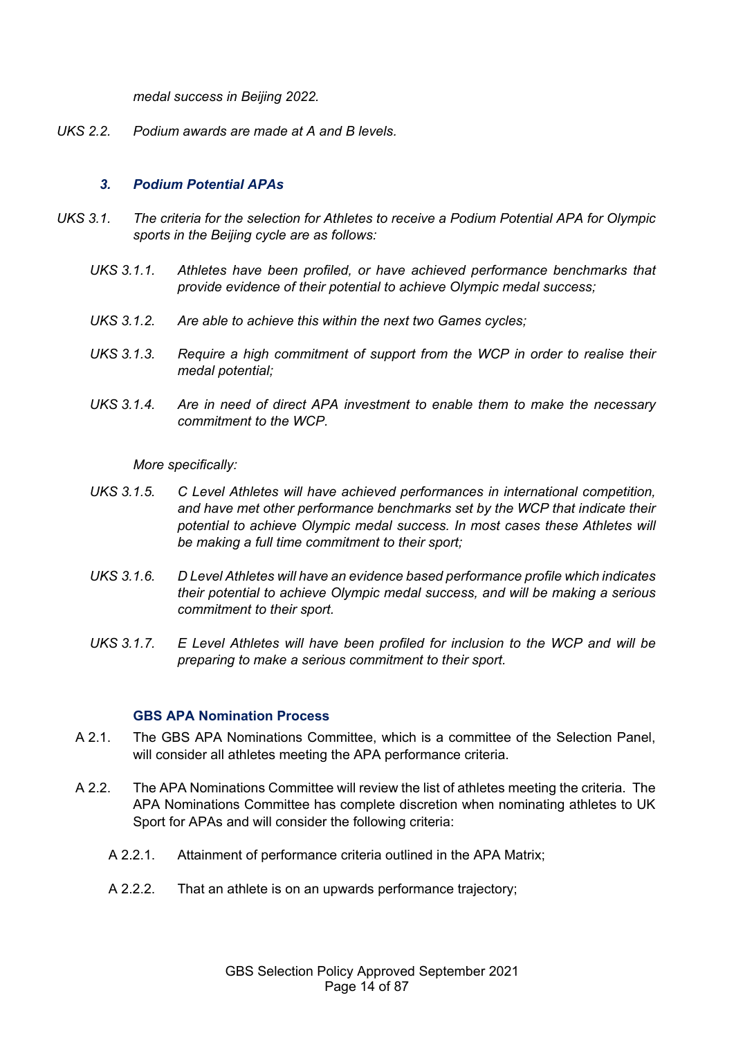*medal success in Beijing 2022.*

*UKS 2.2. Podium awards are made at A and B levels.*

### *3. Podium Potential APAs*

*UKS 3.1. The criteria for the selection for Athletes to receive a Podium Potential APA for Olympic sports in the Beijing cycle are as follows:*

*UKS 3.1.1. Athletes have been profiled, or have achieved performance benchmarks that provide evidence of their potential to achieve Olympic medal success;*

*UKS 3.1.2. Are able to achieve this within the next two Games cycles;*

*UKS 3.1.3. Require a high commitment of support from the WCP in order to realise their medal potential;*

*UKS 3.1.4. Are in need of direct APA investment to enable them to make the necessary commitment to the WCP.*

*More specifically:*

*UKS 3.1.5. C Level Athletes will have achieved performances in international competition, and have met other performance benchmarks set by the WCP that indicate their potential to achieve Olympic medal success. In most cases these Athletes will be making a full time commitment to their sport;*

*UKS 3.1.6. D Level Athletes will have an evidence based performance profile which indicates their potential to achieve Olympic medal success, and will be making a serious commitment to their sport.*

*UKS 3.1.7. E Level Athletes will have been profiled for inclusion to the WCP and will be preparing to make a serious commitment to their sport.*

### GBS APA Nomination Process

A 2.1. The GBS APA Nominations Committee, which is a committee of the Selection Panel, will consider all athletes meeting the APA performance criteria.

A 2.2. The APA Nominations Committee will review the list of athletes meeting the criteria. The APA Nominations Committee has complete discretion when nominating athletes to UK Sport for APAs and will consider the following criteria:

A 2.2.1. Attainment of performance criteria outlined in the APA Matrix;

A 2.2.2. That an athlete is on an upwards performance trajectory;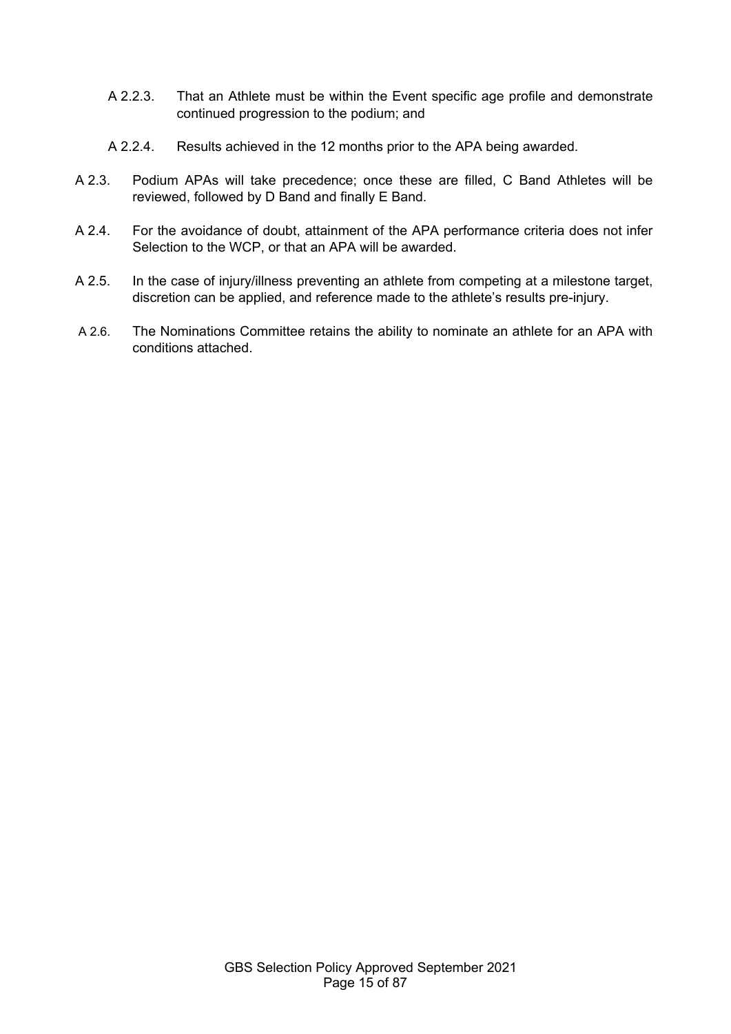A 2.2.3. That an Athlete must be within the Event specific age profile and demonstrate continued progression to the podium; and

A 2.2.4. Results achieved in the 12 months prior to the APA being awarded.

A 2.3. Podium APAs will take precedence; once these are filled, C Band Athletes will be reviewed, followed by D Band and finally E Band.

A 2.4. For the avoidance of doubt, attainment of the APA performance criteria does not infer Selection to the WCP, or that an APA will be awarded.

A 2.5. In the case of injury/illness preventing an athlete from competing at a milestone target, discretion can be applied, and reference made to the athlete's results pre-injury.

A 2.6. The Nominations Committee retains the ability to nominate an athlete for an APA with conditions attached.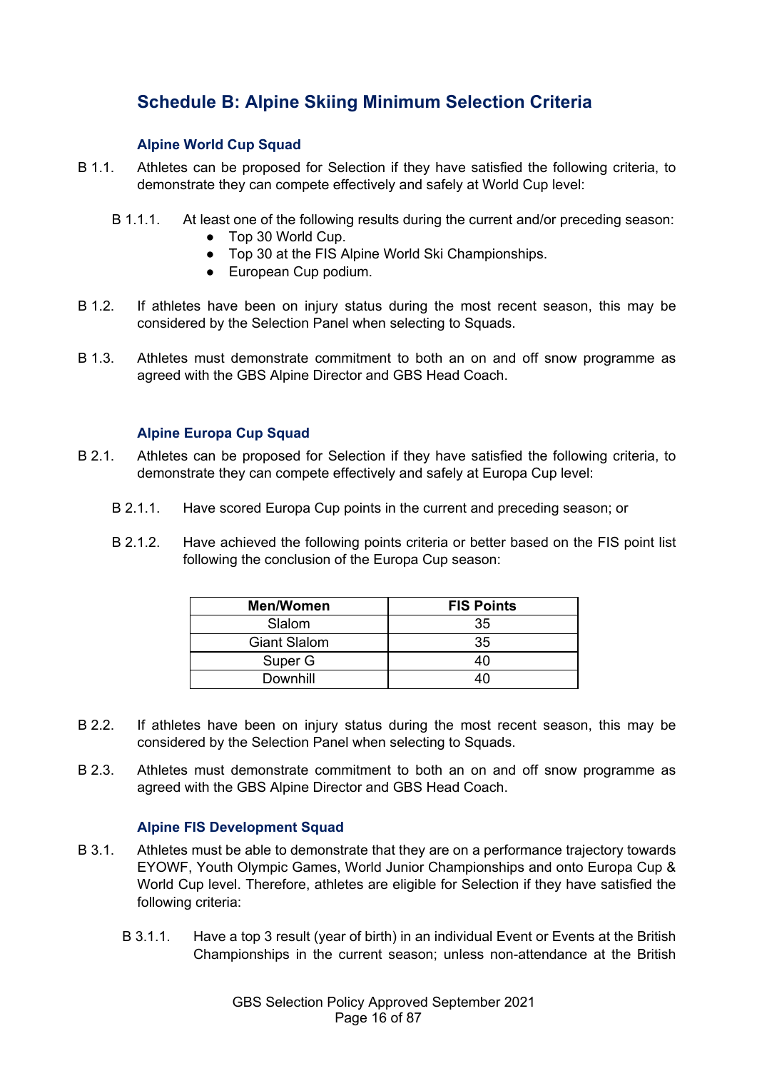## Schedule B: Alpine Skiing Minimum Selection Criteria

### Alpine World Cup Squad

B 1.1. Athletes can be proposed for Selection if they have satisfied the following criteria, to demonstrate they can compete effectively and safely at World Cup level:

B 1.1.1. At least one of the following results during the current and/or preceding season:

- Top 30 World Cup.
- Top 30 at the FIS Alpine World Ski Championships.
- European Cup podium.

B 1.2. If athletes have been on injury status during the most recent season, this may be considered by the Selection Panel when selecting to Squads.

B 1.3. Athletes must demonstrate commitment to both an on and off snow programme as agreed with the GBS Alpine Director and GBS Head Coach.

### Alpine Europa Cup Squad

B 2.1. Athletes can be proposed for Selection if they have satisfied the following criteria, to demonstrate they can compete effectively and safely at Europa Cup level:

B 2.1.1. Have scored Europa Cup points in the current and preceding season; or

B 2.1.2. Have achieved the following points criteria or better based on the FIS point list following the conclusion of the Europa Cup season:

| Men/Women | FIS Points |
| --- | --- |
| Slalom | 35 |
| Giant Slalom | 35 |
| Super G | 40 |
| Downhill | 40 |

B 2.2. If athletes have been on injury status during the most recent season, this may be considered by the Selection Panel when selecting to Squads.

B 2.3. Athletes must demonstrate commitment to both an on and off snow programme as agreed with the GBS Alpine Director and GBS Head Coach.

### Alpine FIS Development Squad

B 3.1. Athletes must be able to demonstrate that they are on a performance trajectory towards EYOWF, Youth Olympic Games, World Junior Championships and onto Europa Cup & World Cup level. Therefore, athletes are eligible for Selection if they have satisfied the following criteria:

B 3.1.1. Have a top 3 result (year of birth) in an individual Event or Events at the British Championships in the current season; unless non-attendance at the British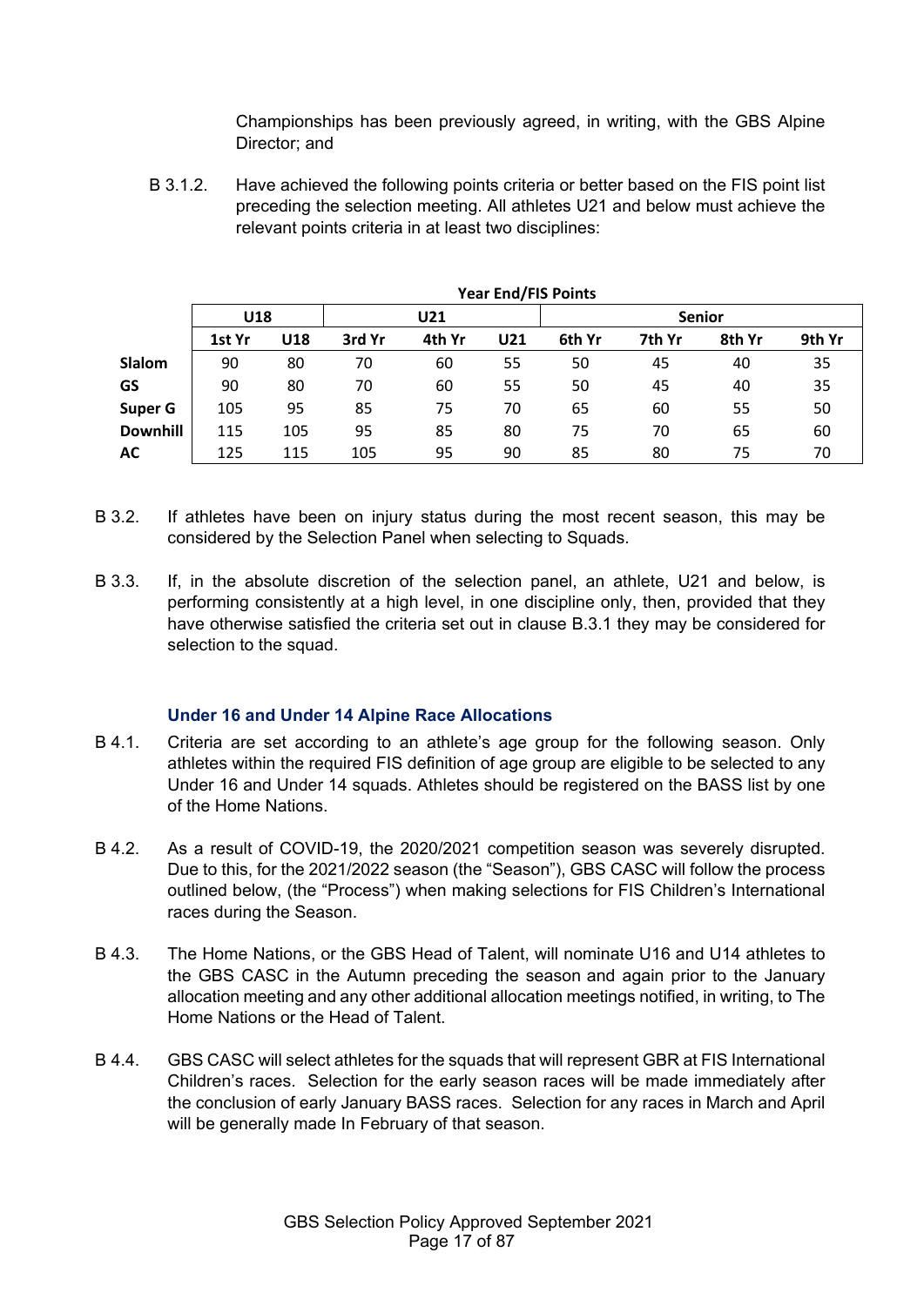Championships has been previously agreed, in writing, with the GBS Alpine Director; and

B 3.1.2. Have achieved the following points criteria or better based on the FIS point list preceding the selection meeting. All athletes U21 and below must achieve the relevant points criteria in at least two disciplines:

| | Year End/FIS Points | | | | | | | | |
|---|---|---|---|---|---|---|---|---|---|
| | U18 | | U21 | | | Senior | | | |
| | 1st Yr | U18 | 3rd Yr | 4th Yr | U21 | 6th Yr | 7th Yr | 8th Yr | 9th Yr |
| **Slalom** | 90 | 80 | 70 | 60 | 55 | 50 | 45 | 40 | 35 |
| **GS** | 90 | 80 | 70 | 60 | 55 | 50 | 45 | 40 | 35 |
| **Super G** | 105 | 95 | 85 | 75 | 70 | 65 | 60 | 55 | 50 |
| **Downhill** | 115 | 105 | 95 | 85 | 80 | 75 | 70 | 65 | 60 |
| **AC** | 125 | 115 | 105 | 95 | 90 | 85 | 80 | 75 | 70 |

B 3.2. If athletes have been on injury status during the most recent season, this may be considered by the Selection Panel when selecting to Squads.

B 3.3. If, in the absolute discretion of the selection panel, an athlete, U21 and below, is performing consistently at a high level, in one discipline only, then, provided that they have otherwise satisfied the criteria set out in clause B.3.1 they may be considered for selection to the squad.

### Under 16 and Under 14 Alpine Race Allocations

B 4.1. Criteria are set according to an athlete's age group for the following season. Only athletes within the required FIS definition of age group are eligible to be selected to any Under 16 and Under 14 squads. Athletes should be registered on the BASS list by one of the Home Nations.

B 4.2. As a result of COVID-19, the 2020/2021 competition season was severely disrupted. Due to this, for the 2021/2022 season (the "Season"), GBS CASC will follow the process outlined below, (the "Process") when making selections for FIS Children's International races during the Season.

B 4.3. The Home Nations, or the GBS Head of Talent, will nominate U16 and U14 athletes to the GBS CASC in the Autumn preceding the season and again prior to the January allocation meeting and any other additional allocation meetings notified, in writing, to The Home Nations or the Head of Talent.

B 4.4. GBS CASC will select athletes for the squads that will represent GBR at FIS International Children's races. Selection for the early season races will be made immediately after the conclusion of early January BASS races. Selection for any races in March and April will be generally made In February of that season.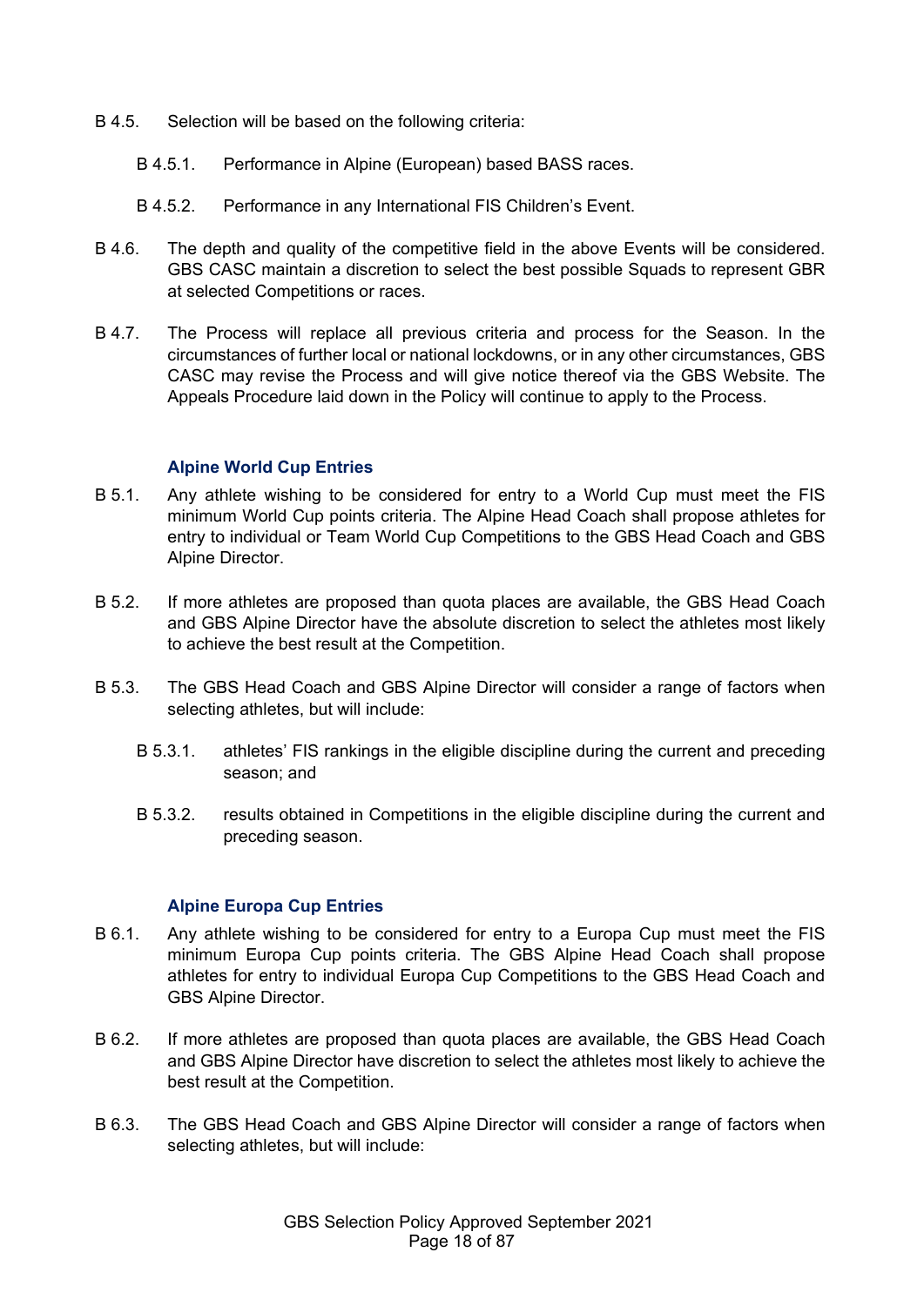B 4.5. Selection will be based on the following criteria:

B 4.5.1. Performance in Alpine (European) based BASS races.

B 4.5.2. Performance in any International FIS Children's Event.

B 4.6. The depth and quality of the competitive field in the above Events will be considered. GBS CASC maintain a discretion to select the best possible Squads to represent GBR at selected Competitions or races.

B 4.7. The Process will replace all previous criteria and process for the Season. In the circumstances of further local or national lockdowns, or in any other circumstances, GBS CASC may revise the Process and will give notice thereof via the GBS Website. The Appeals Procedure laid down in the Policy will continue to apply to the Process.

### Alpine World Cup Entries

B 5.1. Any athlete wishing to be considered for entry to a World Cup must meet the FIS minimum World Cup points criteria. The Alpine Head Coach shall propose athletes for entry to individual or Team World Cup Competitions to the GBS Head Coach and GBS Alpine Director.

B 5.2. If more athletes are proposed than quota places are available, the GBS Head Coach and GBS Alpine Director have the absolute discretion to select the athletes most likely to achieve the best result at the Competition.

B 5.3. The GBS Head Coach and GBS Alpine Director will consider a range of factors when selecting athletes, but will include:

B 5.3.1. athletes' FIS rankings in the eligible discipline during the current and preceding season; and

B 5.3.2. results obtained in Competitions in the eligible discipline during the current and preceding season.

### Alpine Europa Cup Entries

B 6.1. Any athlete wishing to be considered for entry to a Europa Cup must meet the FIS minimum Europa Cup points criteria. The GBS Alpine Head Coach shall propose athletes for entry to individual Europa Cup Competitions to the GBS Head Coach and GBS Alpine Director.

B 6.2. If more athletes are proposed than quota places are available, the GBS Head Coach and GBS Alpine Director have discretion to select the athletes most likely to achieve the best result at the Competition.

B 6.3. The GBS Head Coach and GBS Alpine Director will consider a range of factors when selecting athletes, but will include: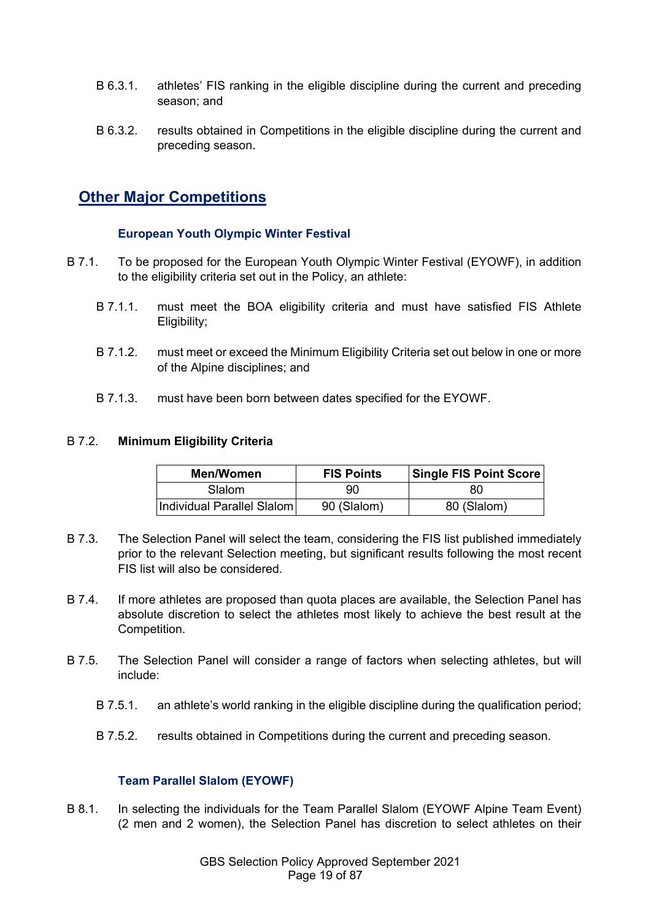B 6.3.1. athletes' FIS ranking in the eligible discipline during the current and preceding season; and

B 6.3.2. results obtained in Competitions in the eligible discipline during the current and preceding season.

## Other Major Competitions

### European Youth Olympic Winter Festival

B 7.1. To be proposed for the European Youth Olympic Winter Festival (EYOWF), in addition to the eligibility criteria set out in the Policy, an athlete:

B 7.1.1. must meet the BOA eligibility criteria and must have satisfied FIS Athlete Eligibility;

B 7.1.2. must meet or exceed the Minimum Eligibility Criteria set out below in one or more of the Alpine disciplines; and

B 7.1.3. must have been born between dates specified for the EYOWF.

B 7.2. **Minimum Eligibility Criteria**

| Men/Women | FIS Points | Single FIS Point Score |
|---|---|---|
| Slalom | 90 | 80 |
| Individual Parallel Slalom | 90 (Slalom) | 80 (Slalom) |

B 7.3. The Selection Panel will select the team, considering the FIS list published immediately prior to the relevant Selection meeting, but significant results following the most recent FIS list will also be considered.

B 7.4. If more athletes are proposed than quota places are available, the Selection Panel has absolute discretion to select the athletes most likely to achieve the best result at the Competition.

B 7.5. The Selection Panel will consider a range of factors when selecting athletes, but will include:

B 7.5.1. an athlete's world ranking in the eligible discipline during the qualification period;

B 7.5.2. results obtained in Competitions during the current and preceding season.

### Team Parallel Slalom (EYOWF)

B 8.1. In selecting the individuals for the Team Parallel Slalom (EYOWF Alpine Team Event) (2 men and 2 women), the Selection Panel has discretion to select athletes on their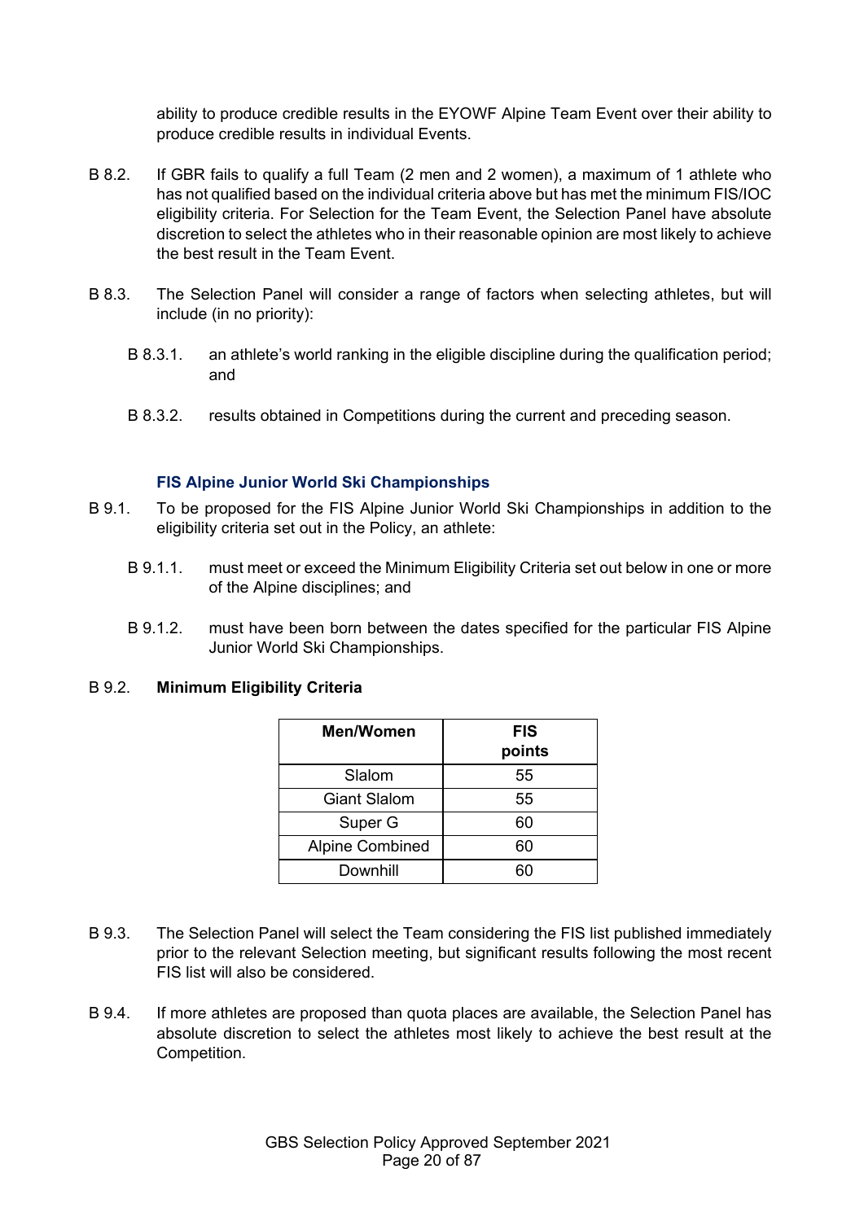ability to produce credible results in the EYOWF Alpine Team Event over their ability to produce credible results in individual Events.

B 8.2. If GBR fails to qualify a full Team (2 men and 2 women), a maximum of 1 athlete who has not qualified based on the individual criteria above but has met the minimum FIS/IOC eligibility criteria. For Selection for the Team Event, the Selection Panel have absolute discretion to select the athletes who in their reasonable opinion are most likely to achieve the best result in the Team Event.

B 8.3. The Selection Panel will consider a range of factors when selecting athletes, but will include (in no priority):

B 8.3.1. an athlete's world ranking in the eligible discipline during the qualification period; and

B 8.3.2. results obtained in Competitions during the current and preceding season.

### FIS Alpine Junior World Ski Championships

B 9.1. To be proposed for the FIS Alpine Junior World Ski Championships in addition to the eligibility criteria set out in the Policy, an athlete:

B 9.1.1. must meet or exceed the Minimum Eligibility Criteria set out below in one or more of the Alpine disciplines; and

B 9.1.2. must have been born between the dates specified for the particular FIS Alpine Junior World Ski Championships.

B 9.2. **Minimum Eligibility Criteria**

| Men/Women | FIS points |
|---|---|
| Slalom | 55 |
| Giant Slalom | 55 |
| Super G | 60 |
| Alpine Combined | 60 |
| Downhill | 60 |

B 9.3. The Selection Panel will select the Team considering the FIS list published immediately prior to the relevant Selection meeting, but significant results following the most recent FIS list will also be considered.

B 9.4. If more athletes are proposed than quota places are available, the Selection Panel has absolute discretion to select the athletes most likely to achieve the best result at the Competition.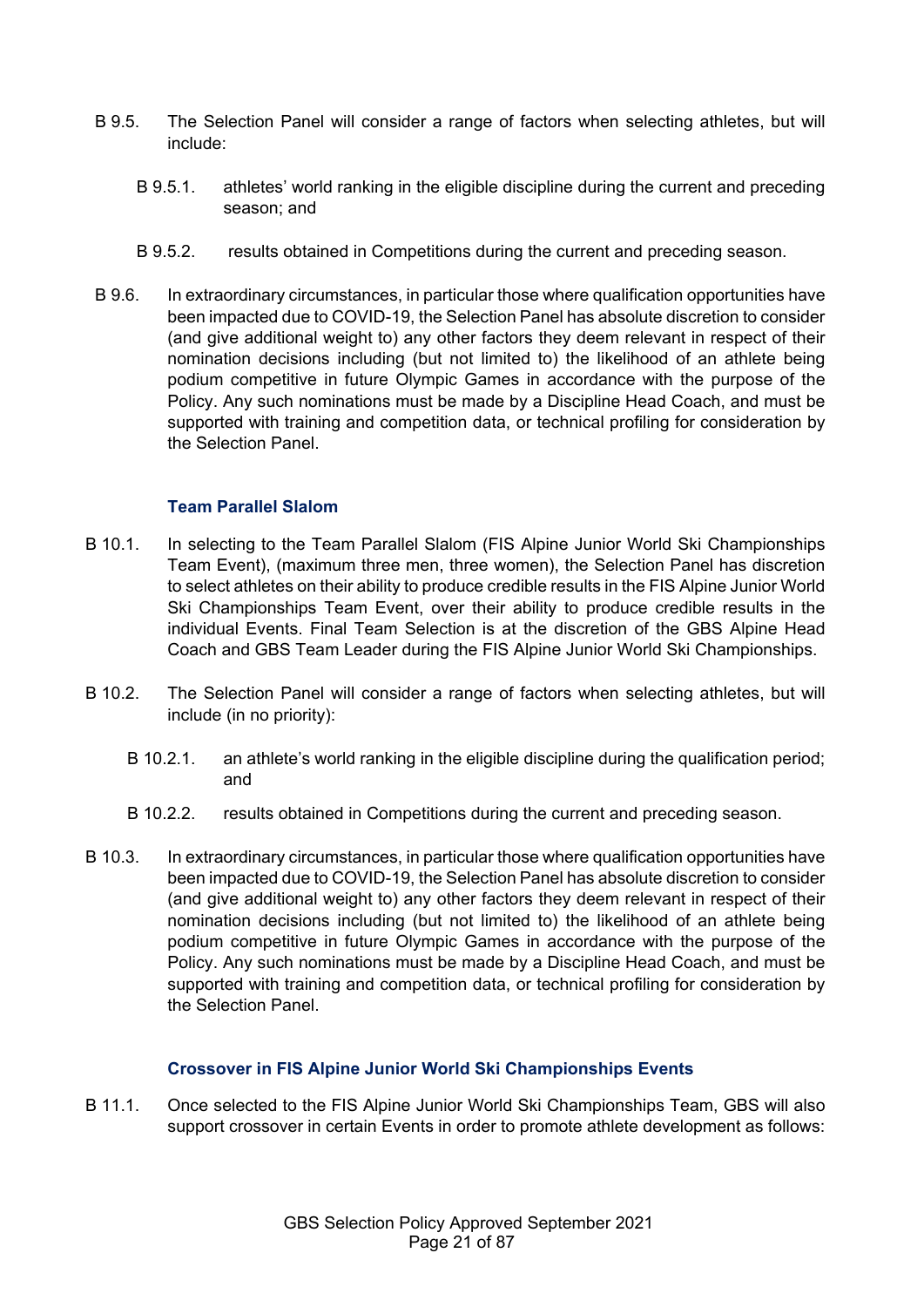B 9.5. The Selection Panel will consider a range of factors when selecting athletes, but will include:

B 9.5.1. athletes' world ranking in the eligible discipline during the current and preceding season; and

B 9.5.2. results obtained in Competitions during the current and preceding season.

B 9.6. In extraordinary circumstances, in particular those where qualification opportunities have been impacted due to COVID-19, the Selection Panel has absolute discretion to consider (and give additional weight to) any other factors they deem relevant in respect of their nomination decisions including (but not limited to) the likelihood of an athlete being podium competitive in future Olympic Games in accordance with the purpose of the Policy. Any such nominations must be made by a Discipline Head Coach, and must be supported with training and competition data, or technical profiling for consideration by the Selection Panel.

### Team Parallel Slalom

B 10.1. In selecting to the Team Parallel Slalom (FIS Alpine Junior World Ski Championships Team Event), (maximum three men, three women), the Selection Panel has discretion to select athletes on their ability to produce credible results in the FIS Alpine Junior World Ski Championships Team Event, over their ability to produce credible results in the individual Events. Final Team Selection is at the discretion of the GBS Alpine Head Coach and GBS Team Leader during the FIS Alpine Junior World Ski Championships.

B 10.2. The Selection Panel will consider a range of factors when selecting athletes, but will include (in no priority):

B 10.2.1. an athlete's world ranking in the eligible discipline during the qualification period; and

B 10.2.2. results obtained in Competitions during the current and preceding season.

B 10.3. In extraordinary circumstances, in particular those where qualification opportunities have been impacted due to COVID-19, the Selection Panel has absolute discretion to consider (and give additional weight to) any other factors they deem relevant in respect of their nomination decisions including (but not limited to) the likelihood of an athlete being podium competitive in future Olympic Games in accordance with the purpose of the Policy. Any such nominations must be made by a Discipline Head Coach, and must be supported with training and competition data, or technical profiling for consideration by the Selection Panel.

### Crossover in FIS Alpine Junior World Ski Championships Events

B 11.1. Once selected to the FIS Alpine Junior World Ski Championships Team, GBS will also support crossover in certain Events in order to promote athlete development as follows: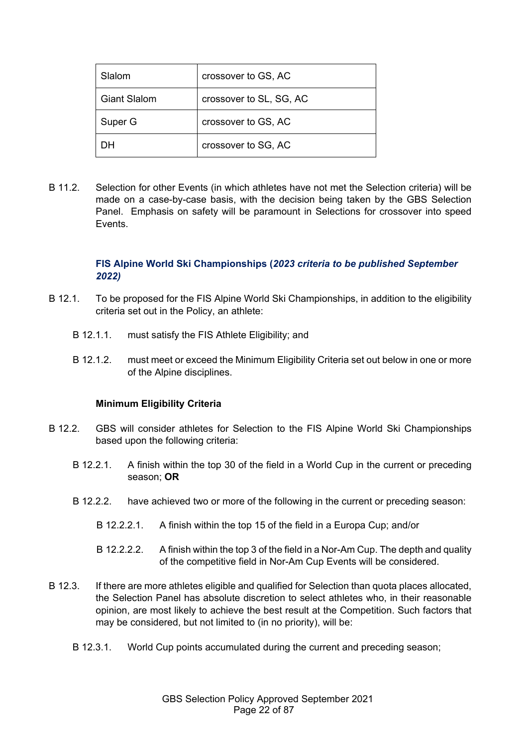| Slalom | crossover to GS, AC |
|---|---|
| Giant Slalom | crossover to SL, SG, AC |
| Super G | crossover to GS, AC |
| DH | crossover to SG, AC |

B 11.2. Selection for other Events (in which athletes have not met the Selection criteria) will be made on a case-by-case basis, with the decision being taken by the GBS Selection Panel. Emphasis on safety will be paramount in Selections for crossover into speed Events.

### FIS Alpine World Ski Championships (*2023 criteria to be published September 2022)*

B 12.1. To be proposed for the FIS Alpine World Ski Championships, in addition to the eligibility criteria set out in the Policy, an athlete:

- B 12.1.1. must satisfy the FIS Athlete Eligibility; and
- B 12.1.2. must meet or exceed the Minimum Eligibility Criteria set out below in one or more of the Alpine disciplines.

**Minimum Eligibility Criteria**

B 12.2. GBS will consider athletes for Selection to the FIS Alpine World Ski Championships based upon the following criteria:

- B 12.2.1. A finish within the top 30 of the field in a World Cup in the current or preceding season; **OR**
- B 12.2.2. have achieved two or more of the following in the current or preceding season:
  - B 12.2.2.1. A finish within the top 15 of the field in a Europa Cup; and/or
  - B 12.2.2.2. A finish within the top 3 of the field in a Nor-Am Cup. The depth and quality of the competitive field in Nor-Am Cup Events will be considered.

B 12.3. If there are more athletes eligible and qualified for Selection than quota places allocated, the Selection Panel has absolute discretion to select athletes who, in their reasonable opinion, are most likely to achieve the best result at the Competition. Such factors that may be considered, but not limited to (in no priority), will be:

- B 12.3.1. World Cup points accumulated during the current and preceding season;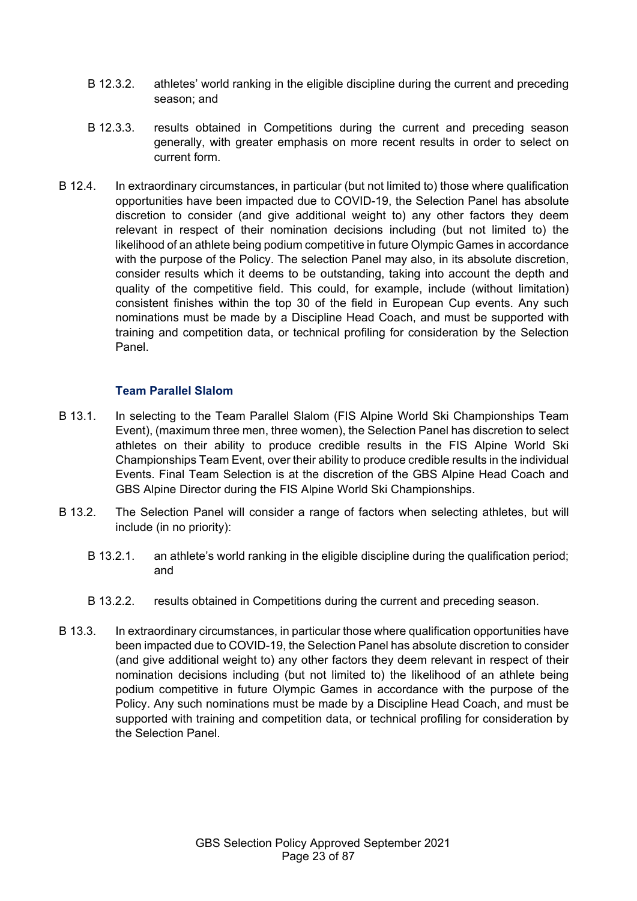B 12.3.2. athletes' world ranking in the eligible discipline during the current and preceding season; and

B 12.3.3. results obtained in Competitions during the current and preceding season generally, with greater emphasis on more recent results in order to select on current form.

B 12.4. In extraordinary circumstances, in particular (but not limited to) those where qualification opportunities have been impacted due to COVID-19, the Selection Panel has absolute discretion to consider (and give additional weight to) any other factors they deem relevant in respect of their nomination decisions including (but not limited to) the likelihood of an athlete being podium competitive in future Olympic Games in accordance with the purpose of the Policy. The selection Panel may also, in its absolute discretion, consider results which it deems to be outstanding, taking into account the depth and quality of the competitive field. This could, for example, include (without limitation) consistent finishes within the top 30 of the field in European Cup events. Any such nominations must be made by a Discipline Head Coach, and must be supported with training and competition data, or technical profiling for consideration by the Selection Panel.

### Team Parallel Slalom

B 13.1. In selecting to the Team Parallel Slalom (FIS Alpine World Ski Championships Team Event), (maximum three men, three women), the Selection Panel has discretion to select athletes on their ability to produce credible results in the FIS Alpine World Ski Championships Team Event, over their ability to produce credible results in the individual Events. Final Team Selection is at the discretion of the GBS Alpine Head Coach and GBS Alpine Director during the FIS Alpine World Ski Championships.

B 13.2. The Selection Panel will consider a range of factors when selecting athletes, but will include (in no priority):

B 13.2.1. an athlete's world ranking in the eligible discipline during the qualification period; and

B 13.2.2. results obtained in Competitions during the current and preceding season.

B 13.3. In extraordinary circumstances, in particular those where qualification opportunities have been impacted due to COVID-19, the Selection Panel has absolute discretion to consider (and give additional weight to) any other factors they deem relevant in respect of their nomination decisions including (but not limited to) the likelihood of an athlete being podium competitive in future Olympic Games in accordance with the purpose of the Policy. Any such nominations must be made by a Discipline Head Coach, and must be supported with training and competition data, or technical profiling for consideration by the Selection Panel.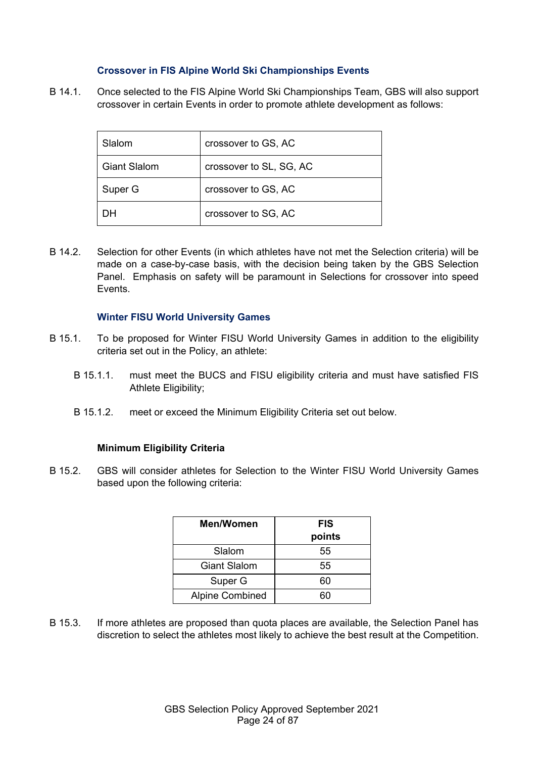### Crossover in FIS Alpine World Ski Championships Events

B 14.1. Once selected to the FIS Alpine World Ski Championships Team, GBS will also support crossover in certain Events in order to promote athlete development as follows:

| | |
|---|---|
| Slalom | crossover to GS, AC |
| Giant Slalom | crossover to SL, SG, AC |
| Super G | crossover to GS, AC |
| DH | crossover to SG, AC |

B 14.2. Selection for other Events (in which athletes have not met the Selection criteria) will be made on a case-by-case basis, with the decision being taken by the GBS Selection Panel. Emphasis on safety will be paramount in Selections for crossover into speed Events.

### Winter FISU World University Games

B 15.1. To be proposed for Winter FISU World University Games in addition to the eligibility criteria set out in the Policy, an athlete:

B 15.1.1. must meet the BUCS and FISU eligibility criteria and must have satisfied FIS Athlete Eligibility;

B 15.1.2. meet or exceed the Minimum Eligibility Criteria set out below.

**Minimum Eligibility Criteria**

B 15.2. GBS will consider athletes for Selection to the Winter FISU World University Games based upon the following criteria:

| Men/Women | FIS points |
|---|---|
| Slalom | 55 |
| Giant Slalom | 55 |
| Super G | 60 |
| Alpine Combined | 60 |

B 15.3. If more athletes are proposed than quota places are available, the Selection Panel has discretion to select the athletes most likely to achieve the best result at the Competition.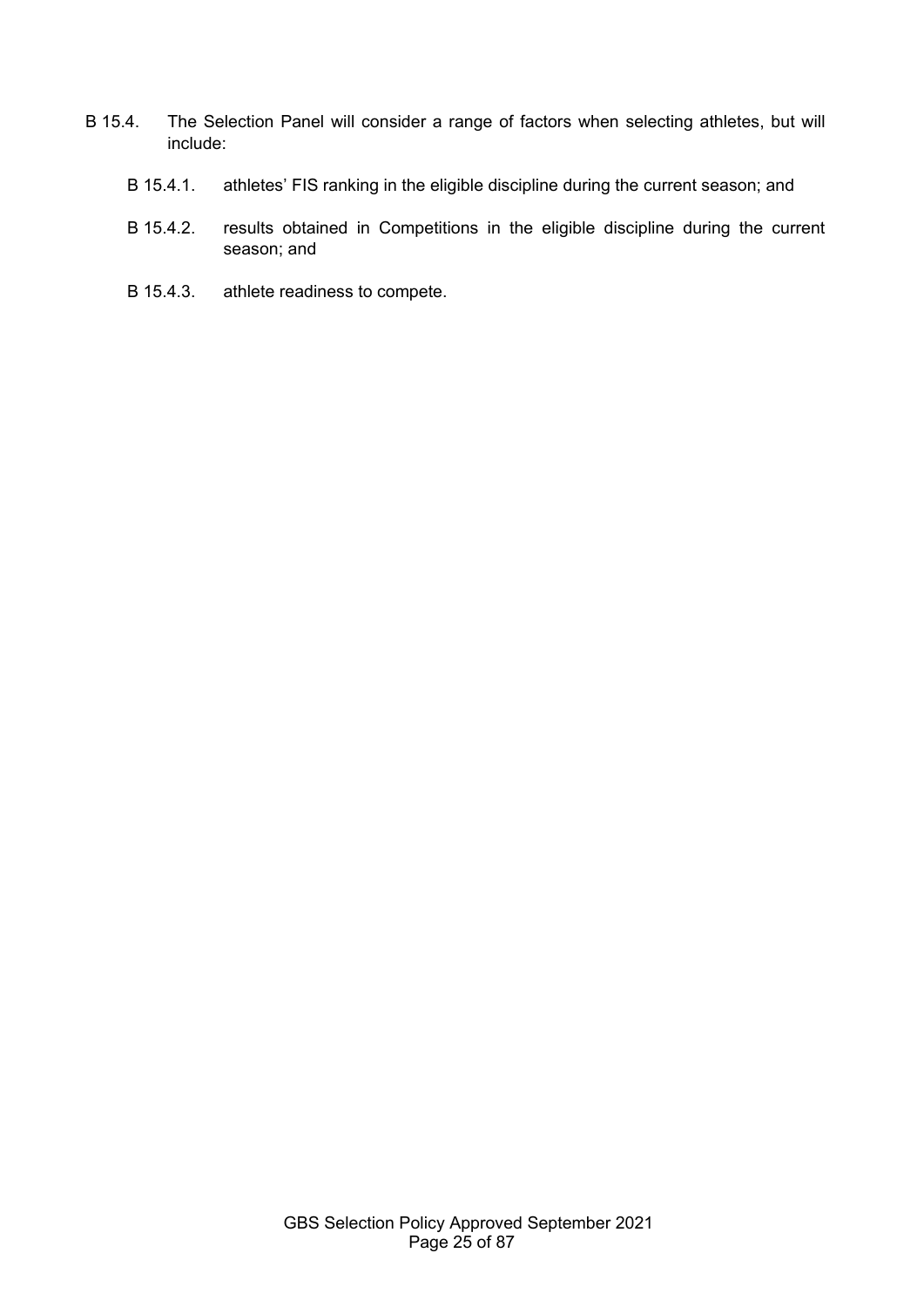B 15.4. The Selection Panel will consider a range of factors when selecting athletes, but will include:

- B 15.4.1. athletes' FIS ranking in the eligible discipline during the current season; and
- B 15.4.2. results obtained in Competitions in the eligible discipline during the current season; and
- B 15.4.3. athlete readiness to compete.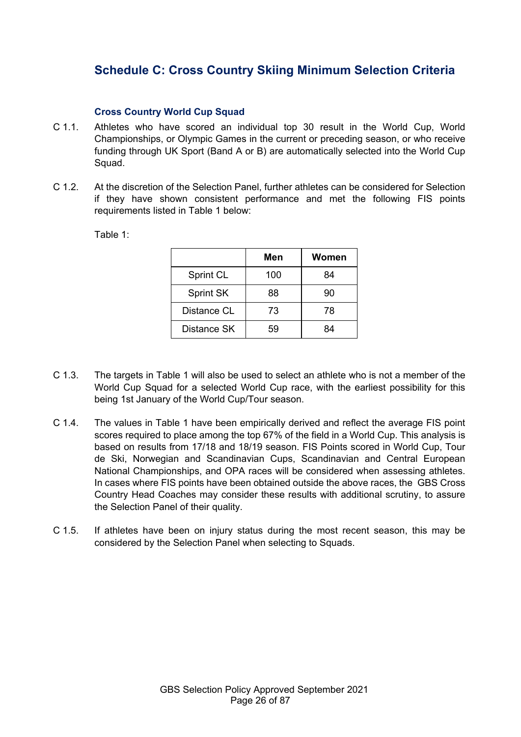## Schedule C: Cross Country Skiing Minimum Selection Criteria

### Cross Country World Cup Squad

C 1.1. Athletes who have scored an individual top 30 result in the World Cup, World Championships, or Olympic Games in the current or preceding season, or who receive funding through UK Sport (Band A or B) are automatically selected into the World Cup Squad.

C 1.2. At the discretion of the Selection Panel, further athletes can be considered for Selection if they have shown consistent performance and met the following FIS points requirements listed in Table 1 below:

Table 1:

| | Men | Women |
|---|---|---|
| Sprint CL | 100 | 84 |
| Sprint SK | 88 | 90 |
| Distance CL | 73 | 78 |
| Distance SK | 59 | 84 |

C 1.3. The targets in Table 1 will also be used to select an athlete who is not a member of the World Cup Squad for a selected World Cup race, with the earliest possibility for this being 1st January of the World Cup/Tour season.

C 1.4. The values in Table 1 have been empirically derived and reflect the average FIS point scores required to place among the top 67% of the field in a World Cup. This analysis is based on results from 17/18 and 18/19 season. FIS Points scored in World Cup, Tour de Ski, Norwegian and Scandinavian Cups, Scandinavian and Central European National Championships, and OPA races will be considered when assessing athletes. In cases where FIS points have been obtained outside the above races, the GBS Cross Country Head Coaches may consider these results with additional scrutiny, to assure the Selection Panel of their quality.

C 1.5. If athletes have been on injury status during the most recent season, this may be considered by the Selection Panel when selecting to Squads.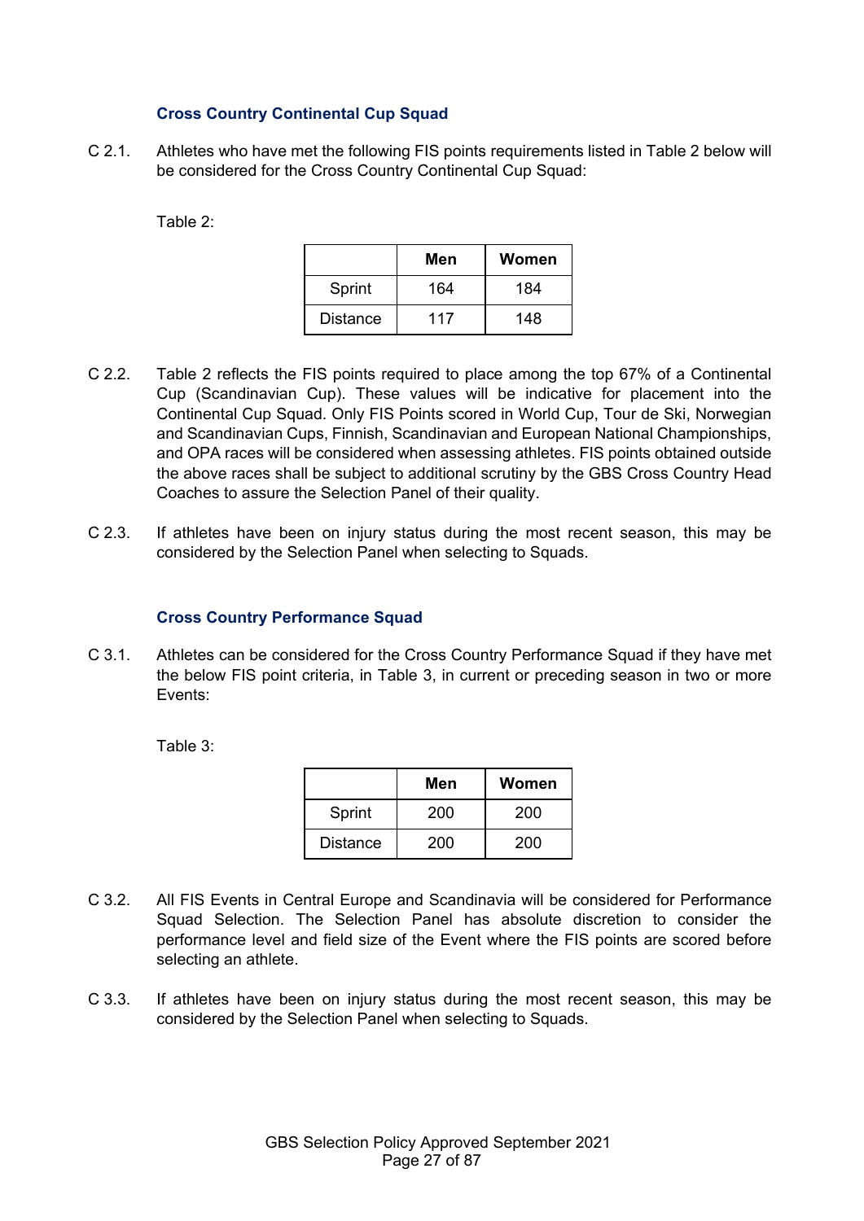### Cross Country Continental Cup Squad

C 2.1. Athletes who have met the following FIS points requirements listed in Table 2 below will be considered for the Cross Country Continental Cup Squad:

Table 2:

| | Men | Women |
|---|---|---|
| Sprint | 164 | 184 |
| Distance | 117 | 148 |

C 2.2. Table 2 reflects the FIS points required to place among the top 67% of a Continental Cup (Scandinavian Cup). These values will be indicative for placement into the Continental Cup Squad. Only FIS Points scored in World Cup, Tour de Ski, Norwegian and Scandinavian Cups, Finnish, Scandinavian and European National Championships, and OPA races will be considered when assessing athletes. FIS points obtained outside the above races shall be subject to additional scrutiny by the GBS Cross Country Head Coaches to assure the Selection Panel of their quality.

C 2.3. If athletes have been on injury status during the most recent season, this may be considered by the Selection Panel when selecting to Squads.

### Cross Country Performance Squad

C 3.1. Athletes can be considered for the Cross Country Performance Squad if they have met the below FIS point criteria, in Table 3, in current or preceding season in two or more Events:

Table 3:

| | Men | Women |
|---|---|---|
| Sprint | 200 | 200 |
| Distance | 200 | 200 |

C 3.2. All FIS Events in Central Europe and Scandinavia will be considered for Performance Squad Selection. The Selection Panel has absolute discretion to consider the performance level and field size of the Event where the FIS points are scored before selecting an athlete.

C 3.3. If athletes have been on injury status during the most recent season, this may be considered by the Selection Panel when selecting to Squads.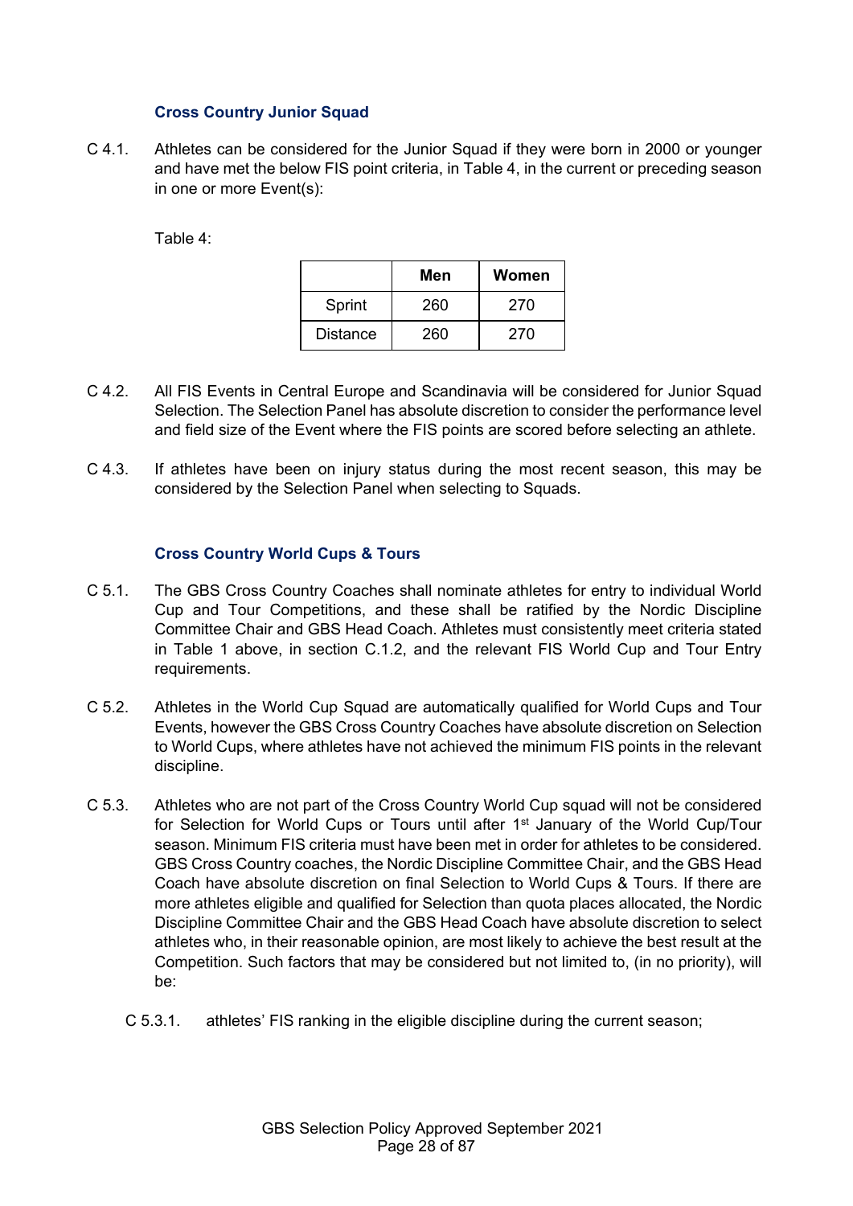### Cross Country Junior Squad

C 4.1. Athletes can be considered for the Junior Squad if they were born in 2000 or younger and have met the below FIS point criteria, in Table 4, in the current or preceding season in one or more Event(s):

Table 4:

| | Men | Women |
|---|---|---|
| Sprint | 260 | 270 |
| Distance | 260 | 270 |

C 4.2. All FIS Events in Central Europe and Scandinavia will be considered for Junior Squad Selection. The Selection Panel has absolute discretion to consider the performance level and field size of the Event where the FIS points are scored before selecting an athlete.

C 4.3. If athletes have been on injury status during the most recent season, this may be considered by the Selection Panel when selecting to Squads.

### Cross Country World Cups & Tours

C 5.1. The GBS Cross Country Coaches shall nominate athletes for entry to individual World Cup and Tour Competitions, and these shall be ratified by the Nordic Discipline Committee Chair and GBS Head Coach. Athletes must consistently meet criteria stated in Table 1 above, in section C.1.2, and the relevant FIS World Cup and Tour Entry requirements.

C 5.2. Athletes in the World Cup Squad are automatically qualified for World Cups and Tour Events, however the GBS Cross Country Coaches have absolute discretion on Selection to World Cups, where athletes have not achieved the minimum FIS points in the relevant discipline.

C 5.3. Athletes who are not part of the Cross Country World Cup squad will not be considered for Selection for World Cups or Tours until after 1st January of the World Cup/Tour season. Minimum FIS criteria must have been met in order for athletes to be considered. GBS Cross Country coaches, the Nordic Discipline Committee Chair, and the GBS Head Coach have absolute discretion on final Selection to World Cups & Tours. If there are more athletes eligible and qualified for Selection than quota places allocated, the Nordic Discipline Committee Chair and the GBS Head Coach have absolute discretion to select athletes who, in their reasonable opinion, are most likely to achieve the best result at the Competition. Such factors that may be considered but not limited to, (in no priority), will be:

C 5.3.1. athletes' FIS ranking in the eligible discipline during the current season;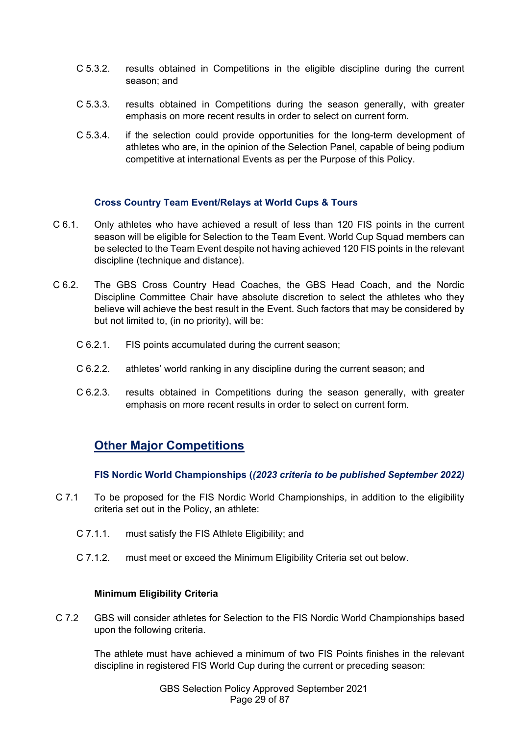C 5.3.2. results obtained in Competitions in the eligible discipline during the current season; and

C 5.3.3. results obtained in Competitions during the season generally, with greater emphasis on more recent results in order to select on current form.

C 5.3.4. if the selection could provide opportunities for the long-term development of athletes who are, in the opinion of the Selection Panel, capable of being podium competitive at international Events as per the Purpose of this Policy.

### Cross Country Team Event/Relays at World Cups & Tours

C 6.1. Only athletes who have achieved a result of less than 120 FIS points in the current season will be eligible for Selection to the Team Event. World Cup Squad members can be selected to the Team Event despite not having achieved 120 FIS points in the relevant discipline (technique and distance).

C 6.2. The GBS Cross Country Head Coaches, the GBS Head Coach, and the Nordic Discipline Committee Chair have absolute discretion to select the athletes who they believe will achieve the best result in the Event. Such factors that may be considered by but not limited to, (in no priority), will be:

C 6.2.1. FIS points accumulated during the current season;

C 6.2.2. athletes' world ranking in any discipline during the current season; and

C 6.2.3. results obtained in Competitions during the season generally, with greater emphasis on more recent results in order to select on current form.

## Other Major Competitions

### FIS Nordic World Championships (*(2023 criteria to be published September 2022)*

C 7.1 To be proposed for the FIS Nordic World Championships, in addition to the eligibility criteria set out in the Policy, an athlete:

C 7.1.1. must satisfy the FIS Athlete Eligibility; and

C 7.1.2. must meet or exceed the Minimum Eligibility Criteria set out below.

**Minimum Eligibility Criteria**

C 7.2 GBS will consider athletes for Selection to the FIS Nordic World Championships based upon the following criteria.

The athlete must have achieved a minimum of two FIS Points finishes in the relevant discipline in registered FIS World Cup during the current or preceding season: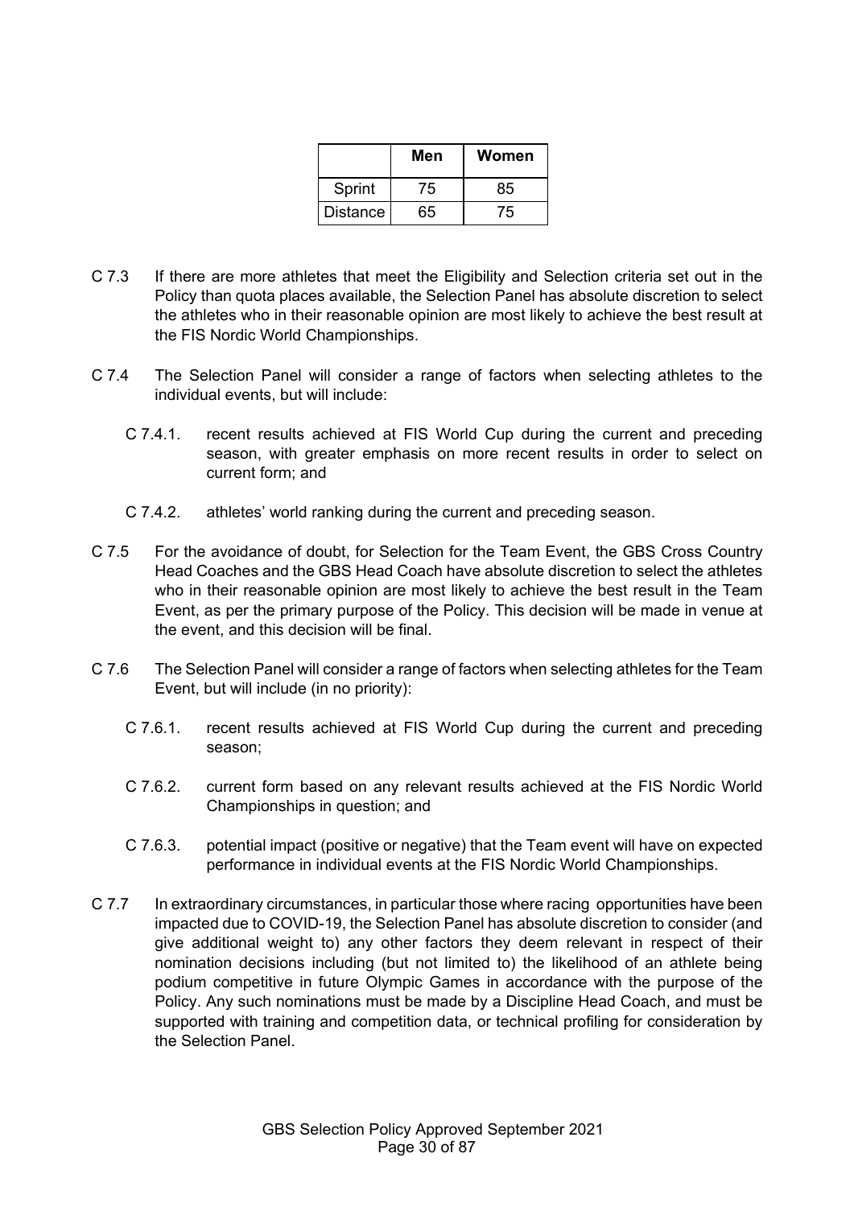| | Men | Women |
|---|---|---|
| Sprint | 75 | 85 |
| Distance | 65 | 75 |

C 7.3 If there are more athletes that meet the Eligibility and Selection criteria set out in the Policy than quota places available, the Selection Panel has absolute discretion to select the athletes who in their reasonable opinion are most likely to achieve the best result at the FIS Nordic World Championships.

C 7.4 The Selection Panel will consider a range of factors when selecting athletes to the individual events, but will include:

- C 7.4.1. recent results achieved at FIS World Cup during the current and preceding season, with greater emphasis on more recent results in order to select on current form; and
- C 7.4.2. athletes' world ranking during the current and preceding season.

C 7.5 For the avoidance of doubt, for Selection for the Team Event, the GBS Cross Country Head Coaches and the GBS Head Coach have absolute discretion to select the athletes who in their reasonable opinion are most likely to achieve the best result in the Team Event, as per the primary purpose of the Policy. This decision will be made in venue at the event, and this decision will be final.

C 7.6 The Selection Panel will consider a range of factors when selecting athletes for the Team Event, but will include (in no priority):

- C 7.6.1. recent results achieved at FIS World Cup during the current and preceding season;
- C 7.6.2. current form based on any relevant results achieved at the FIS Nordic World Championships in question; and
- C 7.6.3. potential impact (positive or negative) that the Team event will have on expected performance in individual events at the FIS Nordic World Championships.

C 7.7 In extraordinary circumstances, in particular those where racing opportunities have been impacted due to COVID-19, the Selection Panel has absolute discretion to consider (and give additional weight to) any other factors they deem relevant in respect of their nomination decisions including (but not limited to) the likelihood of an athlete being podium competitive in future Olympic Games in accordance with the purpose of the Policy. Any such nominations must be made by a Discipline Head Coach, and must be supported with training and competition data, or technical profiling for consideration by the Selection Panel.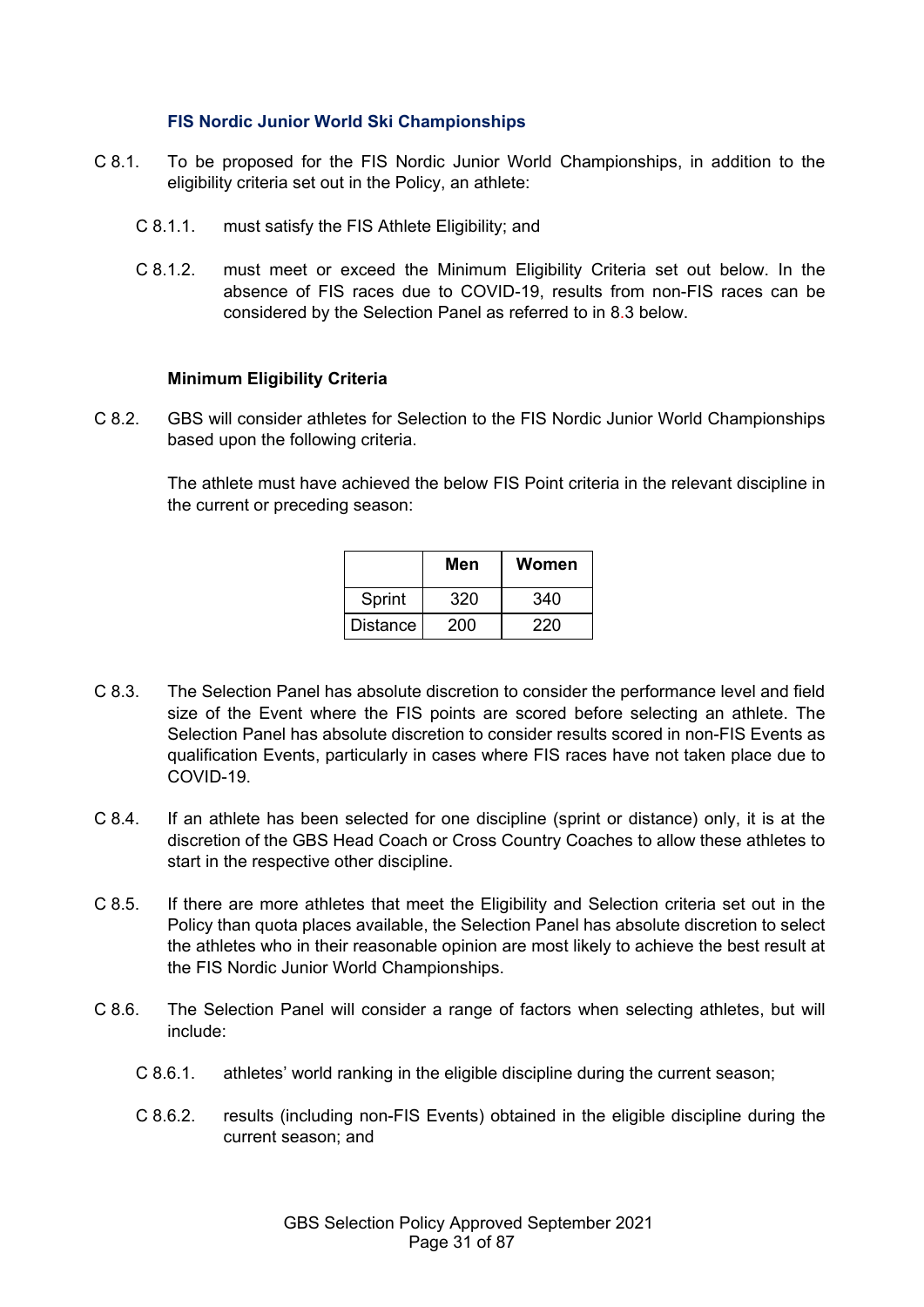### FIS Nordic Junior World Ski Championships

C 8.1. To be proposed for the FIS Nordic Junior World Championships, in addition to the eligibility criteria set out in the Policy, an athlete:

C 8.1.1. must satisfy the FIS Athlete Eligibility; and

C 8.1.2. must meet or exceed the Minimum Eligibility Criteria set out below. In the absence of FIS races due to COVID-19, results from non-FIS races can be considered by the Selection Panel as referred to in 8.3 below.

**Minimum Eligibility Criteria**

C 8.2. GBS will consider athletes for Selection to the FIS Nordic Junior World Championships based upon the following criteria.

The athlete must have achieved the below FIS Point criteria in the relevant discipline in the current or preceding season:

| | Men | Women |
|---|---|---|
| Sprint | 320 | 340 |
| Distance | 200 | 220 |

C 8.3. The Selection Panel has absolute discretion to consider the performance level and field size of the Event where the FIS points are scored before selecting an athlete. The Selection Panel has absolute discretion to consider results scored in non-FIS Events as qualification Events, particularly in cases where FIS races have not taken place due to COVID-19.

C 8.4. If an athlete has been selected for one discipline (sprint or distance) only, it is at the discretion of the GBS Head Coach or Cross Country Coaches to allow these athletes to start in the respective other discipline.

C 8.5. If there are more athletes that meet the Eligibility and Selection criteria set out in the Policy than quota places available, the Selection Panel has absolute discretion to select the athletes who in their reasonable opinion are most likely to achieve the best result at the FIS Nordic Junior World Championships.

C 8.6. The Selection Panel will consider a range of factors when selecting athletes, but will include:

C 8.6.1. athletes' world ranking in the eligible discipline during the current season;

C 8.6.2. results (including non-FIS Events) obtained in the eligible discipline during the current season; and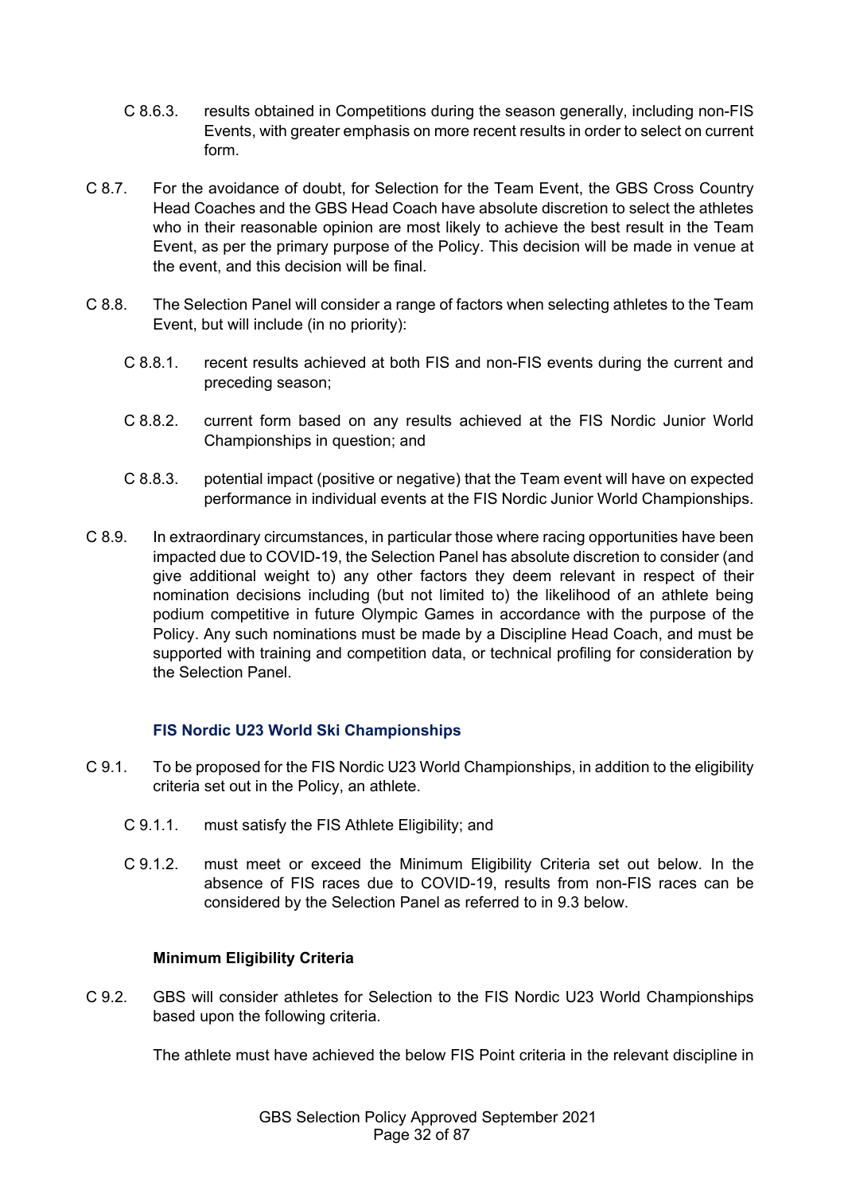C 8.6.3. results obtained in Competitions during the season generally, including non-FIS Events, with greater emphasis on more recent results in order to select on current form.

C 8.7. For the avoidance of doubt, for Selection for the Team Event, the GBS Cross Country Head Coaches and the GBS Head Coach have absolute discretion to select the athletes who in their reasonable opinion are most likely to achieve the best result in the Team Event, as per the primary purpose of the Policy. This decision will be made in venue at the event, and this decision will be final.

C 8.8. The Selection Panel will consider a range of factors when selecting athletes to the Team Event, but will include (in no priority):

C 8.8.1. recent results achieved at both FIS and non-FIS events during the current and preceding season;

C 8.8.2. current form based on any results achieved at the FIS Nordic Junior World Championships in question; and

C 8.8.3. potential impact (positive or negative) that the Team event will have on expected performance in individual events at the FIS Nordic Junior World Championships.

C 8.9. In extraordinary circumstances, in particular those where racing opportunities have been impacted due to COVID-19, the Selection Panel has absolute discretion to consider (and give additional weight to) any other factors they deem relevant in respect of their nomination decisions including (but not limited to) the likelihood of an athlete being podium competitive in future Olympic Games in accordance with the purpose of the Policy. Any such nominations must be made by a Discipline Head Coach, and must be supported with training and competition data, or technical profiling for consideration by the Selection Panel.

### FIS Nordic U23 World Ski Championships

C 9.1. To be proposed for the FIS Nordic U23 World Championships, in addition to the eligibility criteria set out in the Policy, an athlete.

C 9.1.1. must satisfy the FIS Athlete Eligibility; and

C 9.1.2. must meet or exceed the Minimum Eligibility Criteria set out below. In the absence of FIS races due to COVID-19, results from non-FIS races can be considered by the Selection Panel as referred to in 9.3 below.

**Minimum Eligibility Criteria**

C 9.2. GBS will consider athletes for Selection to the FIS Nordic U23 World Championships based upon the following criteria.

The athlete must have achieved the below FIS Point criteria in the relevant discipline in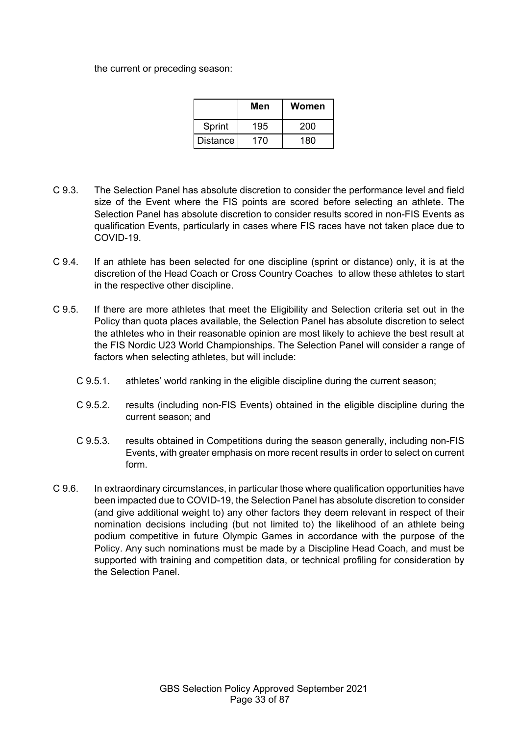the current or preceding season:

| | Men | Women |
|---|---|---|
| Sprint | 195 | 200 |
| Distance | 170 | 180 |

C 9.3. The Selection Panel has absolute discretion to consider the performance level and field size of the Event where the FIS points are scored before selecting an athlete. The Selection Panel has absolute discretion to consider results scored in non-FIS Events as qualification Events, particularly in cases where FIS races have not taken place due to COVID-19.

C 9.4. If an athlete has been selected for one discipline (sprint or distance) only, it is at the discretion of the Head Coach or Cross Country Coaches to allow these athletes to start in the respective other discipline.

C 9.5. If there are more athletes that meet the Eligibility and Selection criteria set out in the Policy than quota places available, the Selection Panel has absolute discretion to select the athletes who in their reasonable opinion are most likely to achieve the best result at the FIS Nordic U23 World Championships. The Selection Panel will consider a range of factors when selecting athletes, but will include:

- C 9.5.1. athletes' world ranking in the eligible discipline during the current season;
- C 9.5.2. results (including non-FIS Events) obtained in the eligible discipline during the current season; and
- C 9.5.3. results obtained in Competitions during the season generally, including non-FIS Events, with greater emphasis on more recent results in order to select on current form.

C 9.6. In extraordinary circumstances, in particular those where qualification opportunities have been impacted due to COVID-19, the Selection Panel has absolute discretion to consider (and give additional weight to) any other factors they deem relevant in respect of their nomination decisions including (but not limited to) the likelihood of an athlete being podium competitive in future Olympic Games in accordance with the purpose of the Policy. Any such nominations must be made by a Discipline Head Coach, and must be supported with training and competition data, or technical profiling for consideration by the Selection Panel.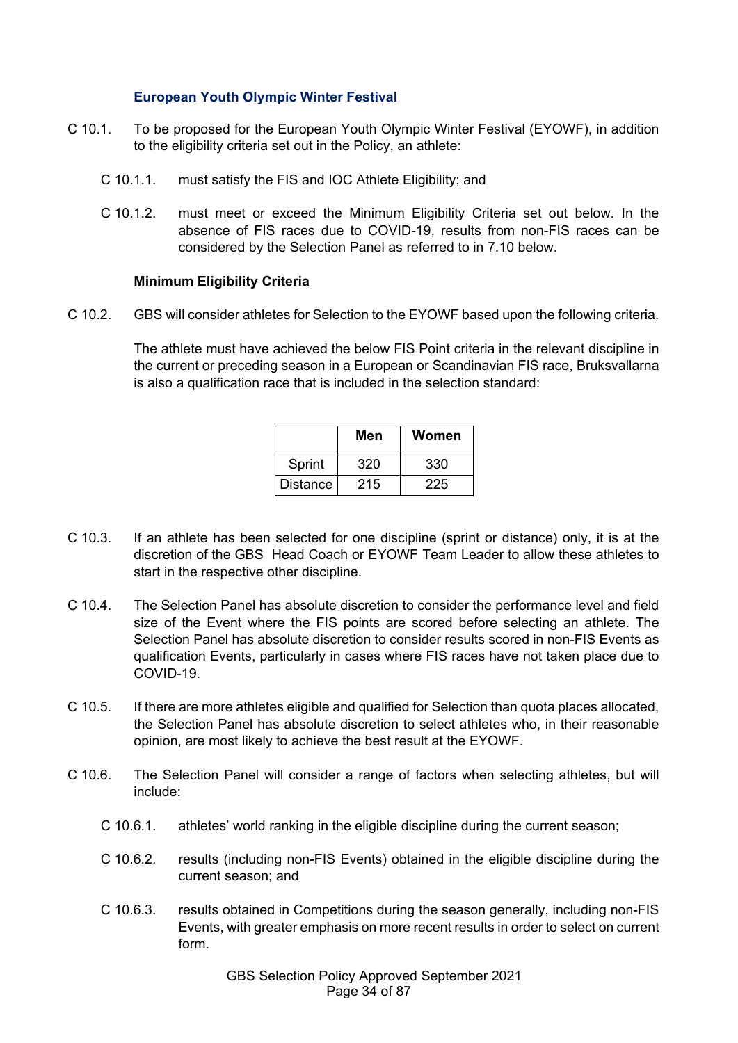### European Youth Olympic Winter Festival

C 10.1. To be proposed for the European Youth Olympic Winter Festival (EYOWF), in addition to the eligibility criteria set out in the Policy, an athlete:

C 10.1.1. must satisfy the FIS and IOC Athlete Eligibility; and

C 10.1.2. must meet or exceed the Minimum Eligibility Criteria set out below. In the absence of FIS races due to COVID-19, results from non-FIS races can be considered by the Selection Panel as referred to in 7.10 below.

**Minimum Eligibility Criteria**

C 10.2. GBS will consider athletes for Selection to the EYOWF based upon the following criteria.

The athlete must have achieved the below FIS Point criteria in the relevant discipline in the current or preceding season in a European or Scandinavian FIS race, Bruksvallarna is also a qualification race that is included in the selection standard:

| | Men | Women |
|---|---|---|
| Sprint | 320 | 330 |
| Distance | 215 | 225 |

C 10.3. If an athlete has been selected for one discipline (sprint or distance) only, it is at the discretion of the GBS Head Coach or EYOWF Team Leader to allow these athletes to start in the respective other discipline.

C 10.4. The Selection Panel has absolute discretion to consider the performance level and field size of the Event where the FIS points are scored before selecting an athlete. The Selection Panel has absolute discretion to consider results scored in non-FIS Events as qualification Events, particularly in cases where FIS races have not taken place due to COVID-19.

C 10.5. If there are more athletes eligible and qualified for Selection than quota places allocated, the Selection Panel has absolute discretion to select athletes who, in their reasonable opinion, are most likely to achieve the best result at the EYOWF.

C 10.6. The Selection Panel will consider a range of factors when selecting athletes, but will include:

C 10.6.1. athletes' world ranking in the eligible discipline during the current season;

C 10.6.2. results (including non-FIS Events) obtained in the eligible discipline during the current season; and

C 10.6.3. results obtained in Competitions during the season generally, including non-FIS Events, with greater emphasis on more recent results in order to select on current form.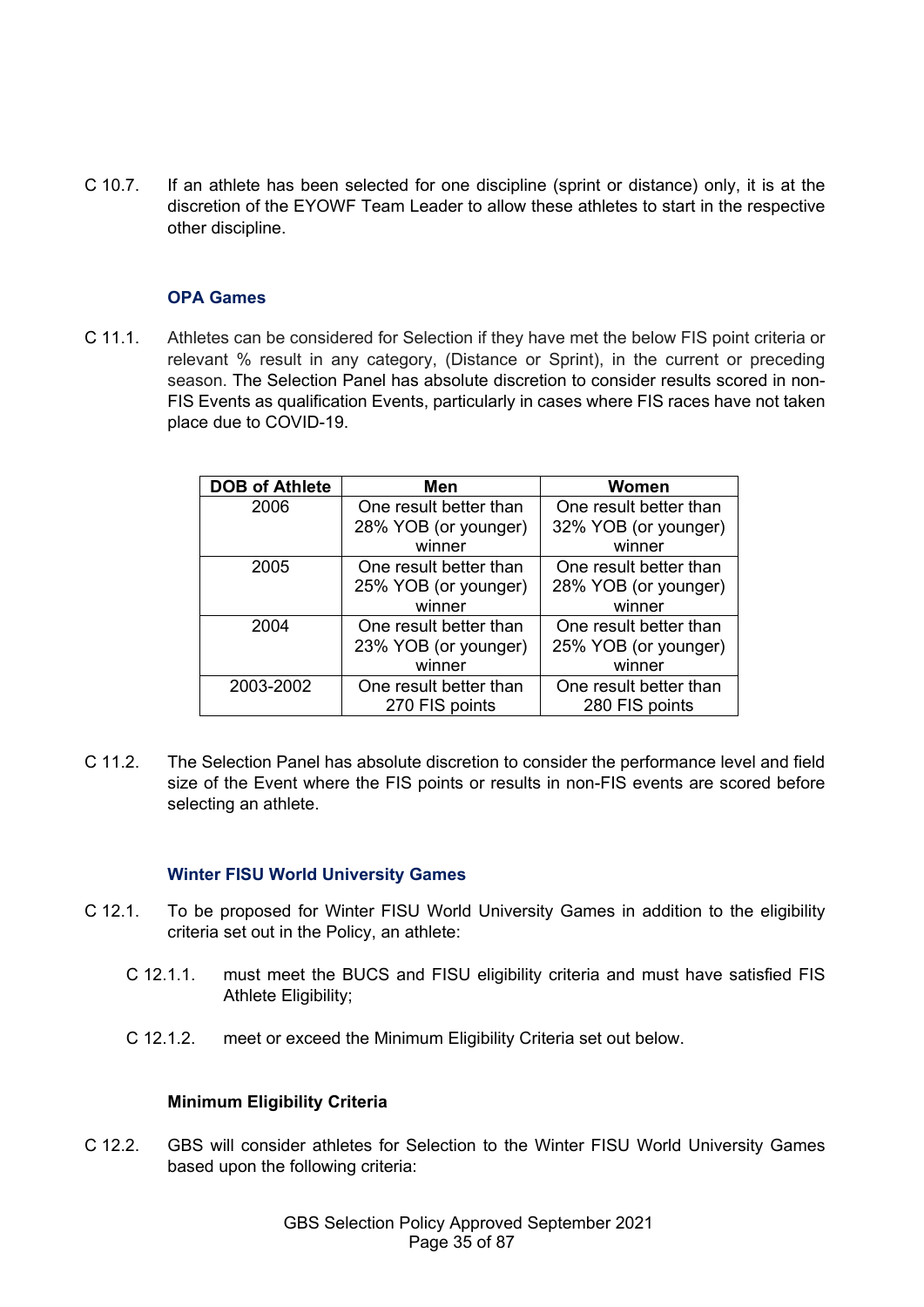C 10.7. If an athlete has been selected for one discipline (sprint or distance) only, it is at the discretion of the EYOWF Team Leader to allow these athletes to start in the respective other discipline.

### OPA Games

C 11.1. Athletes can be considered for Selection if they have met the below FIS point criteria or relevant % result in any category, (Distance or Sprint), in the current or preceding season. The Selection Panel has absolute discretion to consider results scored in non-FIS Events as qualification Events, particularly in cases where FIS races have not taken place due to COVID-19.

| DOB of Athlete | Men | Women |
|---|---|---|
| 2006 | One result better than 28% YOB (or younger) winner | One result better than 32% YOB (or younger) winner |
| 2005 | One result better than 25% YOB (or younger) winner | One result better than 28% YOB (or younger) winner |
| 2004 | One result better than 23% YOB (or younger) winner | One result better than 25% YOB (or younger) winner |
| 2003-2002 | One result better than 270 FIS points | One result better than 280 FIS points |

C 11.2. The Selection Panel has absolute discretion to consider the performance level and field size of the Event where the FIS points or results in non-FIS events are scored before selecting an athlete.

### Winter FISU World University Games

C 12.1. To be proposed for Winter FISU World University Games in addition to the eligibility criteria set out in the Policy, an athlete:

C 12.1.1. must meet the BUCS and FISU eligibility criteria and must have satisfied FIS Athlete Eligibility;

C 12.1.2. meet or exceed the Minimum Eligibility Criteria set out below.

**Minimum Eligibility Criteria**

C 12.2. GBS will consider athletes for Selection to the Winter FISU World University Games based upon the following criteria: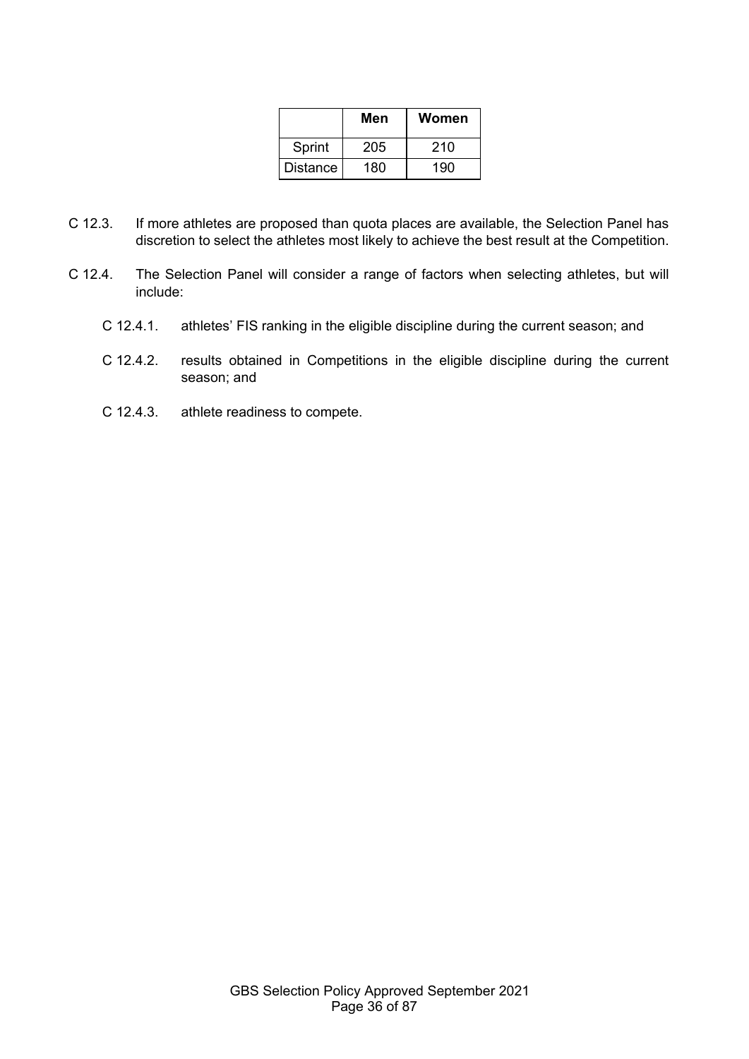| | Men | Women |
|---|---|---|
| Sprint | 205 | 210 |
| Distance | 180 | 190 |

C 12.3. If more athletes are proposed than quota places are available, the Selection Panel has discretion to select the athletes most likely to achieve the best result at the Competition.

C 12.4. The Selection Panel will consider a range of factors when selecting athletes, but will include:

C 12.4.1. athletes' FIS ranking in the eligible discipline during the current season; and

C 12.4.2. results obtained in Competitions in the eligible discipline during the current season; and

C 12.4.3. athlete readiness to compete.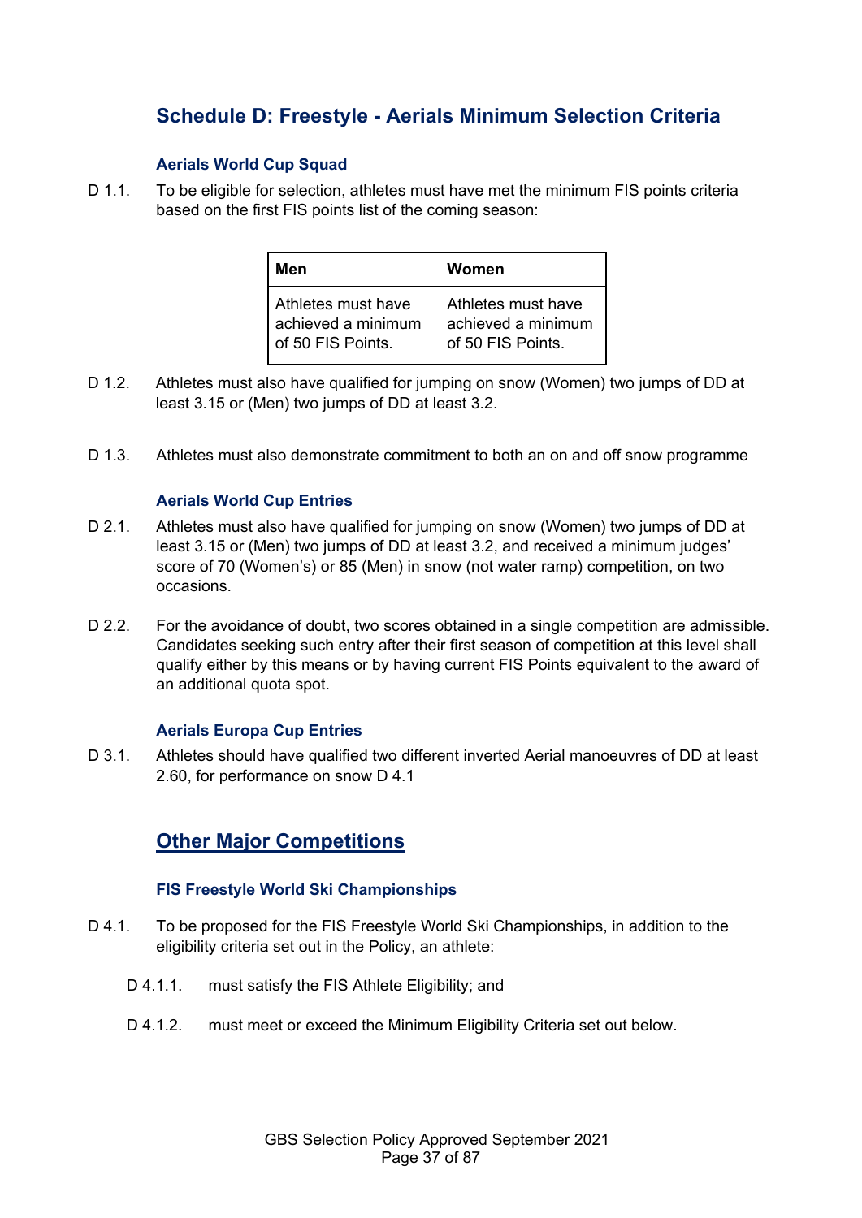## Schedule D: Freestyle - Aerials Minimum Selection Criteria

### Aerials World Cup Squad

D 1.1. To be eligible for selection, athletes must have met the minimum FIS points criteria based on the first FIS points list of the coming season:

| Men | Women |
|---|---|
| Athletes must have achieved a minimum of 50 FIS Points. | Athletes must have achieved a minimum of 50 FIS Points. |

D 1.2. Athletes must also have qualified for jumping on snow (Women) two jumps of DD at least 3.15 or (Men) two jumps of DD at least 3.2.

D 1.3. Athletes must also demonstrate commitment to both an on and off snow programme

### Aerials World Cup Entries

D 2.1. Athletes must also have qualified for jumping on snow (Women) two jumps of DD at least 3.15 or (Men) two jumps of DD at least 3.2, and received a minimum judges' score of 70 (Women's) or 85 (Men) in snow (not water ramp) competition, on two occasions.

D 2.2. For the avoidance of doubt, two scores obtained in a single competition are admissible. Candidates seeking such entry after their first season of competition at this level shall qualify either by this means or by having current FIS Points equivalent to the award of an additional quota spot.

### Aerials Europa Cup Entries

D 3.1. Athletes should have qualified two different inverted Aerial manoeuvres of DD at least 2.60, for performance on snow D 4.1

## Other Major Competitions

### FIS Freestyle World Ski Championships

D 4.1. To be proposed for the FIS Freestyle World Ski Championships, in addition to the eligibility criteria set out in the Policy, an athlete:

- D 4.1.1. must satisfy the FIS Athlete Eligibility; and
- D 4.1.2. must meet or exceed the Minimum Eligibility Criteria set out below.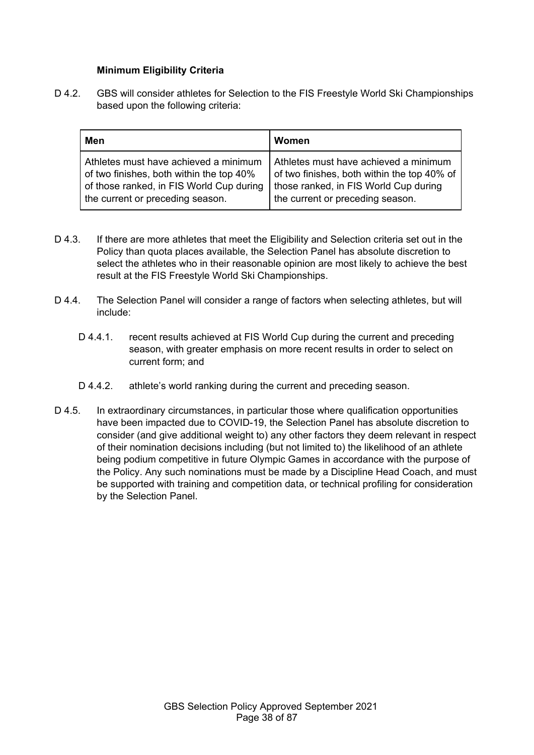**Minimum Eligibility Criteria**

D 4.2. GBS will consider athletes for Selection to the FIS Freestyle World Ski Championships based upon the following criteria:

| Men | Women |
|---|---|
| Athletes must have achieved a minimum of two finishes, both within the top 40% of those ranked, in FIS World Cup during the current or preceding season. | Athletes must have achieved a minimum of two finishes, both within the top 40% of those ranked, in FIS World Cup during the current or preceding season. |

D 4.3. If there are more athletes that meet the Eligibility and Selection criteria set out in the Policy than quota places available, the Selection Panel has absolute discretion to select the athletes who in their reasonable opinion are most likely to achieve the best result at the FIS Freestyle World Ski Championships.

D 4.4. The Selection Panel will consider a range of factors when selecting athletes, but will include:

- D 4.4.1. recent results achieved at FIS World Cup during the current and preceding season, with greater emphasis on more recent results in order to select on current form; and
- D 4.4.2. athlete's world ranking during the current and preceding season.

D 4.5. In extraordinary circumstances, in particular those where qualification opportunities have been impacted due to COVID-19, the Selection Panel has absolute discretion to consider (and give additional weight to) any other factors they deem relevant in respect of their nomination decisions including (but not limited to) the likelihood of an athlete being podium competitive in future Olympic Games in accordance with the purpose of the Policy. Any such nominations must be made by a Discipline Head Coach, and must be supported with training and competition data, or technical profiling for consideration by the Selection Panel.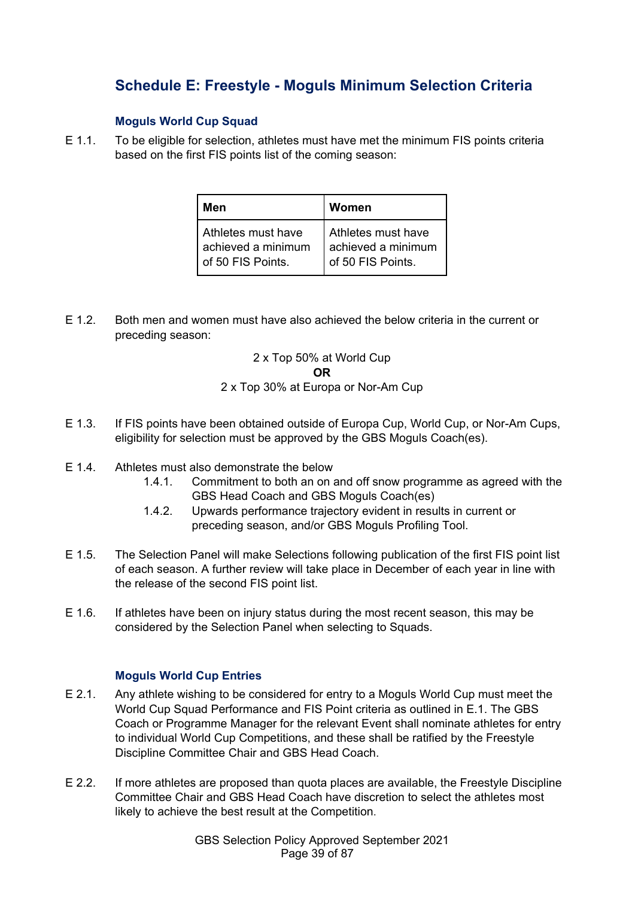## Schedule E: Freestyle - Moguls Minimum Selection Criteria

### Moguls World Cup Squad

E 1.1. To be eligible for selection, athletes must have met the minimum FIS points criteria based on the first FIS points list of the coming season:

| Men | Women |
|---|---|
| Athletes must have achieved a minimum of 50 FIS Points. | Athletes must have achieved a minimum of 50 FIS Points. |

E 1.2. Both men and women must have also achieved the below criteria in the current or preceding season:

2 x Top 50% at World Cup
**OR**
2 x Top 30% at Europa or Nor-Am Cup

E 1.3. If FIS points have been obtained outside of Europa Cup, World Cup, or Nor-Am Cups, eligibility for selection must be approved by the GBS Moguls Coach(es).

E 1.4. Athletes must also demonstrate the below

- 1.4.1. Commitment to both an on and off snow programme as agreed with the GBS Head Coach and GBS Moguls Coach(es)
- 1.4.2. Upwards performance trajectory evident in results in current or preceding season, and/or GBS Moguls Profiling Tool.

E 1.5. The Selection Panel will make Selections following publication of the first FIS point list of each season. A further review will take place in December of each year in line with the release of the second FIS point list.

E 1.6. If athletes have been on injury status during the most recent season, this may be considered by the Selection Panel when selecting to Squads.

### Moguls World Cup Entries

E 2.1. Any athlete wishing to be considered for entry to a Moguls World Cup must meet the World Cup Squad Performance and FIS Point criteria as outlined in E.1. The GBS Coach or Programme Manager for the relevant Event shall nominate athletes for entry to individual World Cup Competitions, and these shall be ratified by the Freestyle Discipline Committee Chair and GBS Head Coach.

E 2.2. If more athletes are proposed than quota places are available, the Freestyle Discipline Committee Chair and GBS Head Coach have discretion to select the athletes most likely to achieve the best result at the Competition.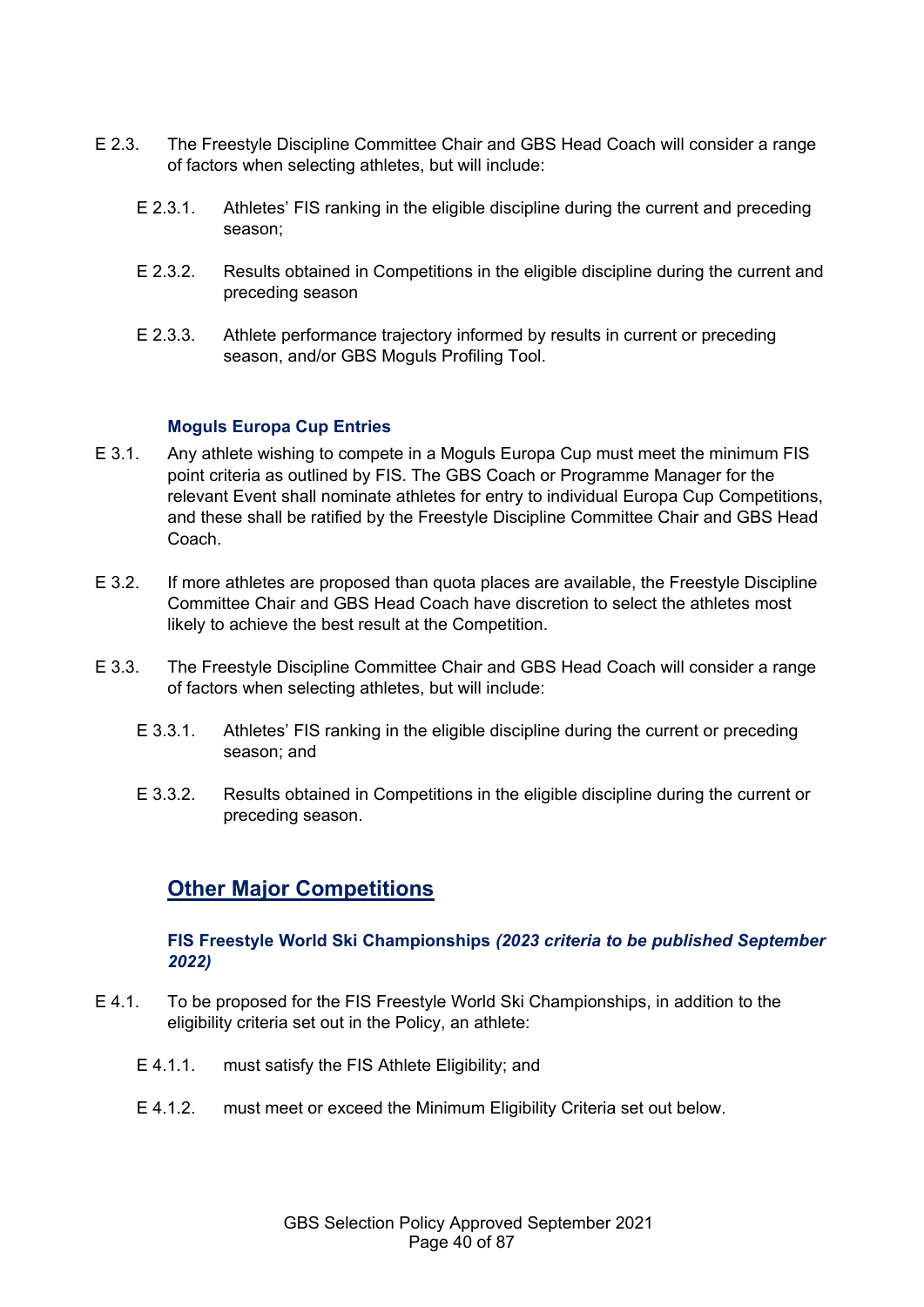E 2.3. The Freestyle Discipline Committee Chair and GBS Head Coach will consider a range of factors when selecting athletes, but will include:

E 2.3.1. Athletes' FIS ranking in the eligible discipline during the current and preceding season;

E 2.3.2. Results obtained in Competitions in the eligible discipline during the current and preceding season

E 2.3.3. Athlete performance trajectory informed by results in current or preceding season, and/or GBS Moguls Profiling Tool.

#### Moguls Europa Cup Entries

E 3.1. Any athlete wishing to compete in a Moguls Europa Cup must meet the minimum FIS point criteria as outlined by FIS. The GBS Coach or Programme Manager for the relevant Event shall nominate athletes for entry to individual Europa Cup Competitions, and these shall be ratified by the Freestyle Discipline Committee Chair and GBS Head Coach.

E 3.2. If more athletes are proposed than quota places are available, the Freestyle Discipline Committee Chair and GBS Head Coach have discretion to select the athletes most likely to achieve the best result at the Competition.

E 3.3. The Freestyle Discipline Committee Chair and GBS Head Coach will consider a range of factors when selecting athletes, but will include:

E 3.3.1. Athletes' FIS ranking in the eligible discipline during the current or preceding season; and

E 3.3.2. Results obtained in Competitions in the eligible discipline during the current or preceding season.

## Other Major Competitions

#### FIS Freestyle World Ski Championships *(2023 criteria to be published September 2022)*

E 4.1. To be proposed for the FIS Freestyle World Ski Championships, in addition to the eligibility criteria set out in the Policy, an athlete:

E 4.1.1. must satisfy the FIS Athlete Eligibility; and

E 4.1.2. must meet or exceed the Minimum Eligibility Criteria set out below.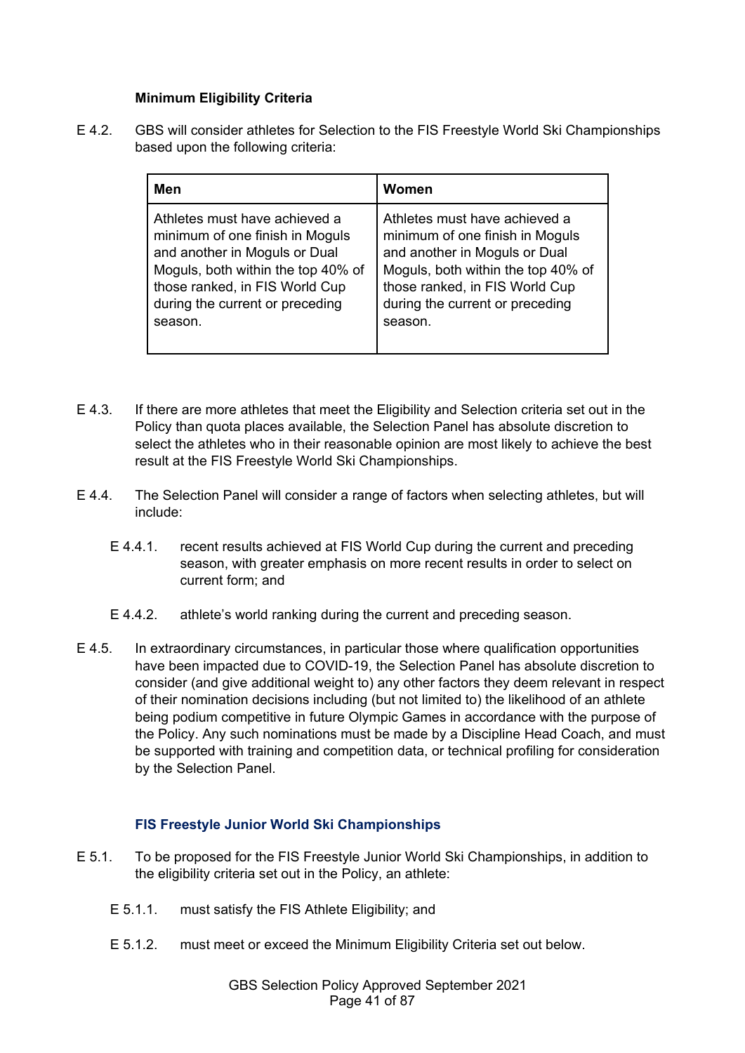**Minimum Eligibility Criteria**

E 4.2. GBS will consider athletes for Selection to the FIS Freestyle World Ski Championships based upon the following criteria:

| Men | Women |
|---|---|
| Athletes must have achieved a minimum of one finish in Moguls and another in Moguls or Dual Moguls, both within the top 40% of those ranked, in FIS World Cup during the current or preceding season. | Athletes must have achieved a minimum of one finish in Moguls and another in Moguls or Dual Moguls, both within the top 40% of those ranked, in FIS World Cup during the current or preceding season. |

E 4.3. If there are more athletes that meet the Eligibility and Selection criteria set out in the Policy than quota places available, the Selection Panel has absolute discretion to select the athletes who in their reasonable opinion are most likely to achieve the best result at the FIS Freestyle World Ski Championships.

E 4.4. The Selection Panel will consider a range of factors when selecting athletes, but will include:

- E 4.4.1. recent results achieved at FIS World Cup during the current and preceding season, with greater emphasis on more recent results in order to select on current form; and
- E 4.4.2. athlete's world ranking during the current and preceding season.

E 4.5. In extraordinary circumstances, in particular those where qualification opportunities have been impacted due to COVID-19, the Selection Panel has absolute discretion to consider (and give additional weight to) any other factors they deem relevant in respect of their nomination decisions including (but not limited to) the likelihood of an athlete being podium competitive in future Olympic Games in accordance with the purpose of the Policy. Any such nominations must be made by a Discipline Head Coach, and must be supported with training and competition data, or technical profiling for consideration by the Selection Panel.

### FIS Freestyle Junior World Ski Championships

E 5.1. To be proposed for the FIS Freestyle Junior World Ski Championships, in addition to the eligibility criteria set out in the Policy, an athlete:

- E 5.1.1. must satisfy the FIS Athlete Eligibility; and
- E 5.1.2. must meet or exceed the Minimum Eligibility Criteria set out below.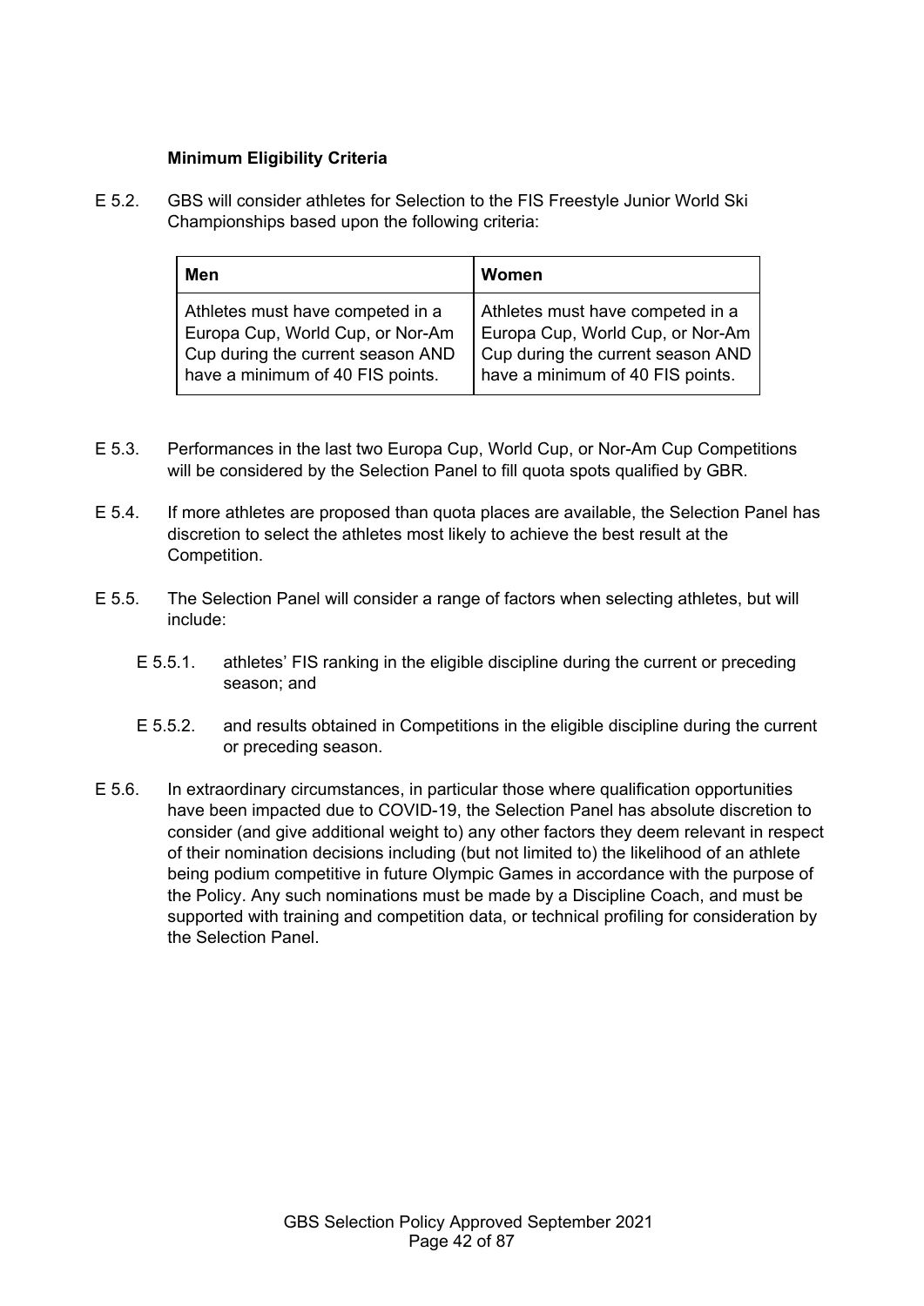**Minimum Eligibility Criteria**

E 5.2. GBS will consider athletes for Selection to the FIS Freestyle Junior World Ski Championships based upon the following criteria:

| Men | Women |
|---|---|
| Athletes must have competed in a Europa Cup, World Cup, or Nor-Am Cup during the current season AND have a minimum of 40 FIS points. | Athletes must have competed in a Europa Cup, World Cup, or Nor-Am Cup during the current season AND have a minimum of 40 FIS points. |

E 5.3. Performances in the last two Europa Cup, World Cup, or Nor-Am Cup Competitions will be considered by the Selection Panel to fill quota spots qualified by GBR.

E 5.4. If more athletes are proposed than quota places are available, the Selection Panel has discretion to select the athletes most likely to achieve the best result at the Competition.

E 5.5. The Selection Panel will consider a range of factors when selecting athletes, but will include:

- E 5.5.1. athletes' FIS ranking in the eligible discipline during the current or preceding season; and
- E 5.5.2. and results obtained in Competitions in the eligible discipline during the current or preceding season.

E 5.6. In extraordinary circumstances, in particular those where qualification opportunities have been impacted due to COVID-19, the Selection Panel has absolute discretion to consider (and give additional weight to) any other factors they deem relevant in respect of their nomination decisions including (but not limited to) the likelihood of an athlete being podium competitive in future Olympic Games in accordance with the purpose of the Policy. Any such nominations must be made by a Discipline Coach, and must be supported with training and competition data, or technical profiling for consideration by the Selection Panel.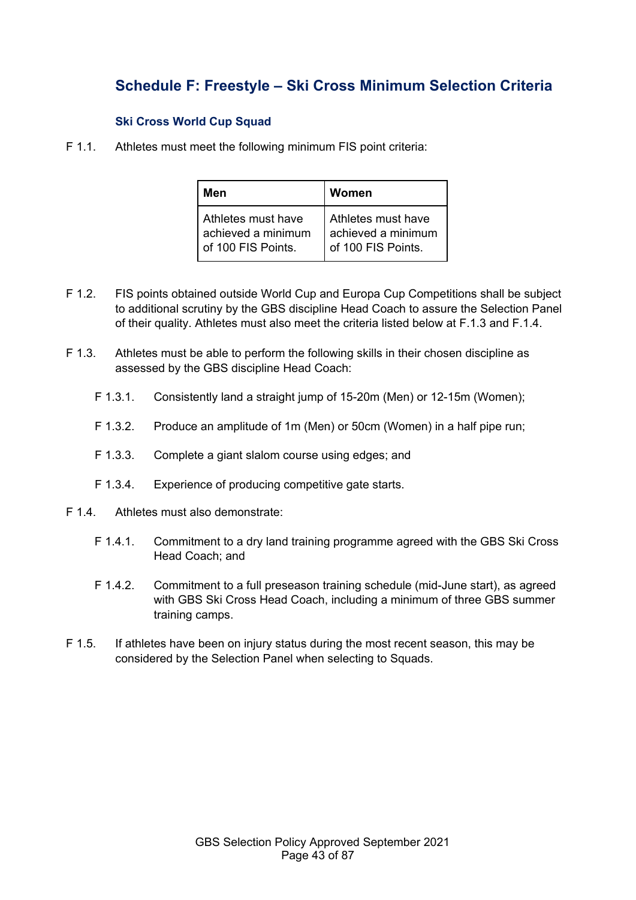## Schedule F: Freestyle – Ski Cross Minimum Selection Criteria

### Ski Cross World Cup Squad

F 1.1. Athletes must meet the following minimum FIS point criteria:

| Men | Women |
|---|---|
| Athletes must have achieved a minimum of 100 FIS Points. | Athletes must have achieved a minimum of 100 FIS Points. |

F 1.2. FIS points obtained outside World Cup and Europa Cup Competitions shall be subject to additional scrutiny by the GBS discipline Head Coach to assure the Selection Panel of their quality. Athletes must also meet the criteria listed below at F.1.3 and F.1.4.

F 1.3. Athletes must be able to perform the following skills in their chosen discipline as assessed by the GBS discipline Head Coach:

- F 1.3.1. Consistently land a straight jump of 15-20m (Men) or 12-15m (Women);
- F 1.3.2. Produce an amplitude of 1m (Men) or 50cm (Women) in a half pipe run;
- F 1.3.3. Complete a giant slalom course using edges; and
- F 1.3.4. Experience of producing competitive gate starts.

F 1.4. Athletes must also demonstrate:

- F 1.4.1. Commitment to a dry land training programme agreed with the GBS Ski Cross Head Coach; and
- F 1.4.2. Commitment to a full preseason training schedule (mid-June start), as agreed with GBS Ski Cross Head Coach, including a minimum of three GBS summer training camps.

F 1.5. If athletes have been on injury status during the most recent season, this may be considered by the Selection Panel when selecting to Squads.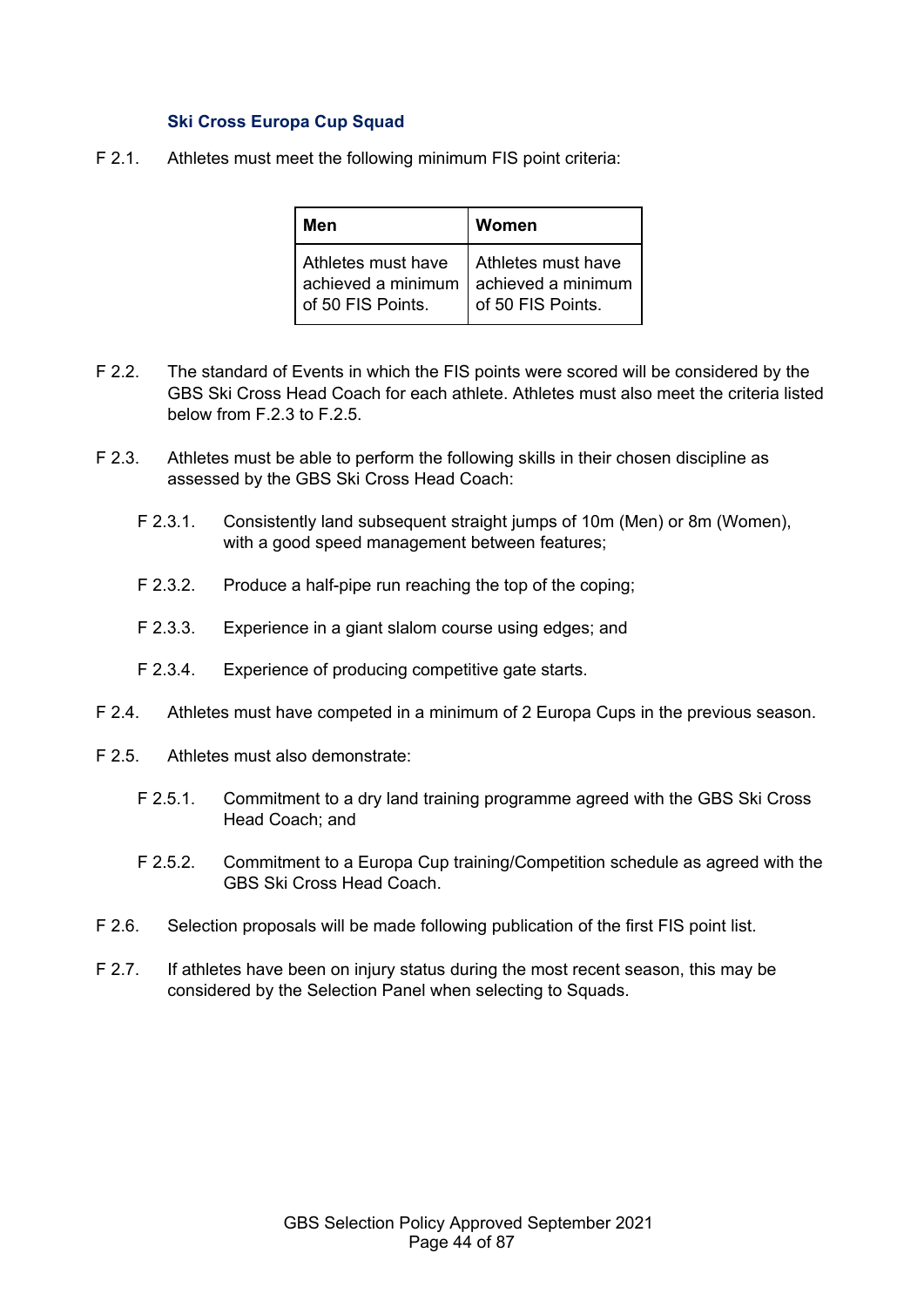### Ski Cross Europa Cup Squad

F 2.1. Athletes must meet the following minimum FIS point criteria:

| Men | Women |
|---|---|
| Athletes must have achieved a minimum of 50 FIS Points. | Athletes must have achieved a minimum of 50 FIS Points. |

F 2.2. The standard of Events in which the FIS points were scored will be considered by the GBS Ski Cross Head Coach for each athlete. Athletes must also meet the criteria listed below from F.2.3 to F.2.5.

F 2.3. Athletes must be able to perform the following skills in their chosen discipline as assessed by the GBS Ski Cross Head Coach:

- F 2.3.1. Consistently land subsequent straight jumps of 10m (Men) or 8m (Women), with a good speed management between features;
- F 2.3.2. Produce a half-pipe run reaching the top of the coping;
- F 2.3.3. Experience in a giant slalom course using edges; and
- F 2.3.4. Experience of producing competitive gate starts.

F 2.4. Athletes must have competed in a minimum of 2 Europa Cups in the previous season.

F 2.5. Athletes must also demonstrate:

- F 2.5.1. Commitment to a dry land training programme agreed with the GBS Ski Cross Head Coach; and
- F 2.5.2. Commitment to a Europa Cup training/Competition schedule as agreed with the GBS Ski Cross Head Coach.

F 2.6. Selection proposals will be made following publication of the first FIS point list.

F 2.7. If athletes have been on injury status during the most recent season, this may be considered by the Selection Panel when selecting to Squads.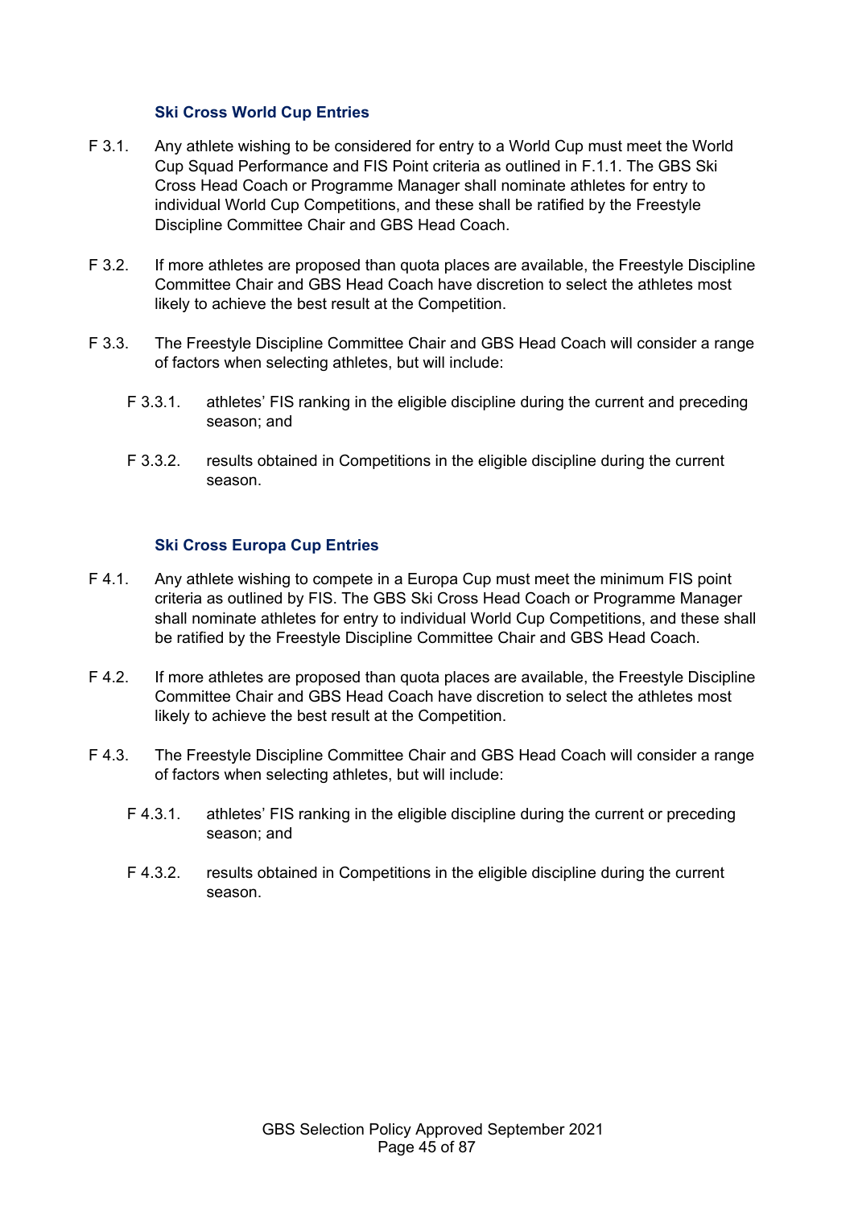### Ski Cross World Cup Entries

F 3.1. Any athlete wishing to be considered for entry to a World Cup must meet the World Cup Squad Performance and FIS Point criteria as outlined in F.1.1. The GBS Ski Cross Head Coach or Programme Manager shall nominate athletes for entry to individual World Cup Competitions, and these shall be ratified by the Freestyle Discipline Committee Chair and GBS Head Coach.

F 3.2. If more athletes are proposed than quota places are available, the Freestyle Discipline Committee Chair and GBS Head Coach have discretion to select the athletes most likely to achieve the best result at the Competition.

F 3.3. The Freestyle Discipline Committee Chair and GBS Head Coach will consider a range of factors when selecting athletes, but will include:

- F 3.3.1. athletes' FIS ranking in the eligible discipline during the current and preceding season; and
- F 3.3.2. results obtained in Competitions in the eligible discipline during the current season.

### Ski Cross Europa Cup Entries

F 4.1. Any athlete wishing to compete in a Europa Cup must meet the minimum FIS point criteria as outlined by FIS. The GBS Ski Cross Head Coach or Programme Manager shall nominate athletes for entry to individual World Cup Competitions, and these shall be ratified by the Freestyle Discipline Committee Chair and GBS Head Coach.

F 4.2. If more athletes are proposed than quota places are available, the Freestyle Discipline Committee Chair and GBS Head Coach have discretion to select the athletes most likely to achieve the best result at the Competition.

F 4.3. The Freestyle Discipline Committee Chair and GBS Head Coach will consider a range of factors when selecting athletes, but will include:

- F 4.3.1. athletes' FIS ranking in the eligible discipline during the current or preceding season; and
- F 4.3.2. results obtained in Competitions in the eligible discipline during the current season.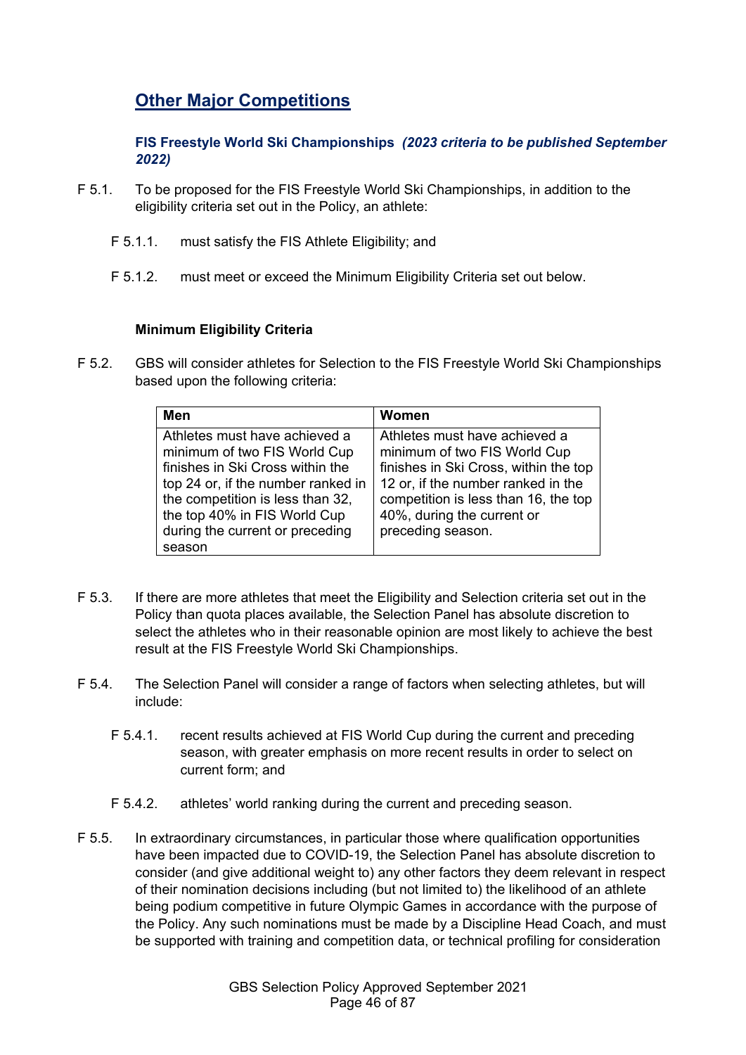## Other Major Competitions

### FIS Freestyle World Ski Championships *(2023 criteria to be published September 2022)*

F 5.1. To be proposed for the FIS Freestyle World Ski Championships, in addition to the eligibility criteria set out in the Policy, an athlete:

F 5.1.1. must satisfy the FIS Athlete Eligibility; and

F 5.1.2. must meet or exceed the Minimum Eligibility Criteria set out below.

**Minimum Eligibility Criteria**

F 5.2. GBS will consider athletes for Selection to the FIS Freestyle World Ski Championships based upon the following criteria:

| Men | Women |
|---|---|
| Athletes must have achieved a minimum of two FIS World Cup finishes in Ski Cross within the top 24 or, if the number ranked in the competition is less than 32, the top 40% in FIS World Cup during the current or preceding season | Athletes must have achieved a minimum of two FIS World Cup finishes in Ski Cross, within the top 12 or, if the number ranked in the competition is less than 16, the top 40%, during the current or preceding season. |

F 5.3. If there are more athletes that meet the Eligibility and Selection criteria set out in the Policy than quota places available, the Selection Panel has absolute discretion to select the athletes who in their reasonable opinion are most likely to achieve the best result at the FIS Freestyle World Ski Championships.

F 5.4. The Selection Panel will consider a range of factors when selecting athletes, but will include:

F 5.4.1. recent results achieved at FIS World Cup during the current and preceding season, with greater emphasis on more recent results in order to select on current form; and

F 5.4.2. athletes' world ranking during the current and preceding season.

F 5.5. In extraordinary circumstances, in particular those where qualification opportunities have been impacted due to COVID-19, the Selection Panel has absolute discretion to consider (and give additional weight to) any other factors they deem relevant in respect of their nomination decisions including (but not limited to) the likelihood of an athlete being podium competitive in future Olympic Games in accordance with the purpose of the Policy. Any such nominations must be made by a Discipline Head Coach, and must be supported with training and competition data, or technical profiling for consideration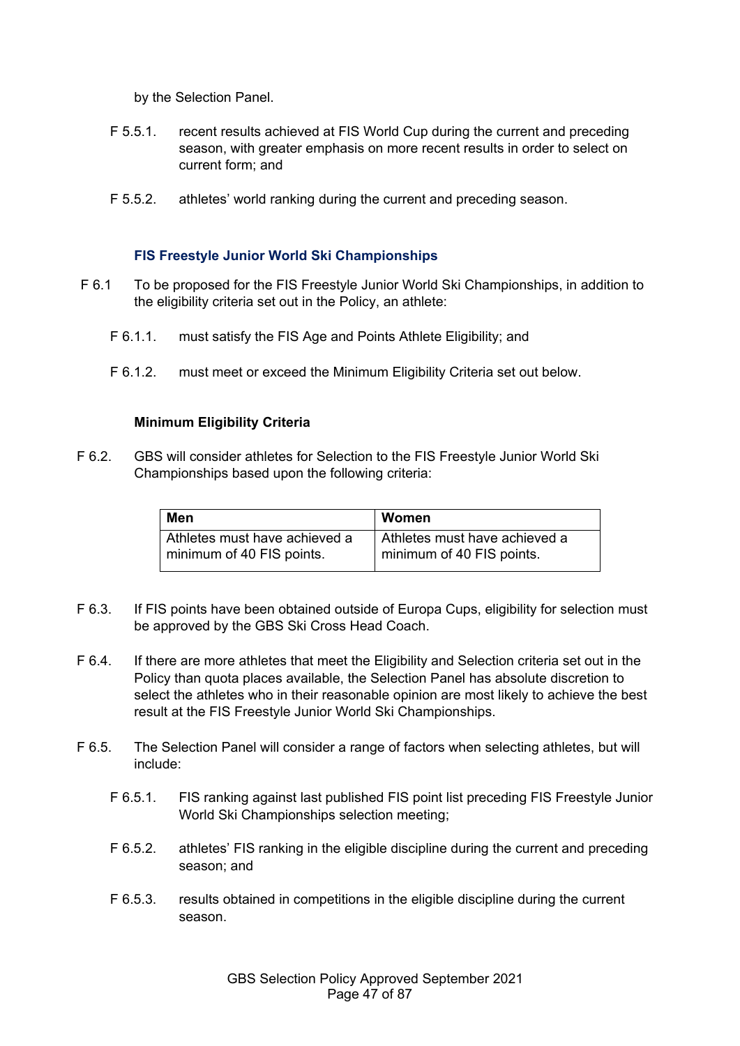by the Selection Panel.

F 5.5.1. recent results achieved at FIS World Cup during the current and preceding season, with greater emphasis on more recent results in order to select on current form; and

F 5.5.2. athletes' world ranking during the current and preceding season.

### FIS Freestyle Junior World Ski Championships

F 6.1 To be proposed for the FIS Freestyle Junior World Ski Championships, in addition to the eligibility criteria set out in the Policy, an athlete:

F 6.1.1. must satisfy the FIS Age and Points Athlete Eligibility; and

F 6.1.2. must meet or exceed the Minimum Eligibility Criteria set out below.

**Minimum Eligibility Criteria**

F 6.2. GBS will consider athletes for Selection to the FIS Freestyle Junior World Ski Championships based upon the following criteria:

| Men | Women |
|---|---|
| Athletes must have achieved a minimum of 40 FIS points. | Athletes must have achieved a minimum of 40 FIS points. |

F 6.3. If FIS points have been obtained outside of Europa Cups, eligibility for selection must be approved by the GBS Ski Cross Head Coach.

F 6.4. If there are more athletes that meet the Eligibility and Selection criteria set out in the Policy than quota places available, the Selection Panel has absolute discretion to select the athletes who in their reasonable opinion are most likely to achieve the best result at the FIS Freestyle Junior World Ski Championships.

F 6.5. The Selection Panel will consider a range of factors when selecting athletes, but will include:

F 6.5.1. FIS ranking against last published FIS point list preceding FIS Freestyle Junior World Ski Championships selection meeting;

F 6.5.2. athletes' FIS ranking in the eligible discipline during the current and preceding season; and

F 6.5.3. results obtained in competitions in the eligible discipline during the current season.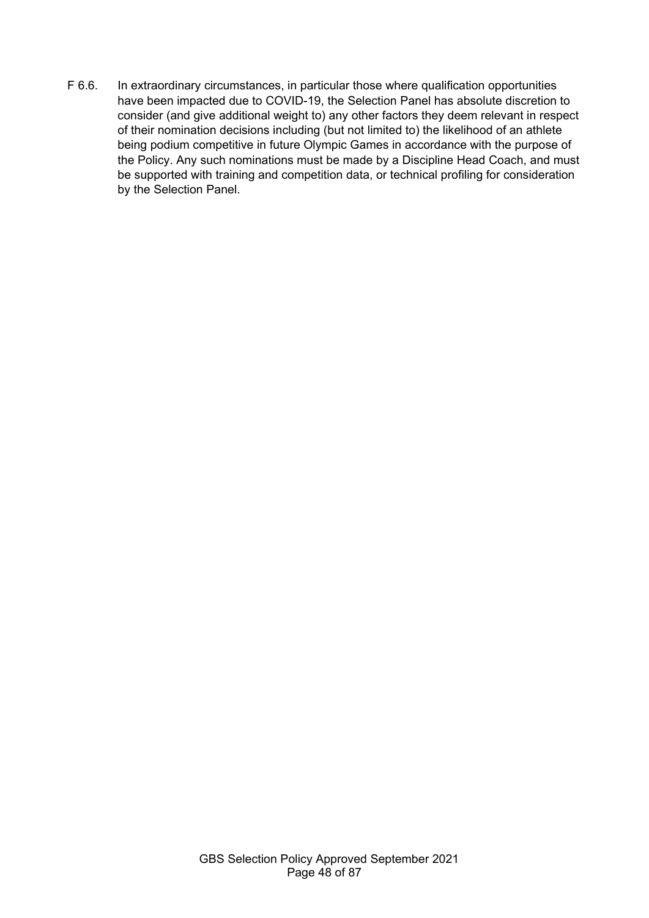F 6.6. In extraordinary circumstances, in particular those where qualification opportunities have been impacted due to COVID-19, the Selection Panel has absolute discretion to consider (and give additional weight to) any other factors they deem relevant in respect of their nomination decisions including (but not limited to) the likelihood of an athlete being podium competitive in future Olympic Games in accordance with the purpose of the Policy. Any such nominations must be made by a Discipline Head Coach, and must be supported with training and competition data, or technical profiling for consideration by the Selection Panel.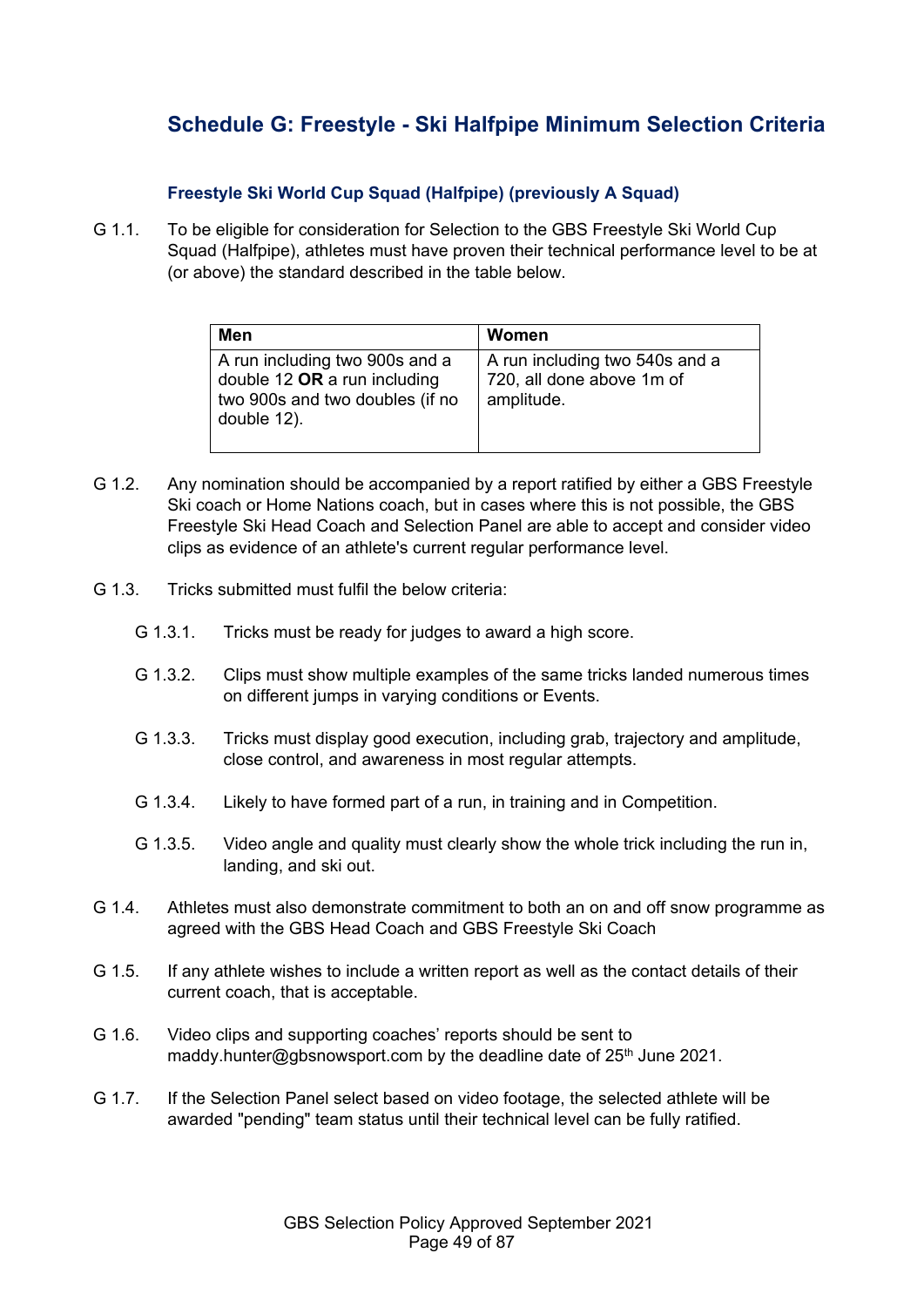## Schedule G: Freestyle - Ski Halfpipe Minimum Selection Criteria

### Freestyle Ski World Cup Squad (Halfpipe) (previously A Squad)

G 1.1. To be eligible for consideration for Selection to the GBS Freestyle Ski World Cup Squad (Halfpipe), athletes must have proven their technical performance level to be at (or above) the standard described in the table below.

| Men | Women |
|---|---|
| A run including two 900s and a double 12 **OR** a run including two 900s and two doubles (if no double 12). | A run including two 540s and a 720, all done above 1m of amplitude. |

G 1.2. Any nomination should be accompanied by a report ratified by either a GBS Freestyle Ski coach or Home Nations coach, but in cases where this is not possible, the GBS Freestyle Ski Head Coach and Selection Panel are able to accept and consider video clips as evidence of an athlete's current regular performance level.

G 1.3. Tricks submitted must fulfil the below criteria:

G 1.3.1. Tricks must be ready for judges to award a high score.

G 1.3.2. Clips must show multiple examples of the same tricks landed numerous times on different jumps in varying conditions or Events.

G 1.3.3. Tricks must display good execution, including grab, trajectory and amplitude, close control, and awareness in most regular attempts.

G 1.3.4. Likely to have formed part of a run, in training and in Competition.

G 1.3.5. Video angle and quality must clearly show the whole trick including the run in, landing, and ski out.

G 1.4. Athletes must also demonstrate commitment to both an on and off snow programme as agreed with the GBS Head Coach and GBS Freestyle Ski Coach

G 1.5. If any athlete wishes to include a written report as well as the contact details of their current coach, that is acceptable.

G 1.6. Video clips and supporting coaches' reports should be sent to maddy.hunter@gbsnowsport.com by the deadline date of 25th June 2021.

G 1.7. If the Selection Panel select based on video footage, the selected athlete will be awarded "pending" team status until their technical level can be fully ratified.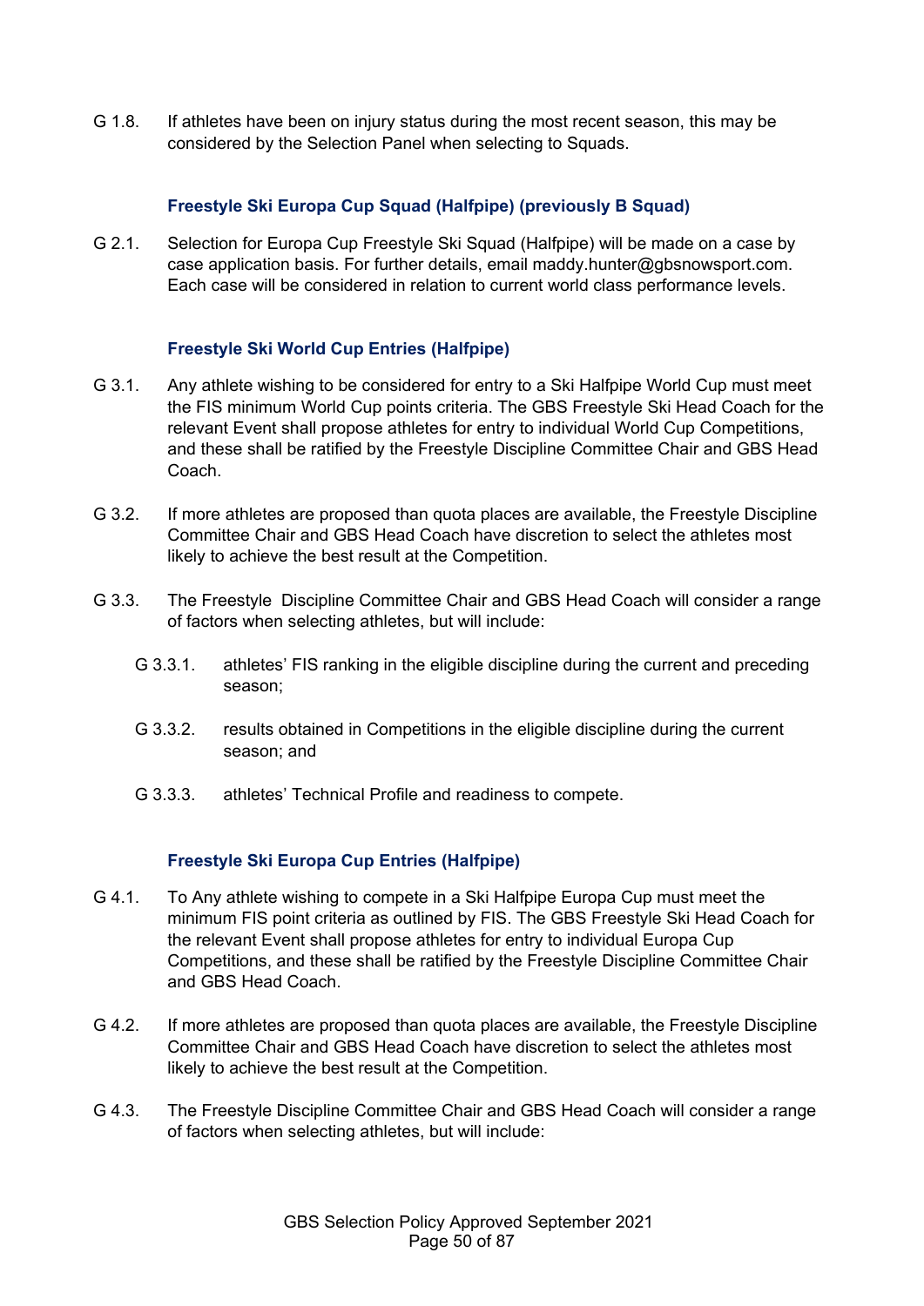G 1.8. If athletes have been on injury status during the most recent season, this may be considered by the Selection Panel when selecting to Squads.

### Freestyle Ski Europa Cup Squad (Halfpipe) (previously B Squad)

G 2.1. Selection for Europa Cup Freestyle Ski Squad (Halfpipe) will be made on a case by case application basis. For further details, email maddy.hunter@gbsnowsport.com. Each case will be considered in relation to current world class performance levels.

### Freestyle Ski World Cup Entries (Halfpipe)

G 3.1. Any athlete wishing to be considered for entry to a Ski Halfpipe World Cup must meet the FIS minimum World Cup points criteria. The GBS Freestyle Ski Head Coach for the relevant Event shall propose athletes for entry to individual World Cup Competitions, and these shall be ratified by the Freestyle Discipline Committee Chair and GBS Head Coach.

G 3.2. If more athletes are proposed than quota places are available, the Freestyle Discipline Committee Chair and GBS Head Coach have discretion to select the athletes most likely to achieve the best result at the Competition.

G 3.3. The Freestyle Discipline Committee Chair and GBS Head Coach will consider a range of factors when selecting athletes, but will include:

- G 3.3.1. athletes' FIS ranking in the eligible discipline during the current and preceding season;
- G 3.3.2. results obtained in Competitions in the eligible discipline during the current season; and
- G 3.3.3. athletes' Technical Profile and readiness to compete.

### Freestyle Ski Europa Cup Entries (Halfpipe)

G 4.1. To Any athlete wishing to compete in a Ski Halfpipe Europa Cup must meet the minimum FIS point criteria as outlined by FIS. The GBS Freestyle Ski Head Coach for the relevant Event shall propose athletes for entry to individual Europa Cup Competitions, and these shall be ratified by the Freestyle Discipline Committee Chair and GBS Head Coach.

G 4.2. If more athletes are proposed than quota places are available, the Freestyle Discipline Committee Chair and GBS Head Coach have discretion to select the athletes most likely to achieve the best result at the Competition.

G 4.3. The Freestyle Discipline Committee Chair and GBS Head Coach will consider a range of factors when selecting athletes, but will include: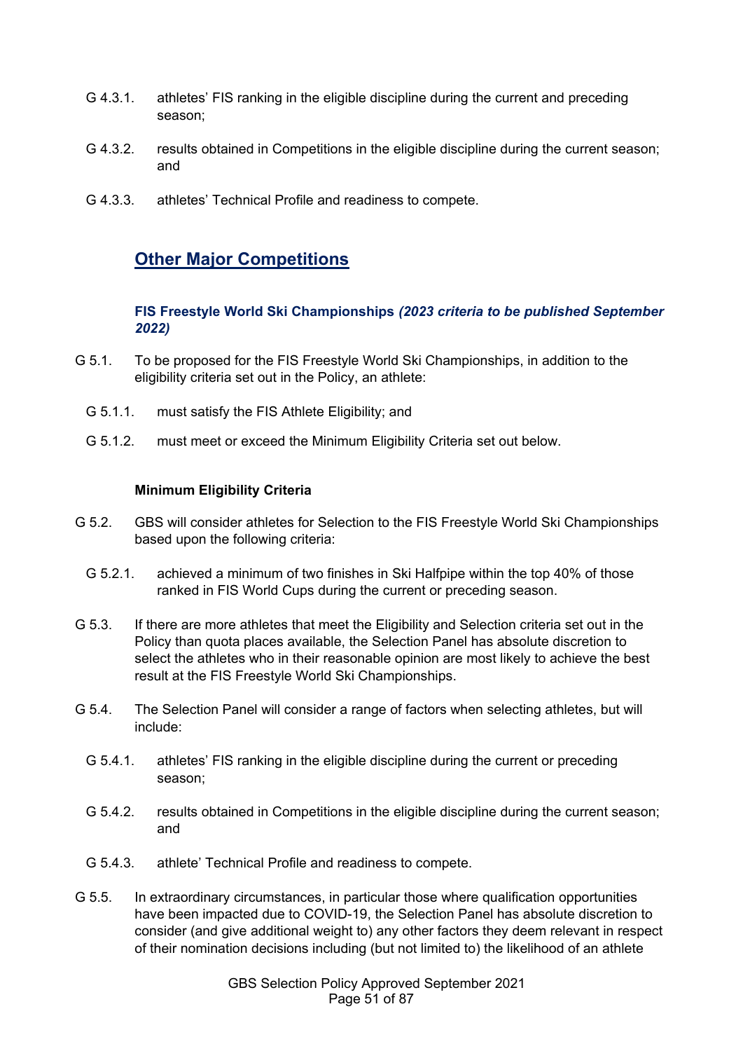G 4.3.1. athletes' FIS ranking in the eligible discipline during the current and preceding season;

G 4.3.2. results obtained in Competitions in the eligible discipline during the current season; and

G 4.3.3. athletes' Technical Profile and readiness to compete.

## Other Major Competitions

### FIS Freestyle World Ski Championships *(2023 criteria to be published September 2022)*

G 5.1. To be proposed for the FIS Freestyle World Ski Championships, in addition to the eligibility criteria set out in the Policy, an athlete:

G 5.1.1. must satisfy the FIS Athlete Eligibility; and

G 5.1.2. must meet or exceed the Minimum Eligibility Criteria set out below.

**Minimum Eligibility Criteria**

G 5.2. GBS will consider athletes for Selection to the FIS Freestyle World Ski Championships based upon the following criteria:

G 5.2.1. achieved a minimum of two finishes in Ski Halfpipe within the top 40% of those ranked in FIS World Cups during the current or preceding season.

G 5.3. If there are more athletes that meet the Eligibility and Selection criteria set out in the Policy than quota places available, the Selection Panel has absolute discretion to select the athletes who in their reasonable opinion are most likely to achieve the best result at the FIS Freestyle World Ski Championships.

G 5.4. The Selection Panel will consider a range of factors when selecting athletes, but will include:

G 5.4.1. athletes' FIS ranking in the eligible discipline during the current or preceding season;

G 5.4.2. results obtained in Competitions in the eligible discipline during the current season; and

G 5.4.3. athlete' Technical Profile and readiness to compete.

G 5.5. In extraordinary circumstances, in particular those where qualification opportunities have been impacted due to COVID-19, the Selection Panel has absolute discretion to consider (and give additional weight to) any other factors they deem relevant in respect of their nomination decisions including (but not limited to) the likelihood of an athlete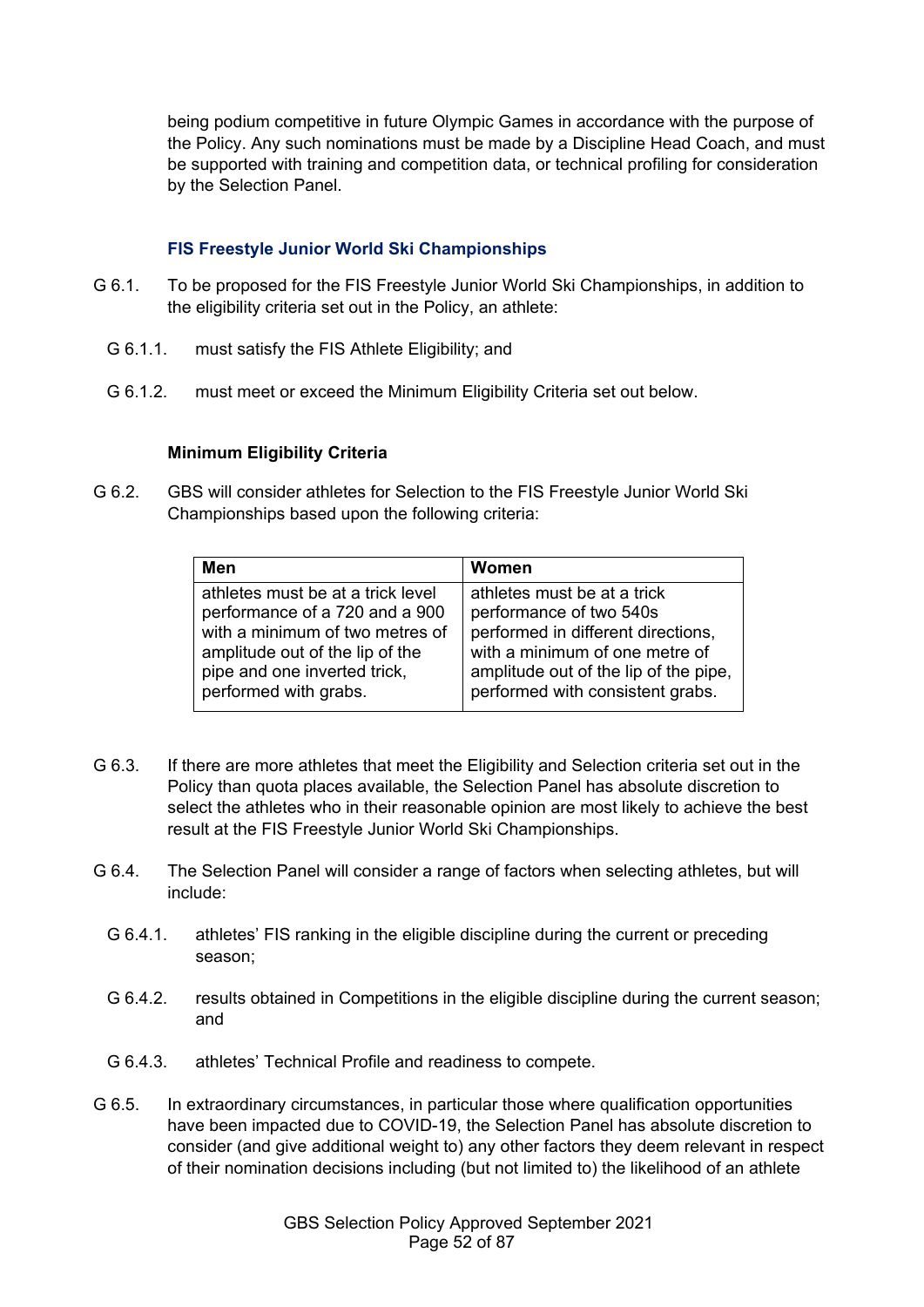being podium competitive in future Olympic Games in accordance with the purpose of the Policy. Any such nominations must be made by a Discipline Head Coach, and must be supported with training and competition data, or technical profiling for consideration by the Selection Panel.

### FIS Freestyle Junior World Ski Championships

G 6.1. To be proposed for the FIS Freestyle Junior World Ski Championships, in addition to the eligibility criteria set out in the Policy, an athlete:

G 6.1.1. must satisfy the FIS Athlete Eligibility; and

G 6.1.2. must meet or exceed the Minimum Eligibility Criteria set out below.

**Minimum Eligibility Criteria**

G 6.2. GBS will consider athletes for Selection to the FIS Freestyle Junior World Ski Championships based upon the following criteria:

| Men | Women |
|---|---|
| athletes must be at a trick level performance of a 720 and a 900 with a minimum of two metres of amplitude out of the lip of the pipe and one inverted trick, performed with grabs. | athletes must be at a trick performance of two 540s performed in different directions, with a minimum of one metre of amplitude out of the lip of the pipe, performed with consistent grabs. |

G 6.3. If there are more athletes that meet the Eligibility and Selection criteria set out in the Policy than quota places available, the Selection Panel has absolute discretion to select the athletes who in their reasonable opinion are most likely to achieve the best result at the FIS Freestyle Junior World Ski Championships.

G 6.4. The Selection Panel will consider a range of factors when selecting athletes, but will include:

G 6.4.1. athletes' FIS ranking in the eligible discipline during the current or preceding season;

G 6.4.2. results obtained in Competitions in the eligible discipline during the current season; and

G 6.4.3. athletes' Technical Profile and readiness to compete.

G 6.5. In extraordinary circumstances, in particular those where qualification opportunities have been impacted due to COVID-19, the Selection Panel has absolute discretion to consider (and give additional weight to) any other factors they deem relevant in respect of their nomination decisions including (but not limited to) the likelihood of an athlete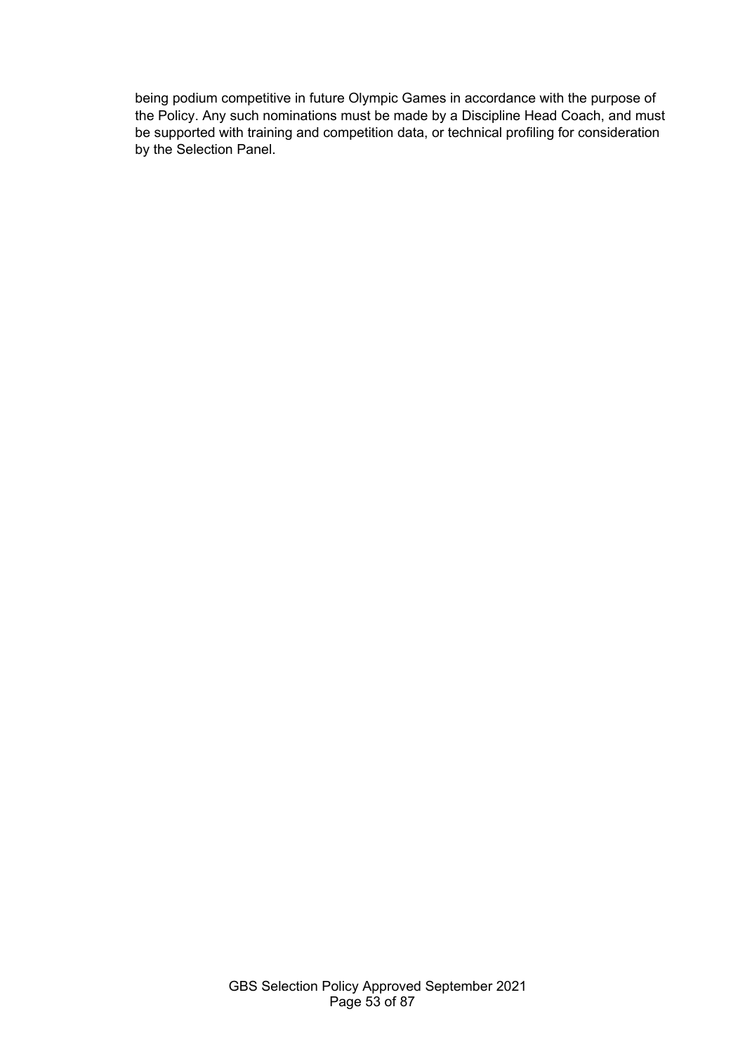being podium competitive in future Olympic Games in accordance with the purpose of the Policy. Any such nominations must be made by a Discipline Head Coach, and must be supported with training and competition data, or technical profiling for consideration by the Selection Panel.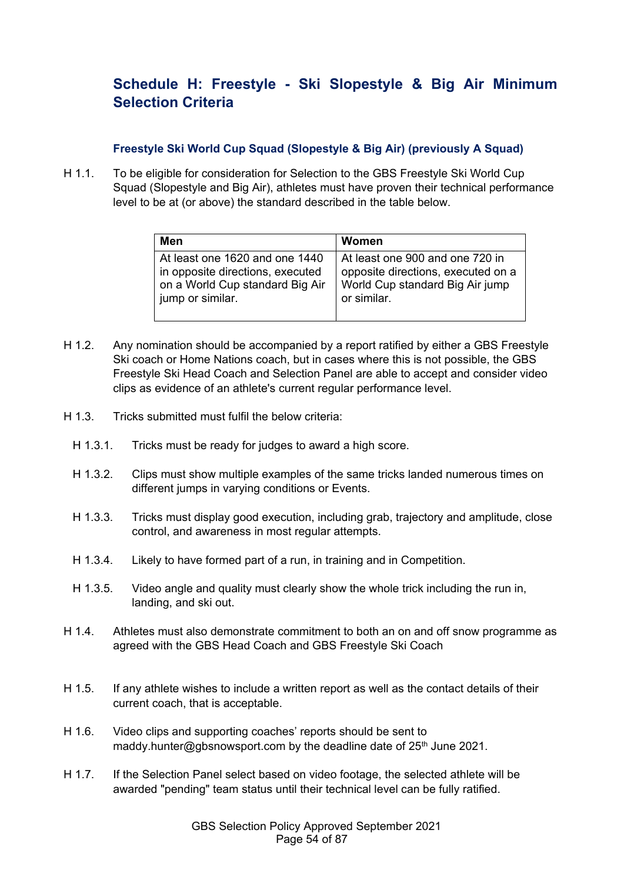# Schedule H: Freestyle - Ski Slopestyle & Big Air Minimum Selection Criteria

### Freestyle Ski World Cup Squad (Slopestyle & Big Air) (previously A Squad)

H 1.1. To be eligible for consideration for Selection to the GBS Freestyle Ski World Cup Squad (Slopestyle and Big Air), athletes must have proven their technical performance level to be at (or above) the standard described in the table below.

| Men | Women |
| --- | --- |
| At least one 1620 and one 1440 in opposite directions, executed on a World Cup standard Big Air jump or similar. | At least one 900 and one 720 in opposite directions, executed on a World Cup standard Big Air jump or similar. |

H 1.2. Any nomination should be accompanied by a report ratified by either a GBS Freestyle Ski coach or Home Nations coach, but in cases where this is not possible, the GBS Freestyle Ski Head Coach and Selection Panel are able to accept and consider video clips as evidence of an athlete's current regular performance level.

H 1.3. Tricks submitted must fulfil the below criteria:

- H 1.3.1. Tricks must be ready for judges to award a high score.
- H 1.3.2. Clips must show multiple examples of the same tricks landed numerous times on different jumps in varying conditions or Events.
- H 1.3.3. Tricks must display good execution, including grab, trajectory and amplitude, close control, and awareness in most regular attempts.
- H 1.3.4. Likely to have formed part of a run, in training and in Competition.
- H 1.3.5. Video angle and quality must clearly show the whole trick including the run in, landing, and ski out.

H 1.4. Athletes must also demonstrate commitment to both an on and off snow programme as agreed with the GBS Head Coach and GBS Freestyle Ski Coach

H 1.5. If any athlete wishes to include a written report as well as the contact details of their current coach, that is acceptable.

H 1.6. Video clips and supporting coaches' reports should be sent to maddy.hunter@gbsnowsport.com by the deadline date of 25th June 2021.

H 1.7. If the Selection Panel select based on video footage, the selected athlete will be awarded "pending" team status until their technical level can be fully ratified.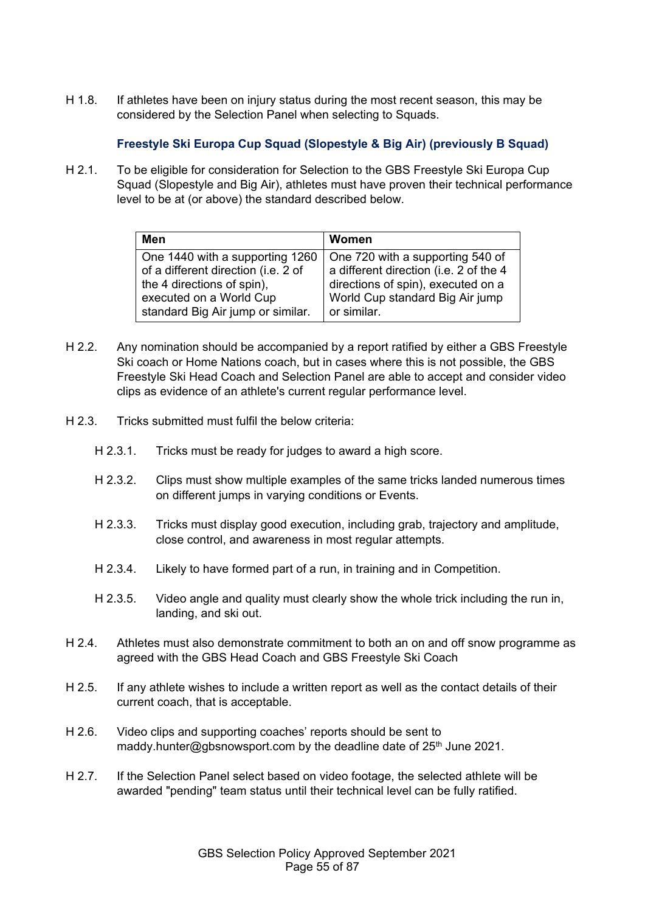H 1.8. If athletes have been on injury status during the most recent season, this may be considered by the Selection Panel when selecting to Squads.

### Freestyle Ski Europa Cup Squad (Slopestyle & Big Air) (previously B Squad)

H 2.1. To be eligible for consideration for Selection to the GBS Freestyle Ski Europa Cup Squad (Slopestyle and Big Air), athletes must have proven their technical performance level to be at (or above) the standard described below.

| Men | Women |
|---|---|
| One 1440 with a supporting 1260 of a different direction (i.e. 2 of the 4 directions of spin), executed on a World Cup standard Big Air jump or similar. | One 720 with a supporting 540 of a different direction (i.e. 2 of the 4 directions of spin), executed on a World Cup standard Big Air jump or similar. |

H 2.2. Any nomination should be accompanied by a report ratified by either a GBS Freestyle Ski coach or Home Nations coach, but in cases where this is not possible, the GBS Freestyle Ski Head Coach and Selection Panel are able to accept and consider video clips as evidence of an athlete's current regular performance level.

H 2.3. Tricks submitted must fulfil the below criteria:

- H 2.3.1. Tricks must be ready for judges to award a high score.
- H 2.3.2. Clips must show multiple examples of the same tricks landed numerous times on different jumps in varying conditions or Events.
- H 2.3.3. Tricks must display good execution, including grab, trajectory and amplitude, close control, and awareness in most regular attempts.
- H 2.3.4. Likely to have formed part of a run, in training and in Competition.
- H 2.3.5. Video angle and quality must clearly show the whole trick including the run in, landing, and ski out.

H 2.4. Athletes must also demonstrate commitment to both an on and off snow programme as agreed with the GBS Head Coach and GBS Freestyle Ski Coach

H 2.5. If any athlete wishes to include a written report as well as the contact details of their current coach, that is acceptable.

H 2.6. Video clips and supporting coaches' reports should be sent to maddy.hunter@gbsnowsport.com by the deadline date of 25th June 2021.

H 2.7. If the Selection Panel select based on video footage, the selected athlete will be awarded "pending" team status until their technical level can be fully ratified.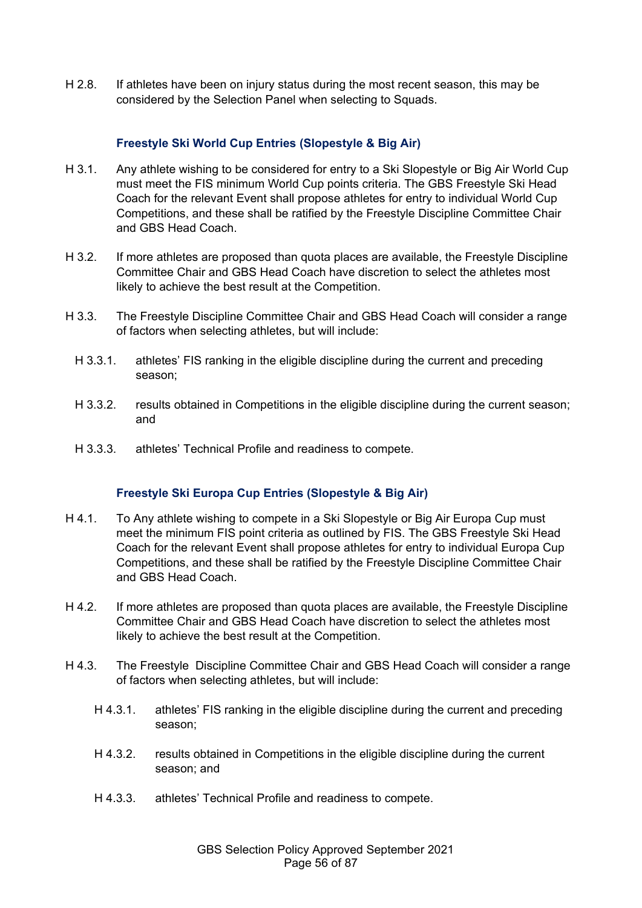H 2.8. If athletes have been on injury status during the most recent season, this may be considered by the Selection Panel when selecting to Squads.

### Freestyle Ski World Cup Entries (Slopestyle & Big Air)

H 3.1. Any athlete wishing to be considered for entry to a Ski Slopestyle or Big Air World Cup must meet the FIS minimum World Cup points criteria. The GBS Freestyle Ski Head Coach for the relevant Event shall propose athletes for entry to individual World Cup Competitions, and these shall be ratified by the Freestyle Discipline Committee Chair and GBS Head Coach.

H 3.2. If more athletes are proposed than quota places are available, the Freestyle Discipline Committee Chair and GBS Head Coach have discretion to select the athletes most likely to achieve the best result at the Competition.

H 3.3. The Freestyle Discipline Committee Chair and GBS Head Coach will consider a range of factors when selecting athletes, but will include:

- H 3.3.1. athletes' FIS ranking in the eligible discipline during the current and preceding season;
- H 3.3.2. results obtained in Competitions in the eligible discipline during the current season; and
- H 3.3.3. athletes' Technical Profile and readiness to compete.

### Freestyle Ski Europa Cup Entries (Slopestyle & Big Air)

H 4.1. To Any athlete wishing to compete in a Ski Slopestyle or Big Air Europa Cup must meet the minimum FIS point criteria as outlined by FIS. The GBS Freestyle Ski Head Coach for the relevant Event shall propose athletes for entry to individual Europa Cup Competitions, and these shall be ratified by the Freestyle Discipline Committee Chair and GBS Head Coach.

H 4.2. If more athletes are proposed than quota places are available, the Freestyle Discipline Committee Chair and GBS Head Coach have discretion to select the athletes most likely to achieve the best result at the Competition.

H 4.3. The Freestyle Discipline Committee Chair and GBS Head Coach will consider a range of factors when selecting athletes, but will include:

- H 4.3.1. athletes' FIS ranking in the eligible discipline during the current and preceding season;
- H 4.3.2. results obtained in Competitions in the eligible discipline during the current season; and
- H 4.3.3. athletes' Technical Profile and readiness to compete.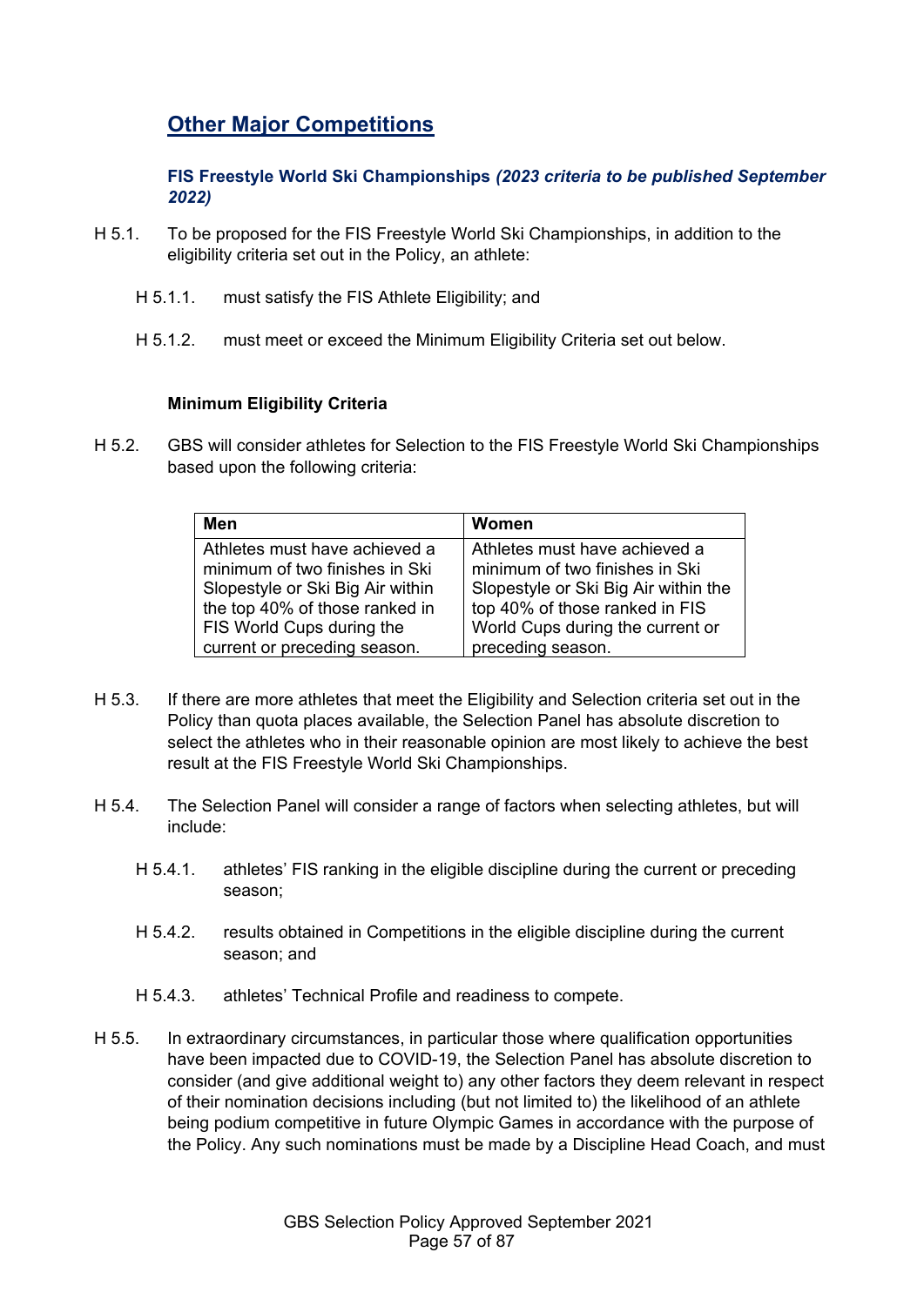## Other Major Competitions

**FIS Freestyle World Ski Championships *(2023 criteria to be published September 2022)***

H 5.1. To be proposed for the FIS Freestyle World Ski Championships, in addition to the eligibility criteria set out in the Policy, an athlete:

H 5.1.1. must satisfy the FIS Athlete Eligibility; and

H 5.1.2. must meet or exceed the Minimum Eligibility Criteria set out below.

**Minimum Eligibility Criteria**

H 5.2. GBS will consider athletes for Selection to the FIS Freestyle World Ski Championships based upon the following criteria:

| Men | Women |
|---|---|
| Athletes must have achieved a minimum of two finishes in Ski Slopestyle or Ski Big Air within the top 40% of those ranked in FIS World Cups during the current or preceding season. | Athletes must have achieved a minimum of two finishes in Ski Slopestyle or Ski Big Air within the top 40% of those ranked in FIS World Cups during the current or preceding season. |

H 5.3. If there are more athletes that meet the Eligibility and Selection criteria set out in the Policy than quota places available, the Selection Panel has absolute discretion to select the athletes who in their reasonable opinion are most likely to achieve the best result at the FIS Freestyle World Ski Championships.

H 5.4. The Selection Panel will consider a range of factors when selecting athletes, but will include:

H 5.4.1. athletes' FIS ranking in the eligible discipline during the current or preceding season;

H 5.4.2. results obtained in Competitions in the eligible discipline during the current season; and

H 5.4.3. athletes' Technical Profile and readiness to compete.

H 5.5. In extraordinary circumstances, in particular those where qualification opportunities have been impacted due to COVID-19, the Selection Panel has absolute discretion to consider (and give additional weight to) any other factors they deem relevant in respect of their nomination decisions including (but not limited to) the likelihood of an athlete being podium competitive in future Olympic Games in accordance with the purpose of the Policy. Any such nominations must be made by a Discipline Head Coach, and must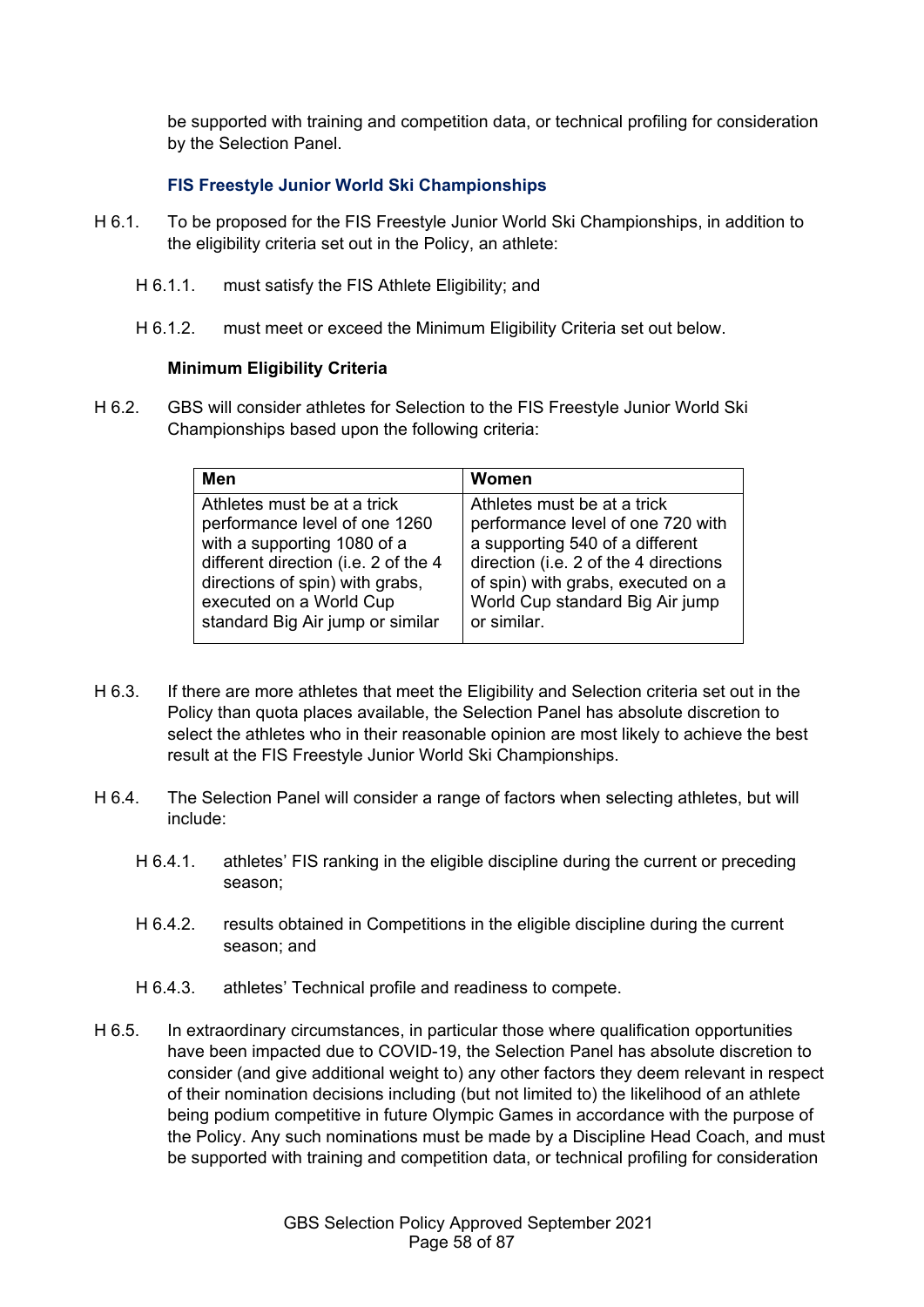be supported with training and competition data, or technical profiling for consideration by the Selection Panel.

### FIS Freestyle Junior World Ski Championships

H 6.1. To be proposed for the FIS Freestyle Junior World Ski Championships, in addition to the eligibility criteria set out in the Policy, an athlete:

H 6.1.1. must satisfy the FIS Athlete Eligibility; and

H 6.1.2. must meet or exceed the Minimum Eligibility Criteria set out below.

**Minimum Eligibility Criteria**

H 6.2. GBS will consider athletes for Selection to the FIS Freestyle Junior World Ski Championships based upon the following criteria:

| Men | Women |
|---|---|
| Athletes must be at a trick performance level of one 1260 with a supporting 1080 of a different direction (i.e. 2 of the 4 directions of spin) with grabs, executed on a World Cup standard Big Air jump or similar | Athletes must be at a trick performance level of one 720 with a supporting 540 of a different direction (i.e. 2 of the 4 directions of spin) with grabs, executed on a World Cup standard Big Air jump or similar. |

H 6.3. If there are more athletes that meet the Eligibility and Selection criteria set out in the Policy than quota places available, the Selection Panel has absolute discretion to select the athletes who in their reasonable opinion are most likely to achieve the best result at the FIS Freestyle Junior World Ski Championships.

H 6.4. The Selection Panel will consider a range of factors when selecting athletes, but will include:

H 6.4.1. athletes' FIS ranking in the eligible discipline during the current or preceding season;

H 6.4.2. results obtained in Competitions in the eligible discipline during the current season; and

H 6.4.3. athletes' Technical profile and readiness to compete.

H 6.5. In extraordinary circumstances, in particular those where qualification opportunities have been impacted due to COVID-19, the Selection Panel has absolute discretion to consider (and give additional weight to) any other factors they deem relevant in respect of their nomination decisions including (but not limited to) the likelihood of an athlete being podium competitive in future Olympic Games in accordance with the purpose of the Policy. Any such nominations must be made by a Discipline Head Coach, and must be supported with training and competition data, or technical profiling for consideration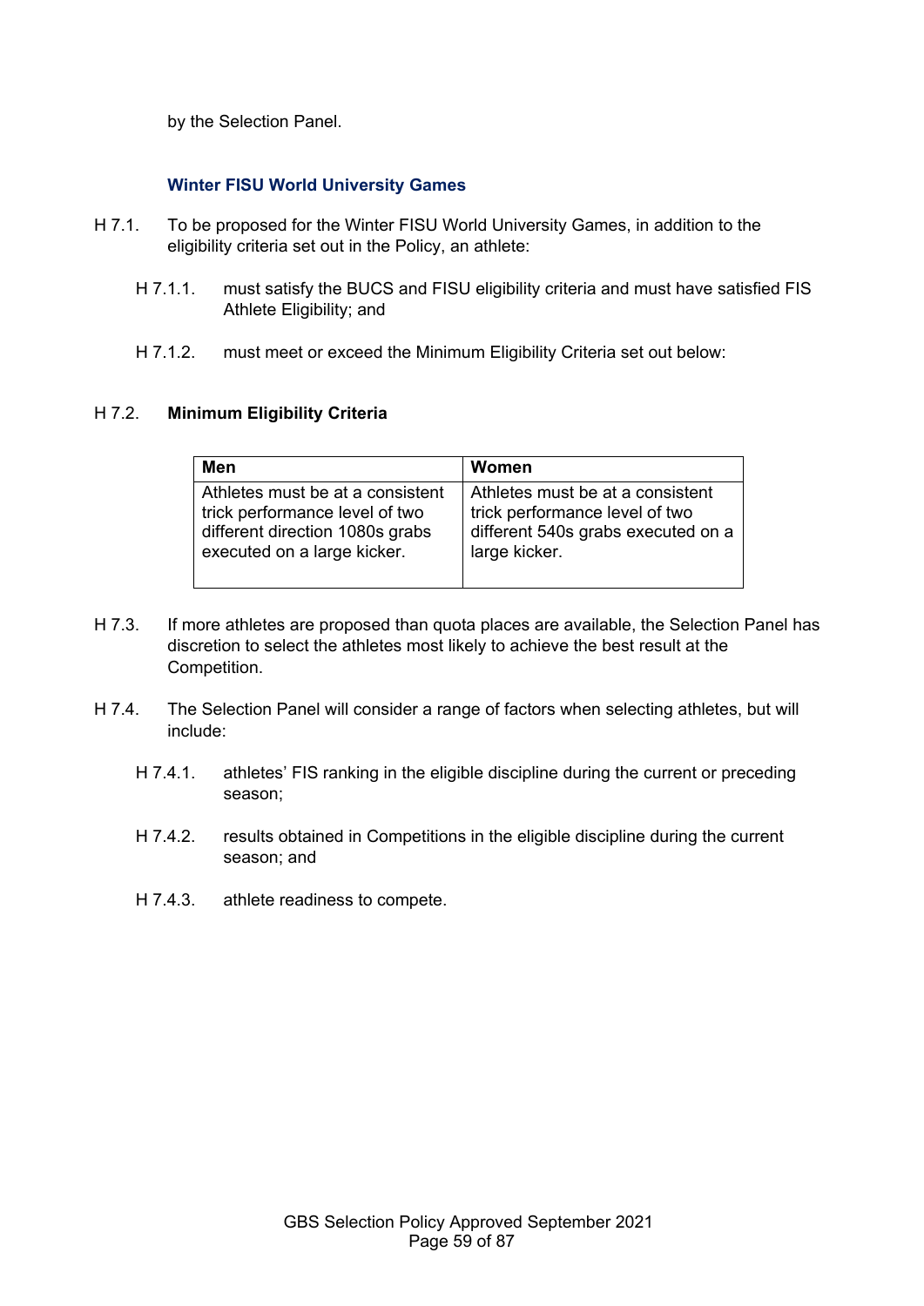by the Selection Panel.

### Winter FISU World University Games

H 7.1. To be proposed for the Winter FISU World University Games, in addition to the eligibility criteria set out in the Policy, an athlete:

H 7.1.1. must satisfy the BUCS and FISU eligibility criteria and must have satisfied FIS Athlete Eligibility; and

H 7.1.2. must meet or exceed the Minimum Eligibility Criteria set out below:

H 7.2. **Minimum Eligibility Criteria**

| Men | Women |
|---|---|
| Athletes must be at a consistent trick performance level of two different direction 1080s grabs executed on a large kicker. | Athletes must be at a consistent trick performance level of two different 540s grabs executed on a large kicker. |

H 7.3. If more athletes are proposed than quota places are available, the Selection Panel has discretion to select the athletes most likely to achieve the best result at the Competition.

H 7.4. The Selection Panel will consider a range of factors when selecting athletes, but will include:

H 7.4.1. athletes' FIS ranking in the eligible discipline during the current or preceding season;

H 7.4.2. results obtained in Competitions in the eligible discipline during the current season; and

H 7.4.3. athlete readiness to compete.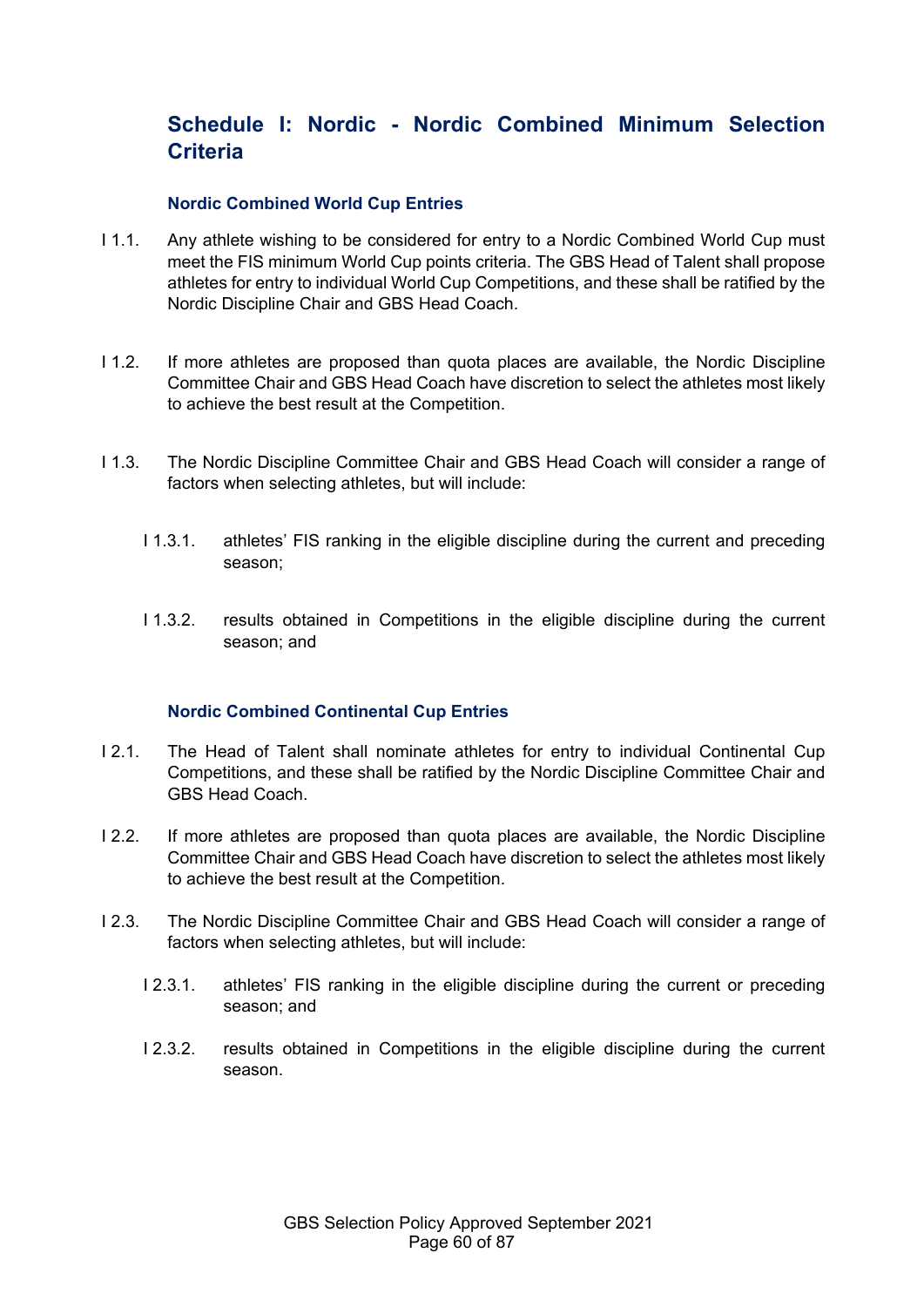## Schedule I: Nordic - Nordic Combined Minimum Selection Criteria

### Nordic Combined World Cup Entries

I 1.1. Any athlete wishing to be considered for entry to a Nordic Combined World Cup must meet the FIS minimum World Cup points criteria. The GBS Head of Talent shall propose athletes for entry to individual World Cup Competitions, and these shall be ratified by the Nordic Discipline Chair and GBS Head Coach.

I 1.2. If more athletes are proposed than quota places are available, the Nordic Discipline Committee Chair and GBS Head Coach have discretion to select the athletes most likely to achieve the best result at the Competition.

I 1.3. The Nordic Discipline Committee Chair and GBS Head Coach will consider a range of factors when selecting athletes, but will include:

- I 1.3.1. athletes' FIS ranking in the eligible discipline during the current and preceding season;
- I 1.3.2. results obtained in Competitions in the eligible discipline during the current season; and

### Nordic Combined Continental Cup Entries

I 2.1. The Head of Talent shall nominate athletes for entry to individual Continental Cup Competitions, and these shall be ratified by the Nordic Discipline Committee Chair and GBS Head Coach.

I 2.2. If more athletes are proposed than quota places are available, the Nordic Discipline Committee Chair and GBS Head Coach have discretion to select the athletes most likely to achieve the best result at the Competition.

I 2.3. The Nordic Discipline Committee Chair and GBS Head Coach will consider a range of factors when selecting athletes, but will include:

- I 2.3.1. athletes' FIS ranking in the eligible discipline during the current or preceding season; and
- I 2.3.2. results obtained in Competitions in the eligible discipline during the current season.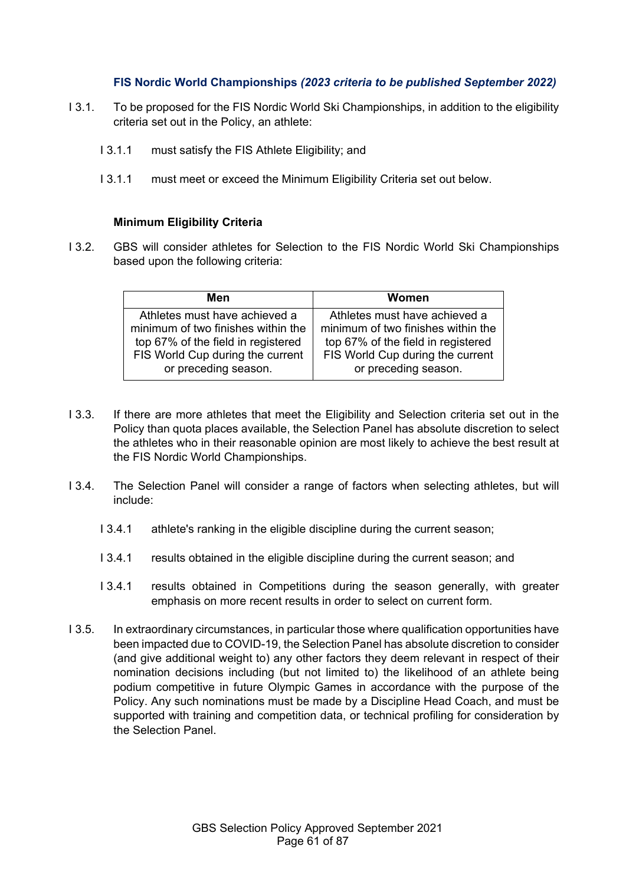### FIS Nordic World Championships *(2023 criteria to be published September 2022)*

I 3.1. To be proposed for the FIS Nordic World Ski Championships, in addition to the eligibility criteria set out in the Policy, an athlete:

I 3.1.1 must satisfy the FIS Athlete Eligibility; and

I 3.1.1 must meet or exceed the Minimum Eligibility Criteria set out below.

**Minimum Eligibility Criteria**

I 3.2. GBS will consider athletes for Selection to the FIS Nordic World Ski Championships based upon the following criteria:

| Men | Women |
|---|---|
| Athletes must have achieved a minimum of two finishes within the top 67% of the field in registered FIS World Cup during the current or preceding season. | Athletes must have achieved a minimum of two finishes within the top 67% of the field in registered FIS World Cup during the current or preceding season. |

I 3.3. If there are more athletes that meet the Eligibility and Selection criteria set out in the Policy than quota places available, the Selection Panel has absolute discretion to select the athletes who in their reasonable opinion are most likely to achieve the best result at the FIS Nordic World Championships.

I 3.4. The Selection Panel will consider a range of factors when selecting athletes, but will include:

I 3.4.1 athlete's ranking in the eligible discipline during the current season;

I 3.4.1 results obtained in the eligible discipline during the current season; and

I 3.4.1 results obtained in Competitions during the season generally, with greater emphasis on more recent results in order to select on current form.

I 3.5. In extraordinary circumstances, in particular those where qualification opportunities have been impacted due to COVID-19, the Selection Panel has absolute discretion to consider (and give additional weight to) any other factors they deem relevant in respect of their nomination decisions including (but not limited to) the likelihood of an athlete being podium competitive in future Olympic Games in accordance with the purpose of the Policy. Any such nominations must be made by a Discipline Head Coach, and must be supported with training and competition data, or technical profiling for consideration by the Selection Panel.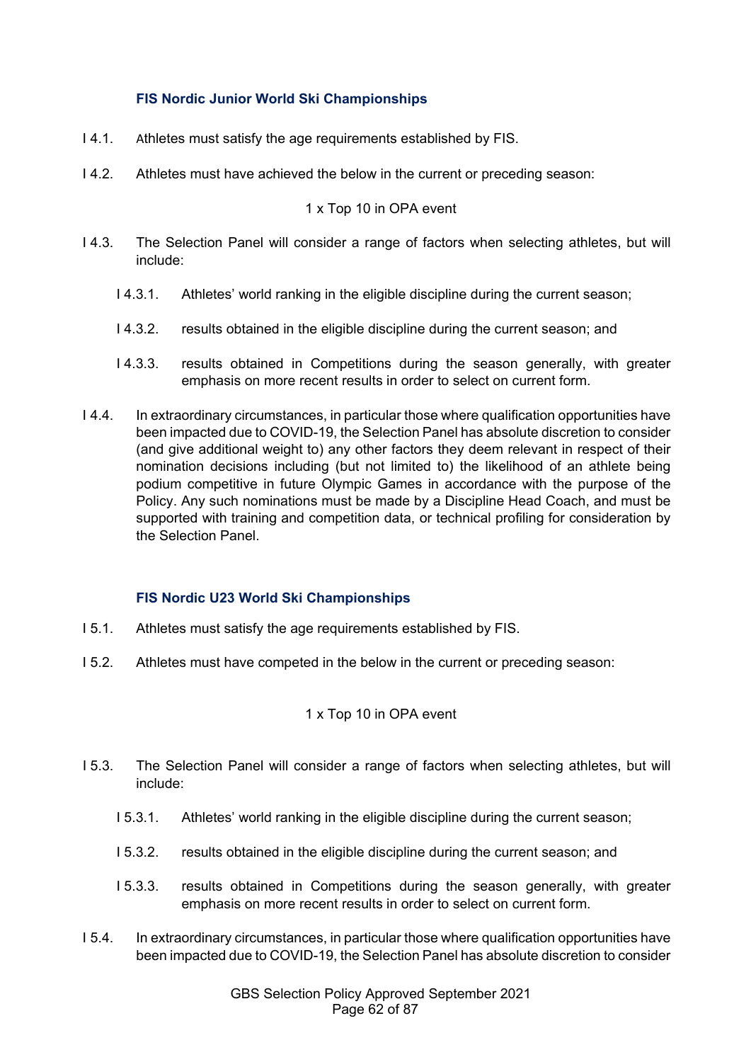### FIS Nordic Junior World Ski Championships

I 4.1. Athletes must satisfy the age requirements established by FIS.

I 4.2. Athletes must have achieved the below in the current or preceding season:

1 x Top 10 in OPA event

I 4.3. The Selection Panel will consider a range of factors when selecting athletes, but will include:

I 4.3.1. Athletes' world ranking in the eligible discipline during the current season;

I 4.3.2. results obtained in the eligible discipline during the current season; and

I 4.3.3. results obtained in Competitions during the season generally, with greater emphasis on more recent results in order to select on current form.

I 4.4. In extraordinary circumstances, in particular those where qualification opportunities have been impacted due to COVID-19, the Selection Panel has absolute discretion to consider (and give additional weight to) any other factors they deem relevant in respect of their nomination decisions including (but not limited to) the likelihood of an athlete being podium competitive in future Olympic Games in accordance with the purpose of the Policy. Any such nominations must be made by a Discipline Head Coach, and must be supported with training and competition data, or technical profiling for consideration by the Selection Panel.

### FIS Nordic U23 World Ski Championships

I 5.1. Athletes must satisfy the age requirements established by FIS.

I 5.2. Athletes must have competed in the below in the current or preceding season:

1 x Top 10 in OPA event

I 5.3. The Selection Panel will consider a range of factors when selecting athletes, but will include:

I 5.3.1. Athletes' world ranking in the eligible discipline during the current season;

I 5.3.2. results obtained in the eligible discipline during the current season; and

I 5.3.3. results obtained in Competitions during the season generally, with greater emphasis on more recent results in order to select on current form.

I 5.4. In extraordinary circumstances, in particular those where qualification opportunities have been impacted due to COVID-19, the Selection Panel has absolute discretion to consider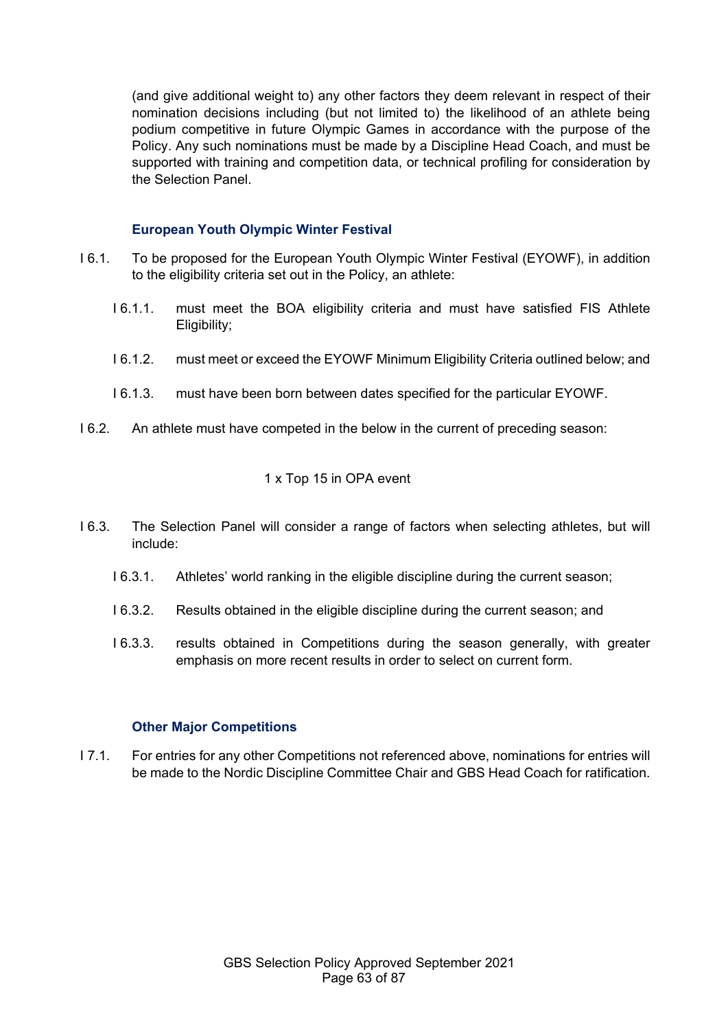(and give additional weight to) any other factors they deem relevant in respect of their nomination decisions including (but not limited to) the likelihood of an athlete being podium competitive in future Olympic Games in accordance with the purpose of the Policy. Any such nominations must be made by a Discipline Head Coach, and must be supported with training and competition data, or technical profiling for consideration by the Selection Panel.

### European Youth Olympic Winter Festival

I 6.1. To be proposed for the European Youth Olympic Winter Festival (EYOWF), in addition to the eligibility criteria set out in the Policy, an athlete:

I 6.1.1. must meet the BOA eligibility criteria and must have satisfied FIS Athlete Eligibility;

I 6.1.2. must meet or exceed the EYOWF Minimum Eligibility Criteria outlined below; and

I 6.1.3. must have been born between dates specified for the particular EYOWF.

I 6.2. An athlete must have competed in the below in the current of preceding season:

1 x Top 15 in OPA event

I 6.3. The Selection Panel will consider a range of factors when selecting athletes, but will include:

I 6.3.1. Athletes' world ranking in the eligible discipline during the current season;

I 6.3.2. Results obtained in the eligible discipline during the current season; and

I 6.3.3. results obtained in Competitions during the season generally, with greater emphasis on more recent results in order to select on current form.

### Other Major Competitions

I 7.1. For entries for any other Competitions not referenced above, nominations for entries will be made to the Nordic Discipline Committee Chair and GBS Head Coach for ratification.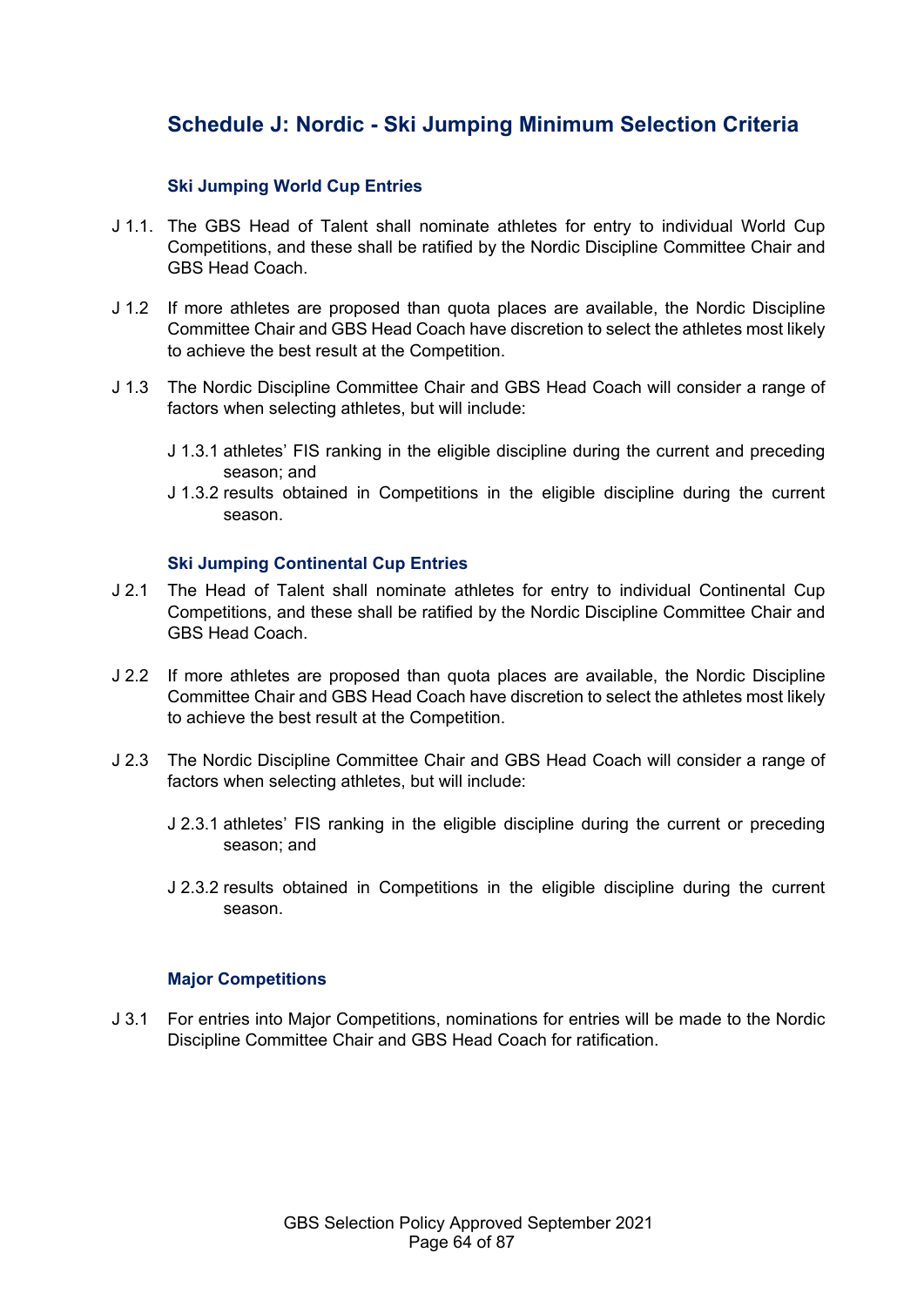# Schedule J: Nordic - Ski Jumping Minimum Selection Criteria

### Ski Jumping World Cup Entries

J 1.1. The GBS Head of Talent shall nominate athletes for entry to individual World Cup Competitions, and these shall be ratified by the Nordic Discipline Committee Chair and GBS Head Coach.

J 1.2 If more athletes are proposed than quota places are available, the Nordic Discipline Committee Chair and GBS Head Coach have discretion to select the athletes most likely to achieve the best result at the Competition.

J 1.3 The Nordic Discipline Committee Chair and GBS Head Coach will consider a range of factors when selecting athletes, but will include:

J 1.3.1 athletes' FIS ranking in the eligible discipline during the current and preceding season; and

J 1.3.2 results obtained in Competitions in the eligible discipline during the current season.

### Ski Jumping Continental Cup Entries

J 2.1 The Head of Talent shall nominate athletes for entry to individual Continental Cup Competitions, and these shall be ratified by the Nordic Discipline Committee Chair and GBS Head Coach.

J 2.2 If more athletes are proposed than quota places are available, the Nordic Discipline Committee Chair and GBS Head Coach have discretion to select the athletes most likely to achieve the best result at the Competition.

J 2.3 The Nordic Discipline Committee Chair and GBS Head Coach will consider a range of factors when selecting athletes, but will include:

J 2.3.1 athletes' FIS ranking in the eligible discipline during the current or preceding season; and

J 2.3.2 results obtained in Competitions in the eligible discipline during the current season.

### Major Competitions

J 3.1 For entries into Major Competitions, nominations for entries will be made to the Nordic Discipline Committee Chair and GBS Head Coach for ratification.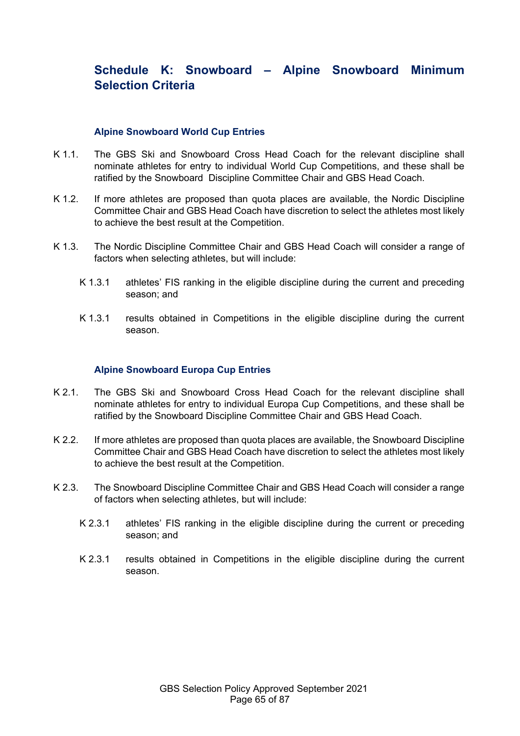## Schedule K: Snowboard – Alpine Snowboard Minimum Selection Criteria

### Alpine Snowboard World Cup Entries

K 1.1. The GBS Ski and Snowboard Cross Head Coach for the relevant discipline shall nominate athletes for entry to individual World Cup Competitions, and these shall be ratified by the Snowboard Discipline Committee Chair and GBS Head Coach.

K 1.2. If more athletes are proposed than quota places are available, the Nordic Discipline Committee Chair and GBS Head Coach have discretion to select the athletes most likely to achieve the best result at the Competition.

K 1.3. The Nordic Discipline Committee Chair and GBS Head Coach will consider a range of factors when selecting athletes, but will include:

K 1.3.1 athletes' FIS ranking in the eligible discipline during the current and preceding season; and

K 1.3.1 results obtained in Competitions in the eligible discipline during the current season.

### Alpine Snowboard Europa Cup Entries

K 2.1. The GBS Ski and Snowboard Cross Head Coach for the relevant discipline shall nominate athletes for entry to individual Europa Cup Competitions, and these shall be ratified by the Snowboard Discipline Committee Chair and GBS Head Coach.

K 2.2. If more athletes are proposed than quota places are available, the Snowboard Discipline Committee Chair and GBS Head Coach have discretion to select the athletes most likely to achieve the best result at the Competition.

K 2.3. The Snowboard Discipline Committee Chair and GBS Head Coach will consider a range of factors when selecting athletes, but will include:

K 2.3.1 athletes' FIS ranking in the eligible discipline during the current or preceding season; and

K 2.3.1 results obtained in Competitions in the eligible discipline during the current season.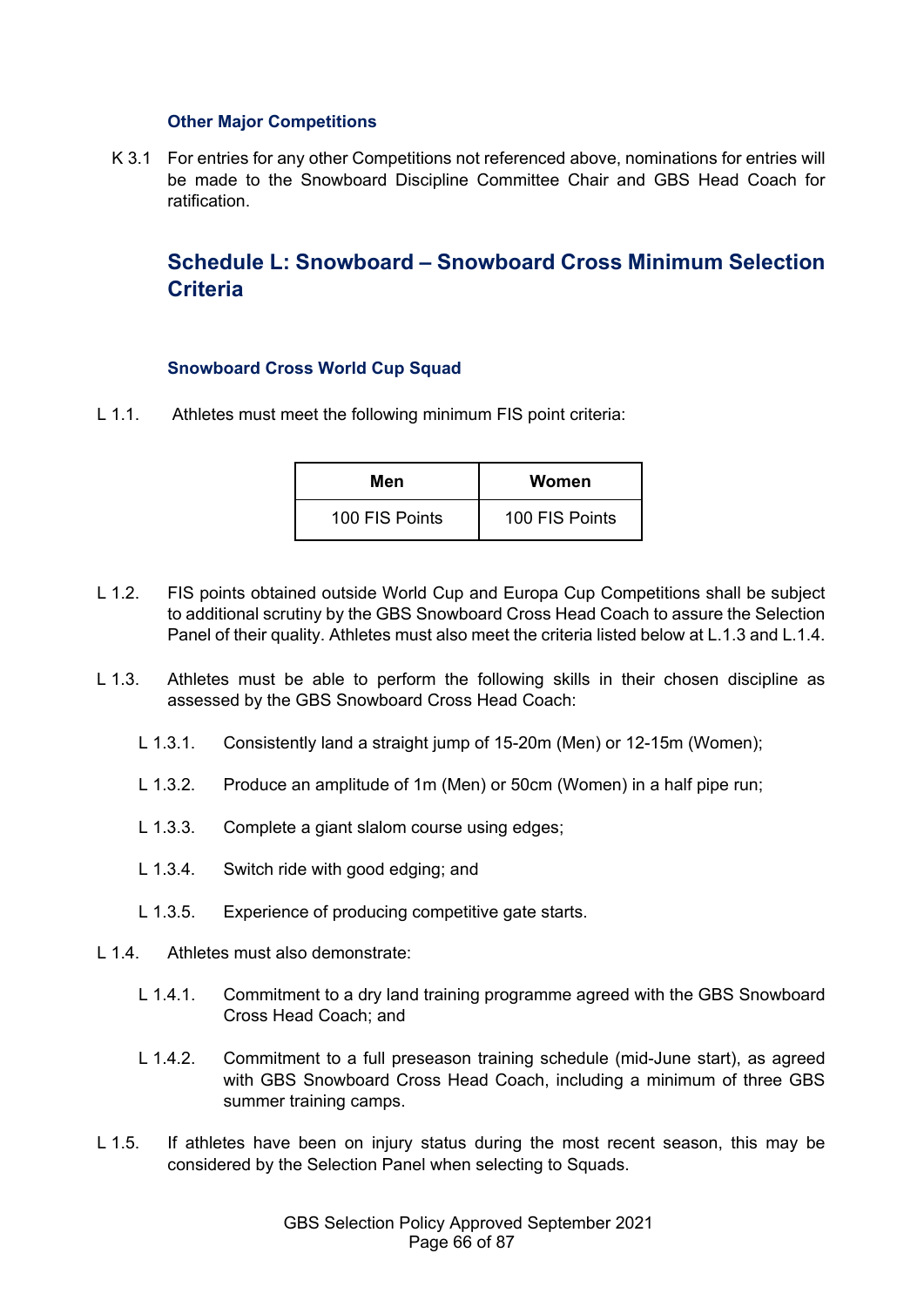### Other Major Competitions

K 3.1 For entries for any other Competitions not referenced above, nominations for entries will be made to the Snowboard Discipline Committee Chair and GBS Head Coach for ratification.

## Schedule L: Snowboard – Snowboard Cross Minimum Selection Criteria

### Snowboard Cross World Cup Squad

L 1.1. Athletes must meet the following minimum FIS point criteria:

| Men | Women |
|---|---|
| 100 FIS Points | 100 FIS Points |

L 1.2. FIS points obtained outside World Cup and Europa Cup Competitions shall be subject to additional scrutiny by the GBS Snowboard Cross Head Coach to assure the Selection Panel of their quality. Athletes must also meet the criteria listed below at L.1.3 and L.1.4.

L 1.3. Athletes must be able to perform the following skills in their chosen discipline as assessed by the GBS Snowboard Cross Head Coach:

- L 1.3.1. Consistently land a straight jump of 15-20m (Men) or 12-15m (Women);
- L 1.3.2. Produce an amplitude of 1m (Men) or 50cm (Women) in a half pipe run;
- L 1.3.3. Complete a giant slalom course using edges;
- L 1.3.4. Switch ride with good edging; and
- L 1.3.5. Experience of producing competitive gate starts.

L 1.4. Athletes must also demonstrate:

- L 1.4.1. Commitment to a dry land training programme agreed with the GBS Snowboard Cross Head Coach; and
- L 1.4.2. Commitment to a full preseason training schedule (mid-June start), as agreed with GBS Snowboard Cross Head Coach, including a minimum of three GBS summer training camps.

L 1.5. If athletes have been on injury status during the most recent season, this may be considered by the Selection Panel when selecting to Squads.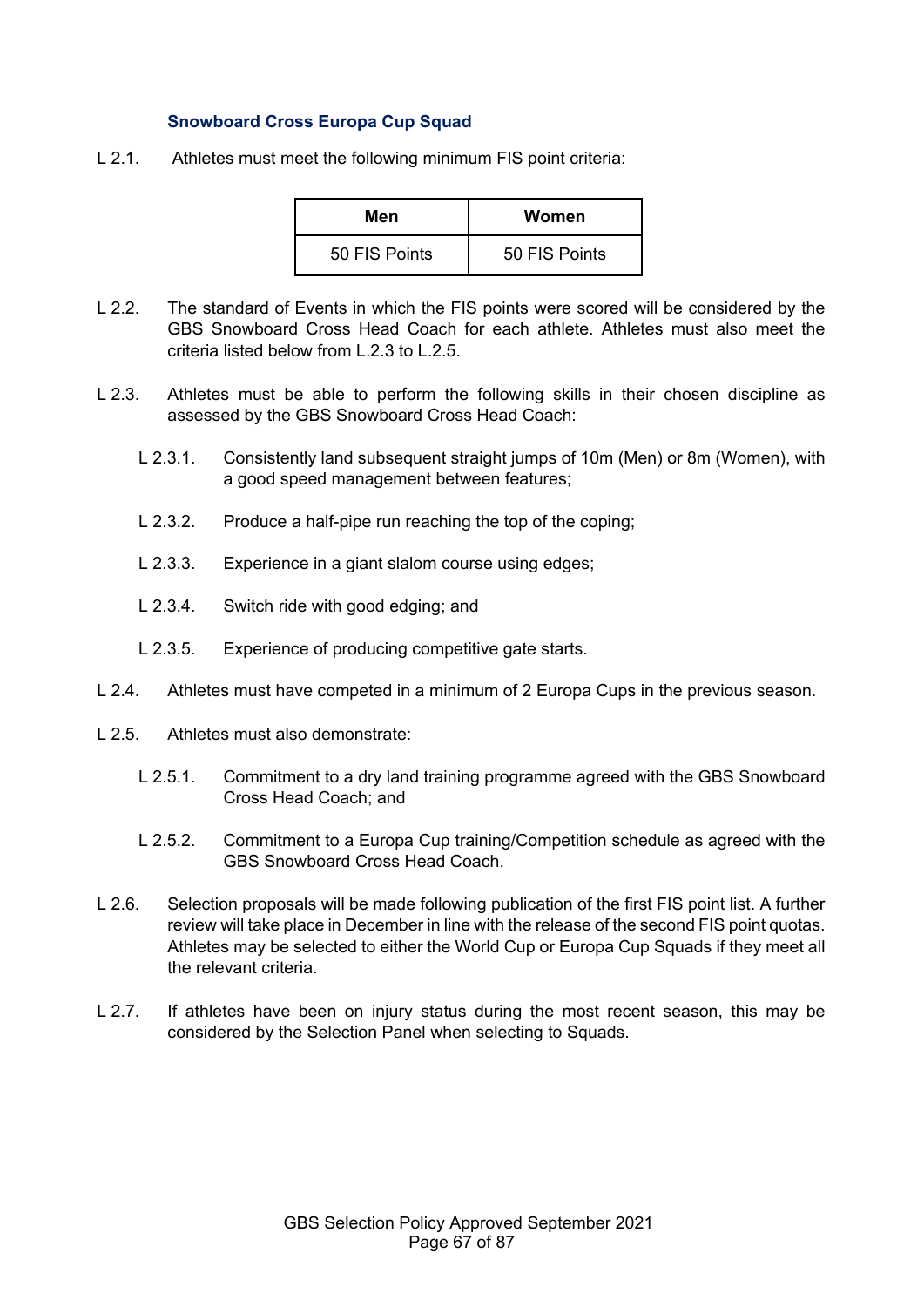### Snowboard Cross Europa Cup Squad

L 2.1. Athletes must meet the following minimum FIS point criteria:

| Men | Women |
|---|---|
| 50 FIS Points | 50 FIS Points |

L 2.2. The standard of Events in which the FIS points were scored will be considered by the GBS Snowboard Cross Head Coach for each athlete. Athletes must also meet the criteria listed below from L.2.3 to L.2.5.

L 2.3. Athletes must be able to perform the following skills in their chosen discipline as assessed by the GBS Snowboard Cross Head Coach:

- L 2.3.1. Consistently land subsequent straight jumps of 10m (Men) or 8m (Women), with a good speed management between features;
- L 2.3.2. Produce a half-pipe run reaching the top of the coping;
- L 2.3.3. Experience in a giant slalom course using edges;
- L 2.3.4. Switch ride with good edging; and
- L 2.3.5. Experience of producing competitive gate starts.

L 2.4. Athletes must have competed in a minimum of 2 Europa Cups in the previous season.

L 2.5. Athletes must also demonstrate:

- L 2.5.1. Commitment to a dry land training programme agreed with the GBS Snowboard Cross Head Coach; and
- L 2.5.2. Commitment to a Europa Cup training/Competition schedule as agreed with the GBS Snowboard Cross Head Coach.

L 2.6. Selection proposals will be made following publication of the first FIS point list. A further review will take place in December in line with the release of the second FIS point quotas. Athletes may be selected to either the World Cup or Europa Cup Squads if they meet all the relevant criteria.

L 2.7. If athletes have been on injury status during the most recent season, this may be considered by the Selection Panel when selecting to Squads.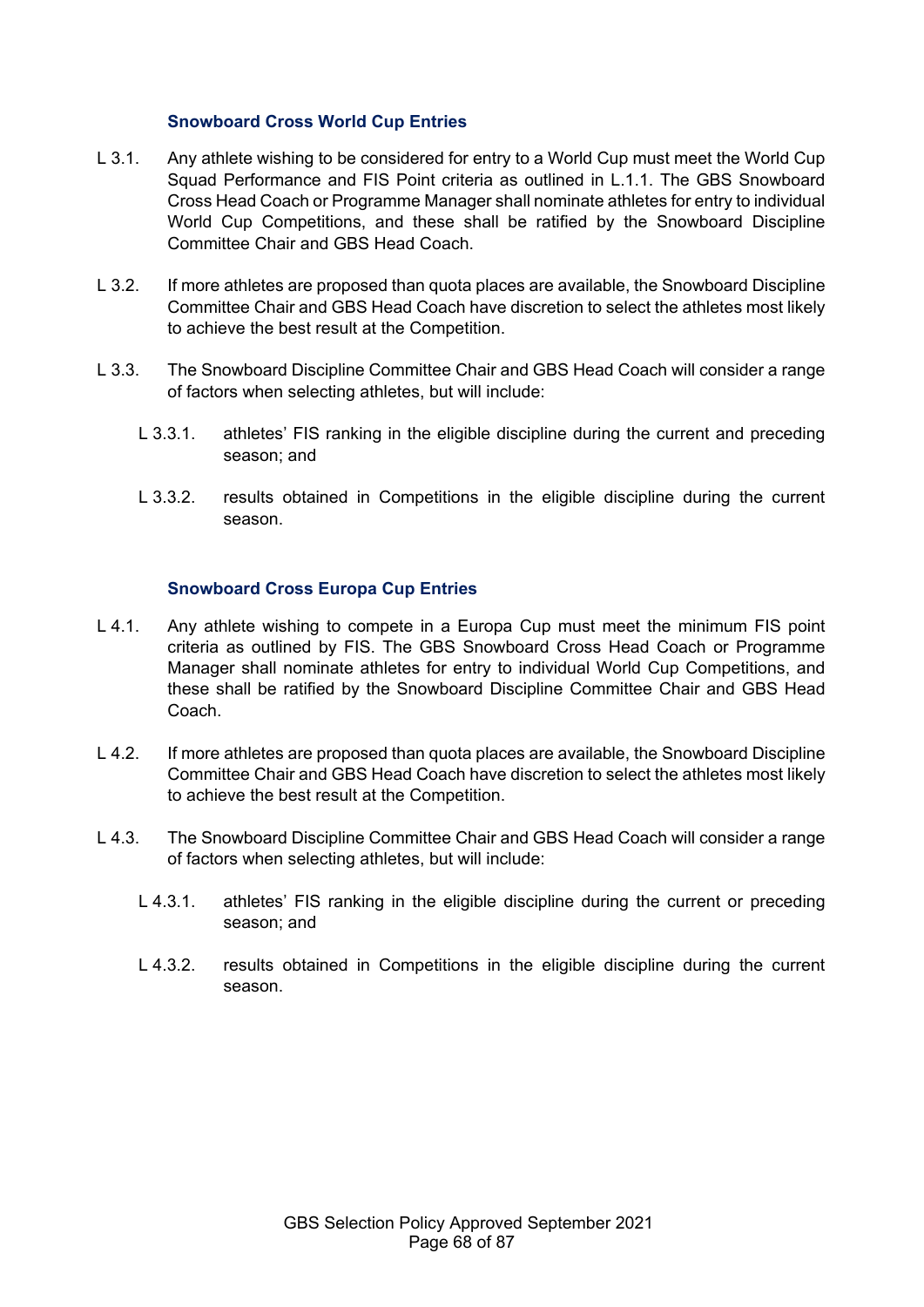### Snowboard Cross World Cup Entries

L 3.1. Any athlete wishing to be considered for entry to a World Cup must meet the World Cup Squad Performance and FIS Point criteria as outlined in L.1.1. The GBS Snowboard Cross Head Coach or Programme Manager shall nominate athletes for entry to individual World Cup Competitions, and these shall be ratified by the Snowboard Discipline Committee Chair and GBS Head Coach.

L 3.2. If more athletes are proposed than quota places are available, the Snowboard Discipline Committee Chair and GBS Head Coach have discretion to select the athletes most likely to achieve the best result at the Competition.

L 3.3. The Snowboard Discipline Committee Chair and GBS Head Coach will consider a range of factors when selecting athletes, but will include:

- L 3.3.1. athletes' FIS ranking in the eligible discipline during the current and preceding season; and
- L 3.3.2. results obtained in Competitions in the eligible discipline during the current season.

### Snowboard Cross Europa Cup Entries

L 4.1. Any athlete wishing to compete in a Europa Cup must meet the minimum FIS point criteria as outlined by FIS. The GBS Snowboard Cross Head Coach or Programme Manager shall nominate athletes for entry to individual World Cup Competitions, and these shall be ratified by the Snowboard Discipline Committee Chair and GBS Head Coach.

L 4.2. If more athletes are proposed than quota places are available, the Snowboard Discipline Committee Chair and GBS Head Coach have discretion to select the athletes most likely to achieve the best result at the Competition.

L 4.3. The Snowboard Discipline Committee Chair and GBS Head Coach will consider a range of factors when selecting athletes, but will include:

- L 4.3.1. athletes' FIS ranking in the eligible discipline during the current or preceding season; and
- L 4.3.2. results obtained in Competitions in the eligible discipline during the current season.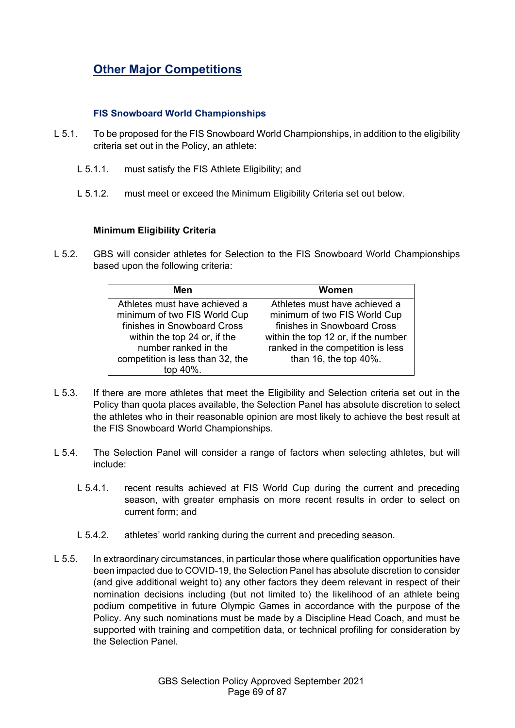## Other Major Competitions

### FIS Snowboard World Championships

L 5.1. To be proposed for the FIS Snowboard World Championships, in addition to the eligibility criteria set out in the Policy, an athlete:

L 5.1.1. must satisfy the FIS Athlete Eligibility; and

L 5.1.2. must meet or exceed the Minimum Eligibility Criteria set out below.

#### Minimum Eligibility Criteria

L 5.2. GBS will consider athletes for Selection to the FIS Snowboard World Championships based upon the following criteria:

| Men | Women |
|---|---|
| Athletes must have achieved a minimum of two FIS World Cup finishes in Snowboard Cross within the top 24 or, if the number ranked in the competition is less than 32, the top 40%. | Athletes must have achieved a minimum of two FIS World Cup finishes in Snowboard Cross within the top 12 or, if the number ranked in the competition is less than 16, the top 40%. |

L 5.3. If there are more athletes that meet the Eligibility and Selection criteria set out in the Policy than quota places available, the Selection Panel has absolute discretion to select the athletes who in their reasonable opinion are most likely to achieve the best result at the FIS Snowboard World Championships.

L 5.4. The Selection Panel will consider a range of factors when selecting athletes, but will include:

L 5.4.1. recent results achieved at FIS World Cup during the current and preceding season, with greater emphasis on more recent results in order to select on current form; and

L 5.4.2. athletes' world ranking during the current and preceding season.

L 5.5. In extraordinary circumstances, in particular those where qualification opportunities have been impacted due to COVID-19, the Selection Panel has absolute discretion to consider (and give additional weight to) any other factors they deem relevant in respect of their nomination decisions including (but not limited to) the likelihood of an athlete being podium competitive in future Olympic Games in accordance with the purpose of the Policy. Any such nominations must be made by a Discipline Head Coach, and must be supported with training and competition data, or technical profiling for consideration by the Selection Panel.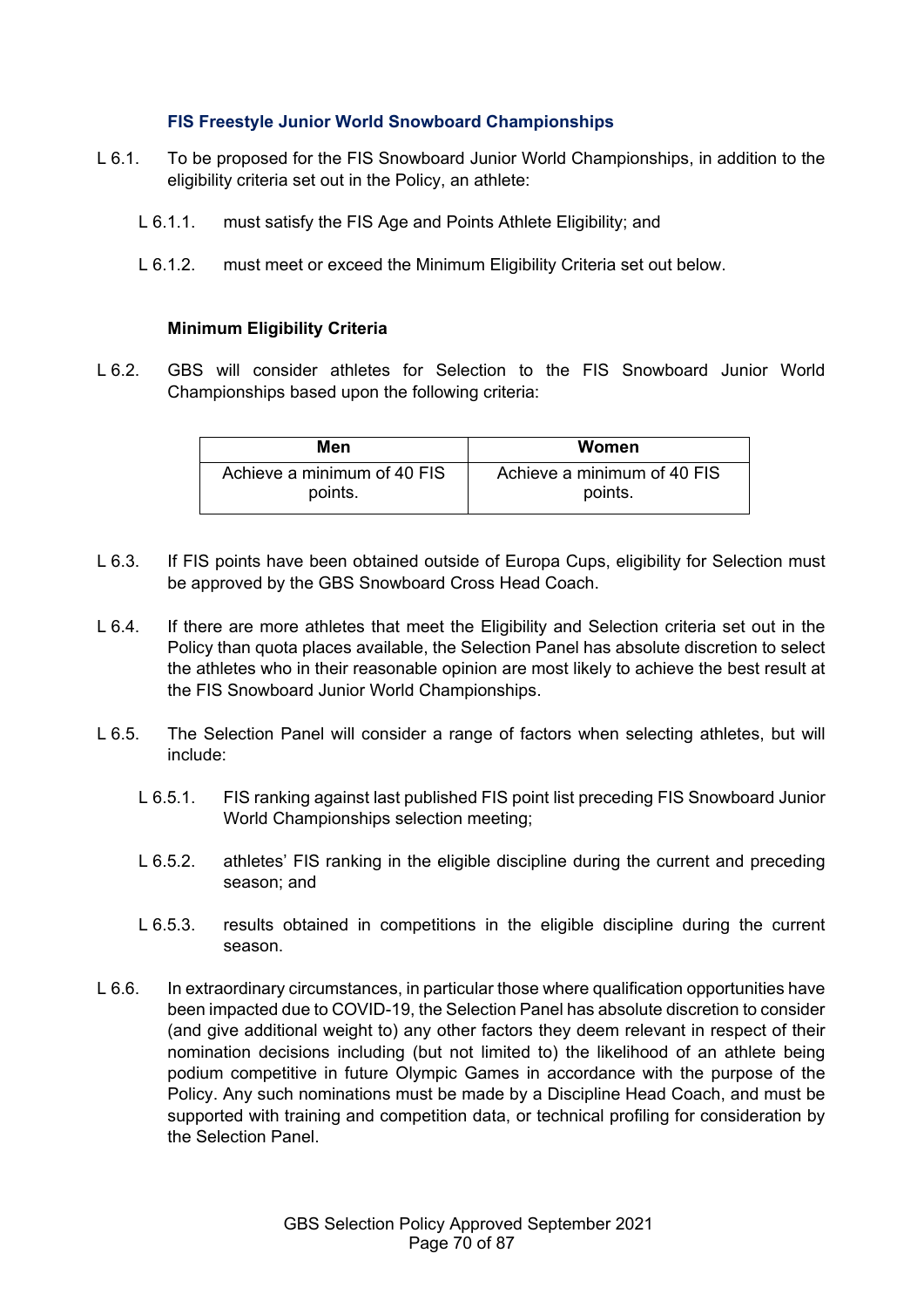### FIS Freestyle Junior World Snowboard Championships

L 6.1. To be proposed for the FIS Snowboard Junior World Championships, in addition to the eligibility criteria set out in the Policy, an athlete:

- L 6.1.1. must satisfy the FIS Age and Points Athlete Eligibility; and
- L 6.1.2. must meet or exceed the Minimum Eligibility Criteria set out below.

#### Minimum Eligibility Criteria

L 6.2. GBS will consider athletes for Selection to the FIS Snowboard Junior World Championships based upon the following criteria:

| Men | Women |
|---|---|
| Achieve a minimum of 40 FIS points. | Achieve a minimum of 40 FIS points. |

L 6.3. If FIS points have been obtained outside of Europa Cups, eligibility for Selection must be approved by the GBS Snowboard Cross Head Coach.

L 6.4. If there are more athletes that meet the Eligibility and Selection criteria set out in the Policy than quota places available, the Selection Panel has absolute discretion to select the athletes who in their reasonable opinion are most likely to achieve the best result at the FIS Snowboard Junior World Championships.

L 6.5. The Selection Panel will consider a range of factors when selecting athletes, but will include:

- L 6.5.1. FIS ranking against last published FIS point list preceding FIS Snowboard Junior World Championships selection meeting;
- L 6.5.2. athletes' FIS ranking in the eligible discipline during the current and preceding season; and
- L 6.5.3. results obtained in competitions in the eligible discipline during the current season.

L 6.6. In extraordinary circumstances, in particular those where qualification opportunities have been impacted due to COVID-19, the Selection Panel has absolute discretion to consider (and give additional weight to) any other factors they deem relevant in respect of their nomination decisions including (but not limited to) the likelihood of an athlete being podium competitive in future Olympic Games in accordance with the purpose of the Policy. Any such nominations must be made by a Discipline Head Coach, and must be supported with training and competition data, or technical profiling for consideration by the Selection Panel.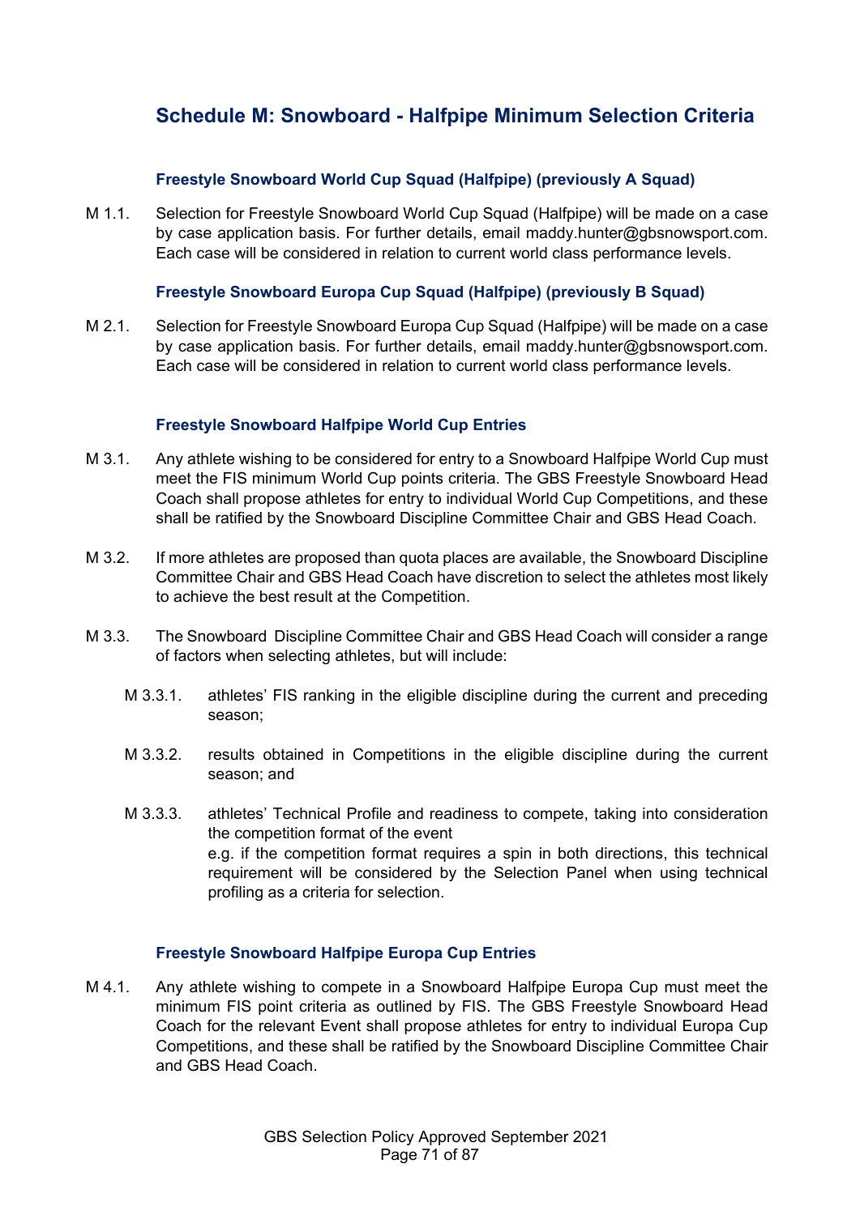## Schedule M: Snowboard - Halfpipe Minimum Selection Criteria

### Freestyle Snowboard World Cup Squad (Halfpipe) (previously A Squad)

M 1.1. Selection for Freestyle Snowboard World Cup Squad (Halfpipe) will be made on a case by case application basis. For further details, email maddy.hunter@gbsnowsport.com. Each case will be considered in relation to current world class performance levels.

### Freestyle Snowboard Europa Cup Squad (Halfpipe) (previously B Squad)

M 2.1. Selection for Freestyle Snowboard Europa Cup Squad (Halfpipe) will be made on a case by case application basis. For further details, email maddy.hunter@gbsnowsport.com. Each case will be considered in relation to current world class performance levels.

### Freestyle Snowboard Halfpipe World Cup Entries

M 3.1. Any athlete wishing to be considered for entry to a Snowboard Halfpipe World Cup must meet the FIS minimum World Cup points criteria. The GBS Freestyle Snowboard Head Coach shall propose athletes for entry to individual World Cup Competitions, and these shall be ratified by the Snowboard Discipline Committee Chair and GBS Head Coach.

M 3.2. If more athletes are proposed than quota places are available, the Snowboard Discipline Committee Chair and GBS Head Coach have discretion to select the athletes most likely to achieve the best result at the Competition.

M 3.3. The Snowboard Discipline Committee Chair and GBS Head Coach will consider a range of factors when selecting athletes, but will include:

- M 3.3.1. athletes' FIS ranking in the eligible discipline during the current and preceding season;
- M 3.3.2. results obtained in Competitions in the eligible discipline during the current season; and
- M 3.3.3. athletes' Technical Profile and readiness to compete, taking into consideration the competition format of the event
  e.g. if the competition format requires a spin in both directions, this technical requirement will be considered by the Selection Panel when using technical profiling as a criteria for selection.

### Freestyle Snowboard Halfpipe Europa Cup Entries

M 4.1. Any athlete wishing to compete in a Snowboard Halfpipe Europa Cup must meet the minimum FIS point criteria as outlined by FIS. The GBS Freestyle Snowboard Head Coach for the relevant Event shall propose athletes for entry to individual Europa Cup Competitions, and these shall be ratified by the Snowboard Discipline Committee Chair and GBS Head Coach.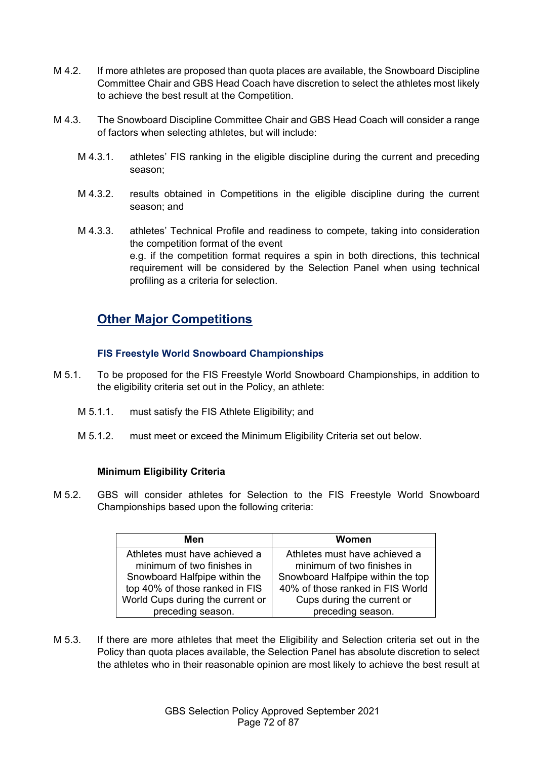M 4.2. If more athletes are proposed than quota places are available, the Snowboard Discipline Committee Chair and GBS Head Coach have discretion to select the athletes most likely to achieve the best result at the Competition.

M 4.3. The Snowboard Discipline Committee Chair and GBS Head Coach will consider a range of factors when selecting athletes, but will include:

M 4.3.1. athletes' FIS ranking in the eligible discipline during the current and preceding season;

M 4.3.2. results obtained in Competitions in the eligible discipline during the current season; and

M 4.3.3. athletes' Technical Profile and readiness to compete, taking into consideration the competition format of the event
e.g. if the competition format requires a spin in both directions, this technical requirement will be considered by the Selection Panel when using technical profiling as a criteria for selection.

## Other Major Competitions

### FIS Freestyle World Snowboard Championships

M 5.1. To be proposed for the FIS Freestyle World Snowboard Championships, in addition to the eligibility criteria set out in the Policy, an athlete:

M 5.1.1. must satisfy the FIS Athlete Eligibility; and

M 5.1.2. must meet or exceed the Minimum Eligibility Criteria set out below.

**Minimum Eligibility Criteria**

M 5.2. GBS will consider athletes for Selection to the FIS Freestyle World Snowboard Championships based upon the following criteria:

| Men | Women |
|---|---|
| Athletes must have achieved a minimum of two finishes in Snowboard Halfpipe within the top 40% of those ranked in FIS World Cups during the current or preceding season. | Athletes must have achieved a minimum of two finishes in Snowboard Halfpipe within the top 40% of those ranked in FIS World Cups during the current or preceding season. |

M 5.3. If there are more athletes that meet the Eligibility and Selection criteria set out in the Policy than quota places available, the Selection Panel has absolute discretion to select the athletes who in their reasonable opinion are most likely to achieve the best result at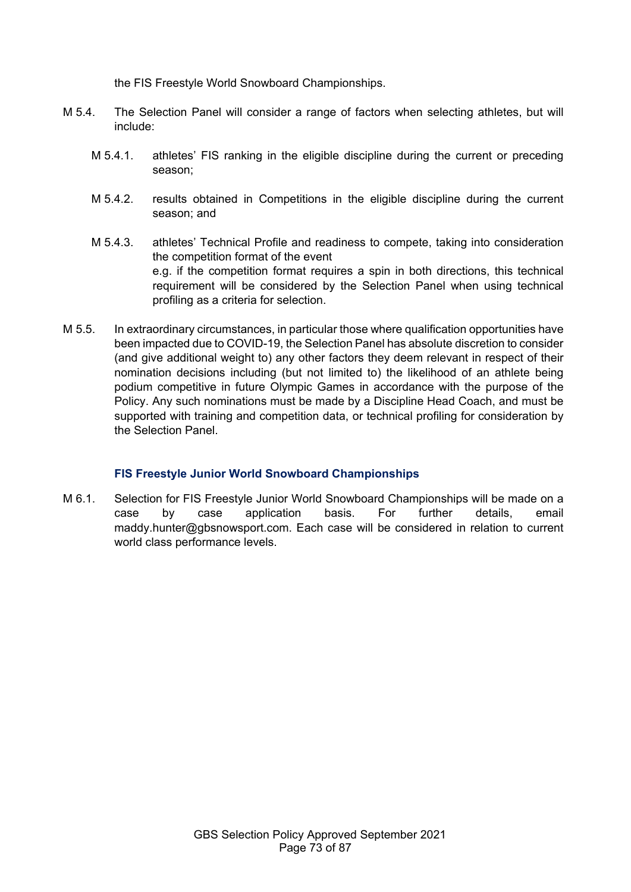the FIS Freestyle World Snowboard Championships.

M 5.4. The Selection Panel will consider a range of factors when selecting athletes, but will include:

- M 5.4.1. athletes' FIS ranking in the eligible discipline during the current or preceding season;
- M 5.4.2. results obtained in Competitions in the eligible discipline during the current season; and
- M 5.4.3. athletes' Technical Profile and readiness to compete, taking into consideration the competition format of the event
  e.g. if the competition format requires a spin in both directions, this technical requirement will be considered by the Selection Panel when using technical profiling as a criteria for selection.

M 5.5. In extraordinary circumstances, in particular those where qualification opportunities have been impacted due to COVID-19, the Selection Panel has absolute discretion to consider (and give additional weight to) any other factors they deem relevant in respect of their nomination decisions including (but not limited to) the likelihood of an athlete being podium competitive in future Olympic Games in accordance with the purpose of the Policy. Any such nominations must be made by a Discipline Head Coach, and must be supported with training and competition data, or technical profiling for consideration by the Selection Panel.

### FIS Freestyle Junior World Snowboard Championships

M 6.1. Selection for FIS Freestyle Junior World Snowboard Championships will be made on a case by case application basis. For further details, email maddy.hunter@gbsnowsport.com. Each case will be considered in relation to current world class performance levels.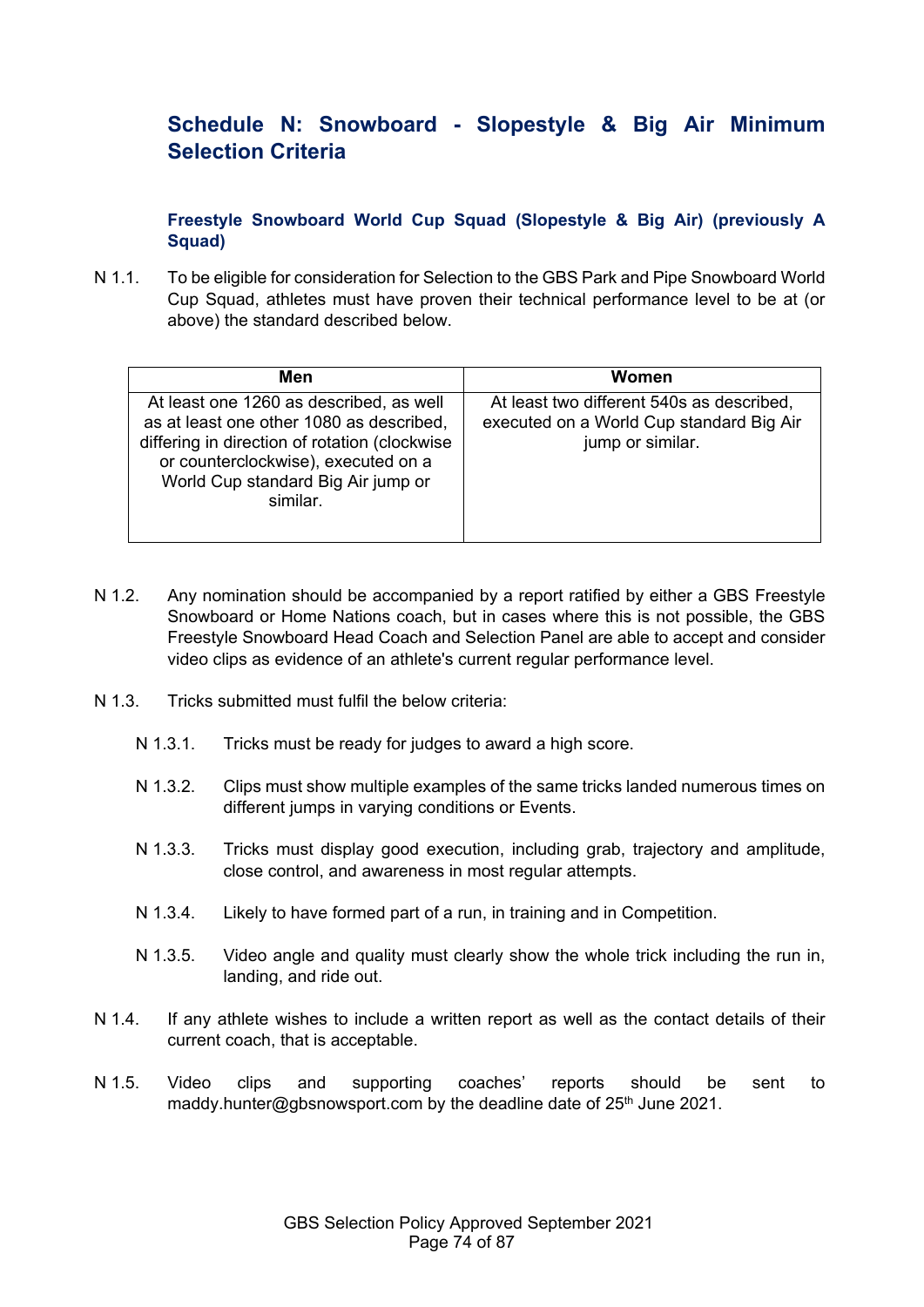# Schedule N: Snowboard - Slopestyle & Big Air Minimum Selection Criteria

### Freestyle Snowboard World Cup Squad (Slopestyle & Big Air) (previously A Squad)

N 1.1. To be eligible for consideration for Selection to the GBS Park and Pipe Snowboard World Cup Squad, athletes must have proven their technical performance level to be at (or above) the standard described below.

| Men | Women |
| --- | --- |
| At least one 1260 as described, as well as at least one other 1080 as described, differing in direction of rotation (clockwise or counterclockwise), executed on a World Cup standard Big Air jump or similar. | At least two different 540s as described, executed on a World Cup standard Big Air jump or similar. |

N 1.2. Any nomination should be accompanied by a report ratified by either a GBS Freestyle Snowboard or Home Nations coach, but in cases where this is not possible, the GBS Freestyle Snowboard Head Coach and Selection Panel are able to accept and consider video clips as evidence of an athlete's current regular performance level.

N 1.3. Tricks submitted must fulfil the below criteria:

N 1.3.1. Tricks must be ready for judges to award a high score.

N 1.3.2. Clips must show multiple examples of the same tricks landed numerous times on different jumps in varying conditions or Events.

N 1.3.3. Tricks must display good execution, including grab, trajectory and amplitude, close control, and awareness in most regular attempts.

N 1.3.4. Likely to have formed part of a run, in training and in Competition.

N 1.3.5. Video angle and quality must clearly show the whole trick including the run in, landing, and ride out.

N 1.4. If any athlete wishes to include a written report as well as the contact details of their current coach, that is acceptable.

N 1.5. Video clips and supporting coaches' reports should be sent to maddy.hunter@gbsnowsport.com by the deadline date of 25th June 2021.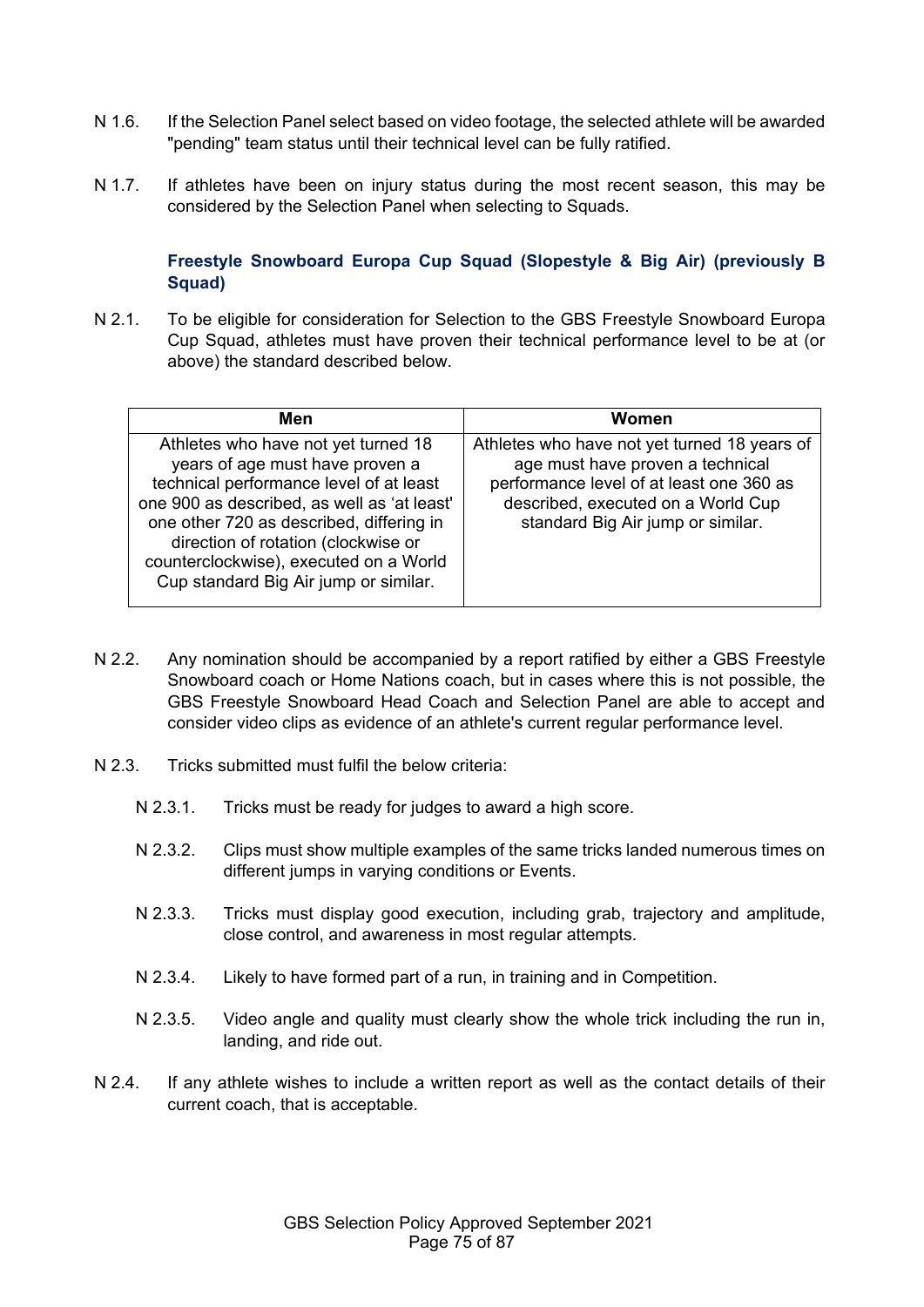N 1.6. If the Selection Panel select based on video footage, the selected athlete will be awarded "pending" team status until their technical level can be fully ratified.

N 1.7. If athletes have been on injury status during the most recent season, this may be considered by the Selection Panel when selecting to Squads.

### Freestyle Snowboard Europa Cup Squad (Slopestyle & Big Air) (previously B Squad)

N 2.1. To be eligible for consideration for Selection to the GBS Freestyle Snowboard Europa Cup Squad, athletes must have proven their technical performance level to be at (or above) the standard described below.

| Men | Women |
| --- | --- |
| Athletes who have not yet turned 18 years of age must have proven a technical performance level of at least one 900 as described, as well as 'at least' one other 720 as described, differing in direction of rotation (clockwise or counterclockwise), executed on a World Cup standard Big Air jump or similar. | Athletes who have not yet turned 18 years of age must have proven a technical performance level of at least one 360 as described, executed on a World Cup standard Big Air jump or similar. |

N 2.2. Any nomination should be accompanied by a report ratified by either a GBS Freestyle Snowboard coach or Home Nations coach, but in cases where this is not possible, the GBS Freestyle Snowboard Head Coach and Selection Panel are able to accept and consider video clips as evidence of an athlete's current regular performance level.

N 2.3. Tricks submitted must fulfil the below criteria:

- N 2.3.1. Tricks must be ready for judges to award a high score.
- N 2.3.2. Clips must show multiple examples of the same tricks landed numerous times on different jumps in varying conditions or Events.
- N 2.3.3. Tricks must display good execution, including grab, trajectory and amplitude, close control, and awareness in most regular attempts.
- N 2.3.4. Likely to have formed part of a run, in training and in Competition.
- N 2.3.5. Video angle and quality must clearly show the whole trick including the run in, landing, and ride out.

N 2.4. If any athlete wishes to include a written report as well as the contact details of their current coach, that is acceptable.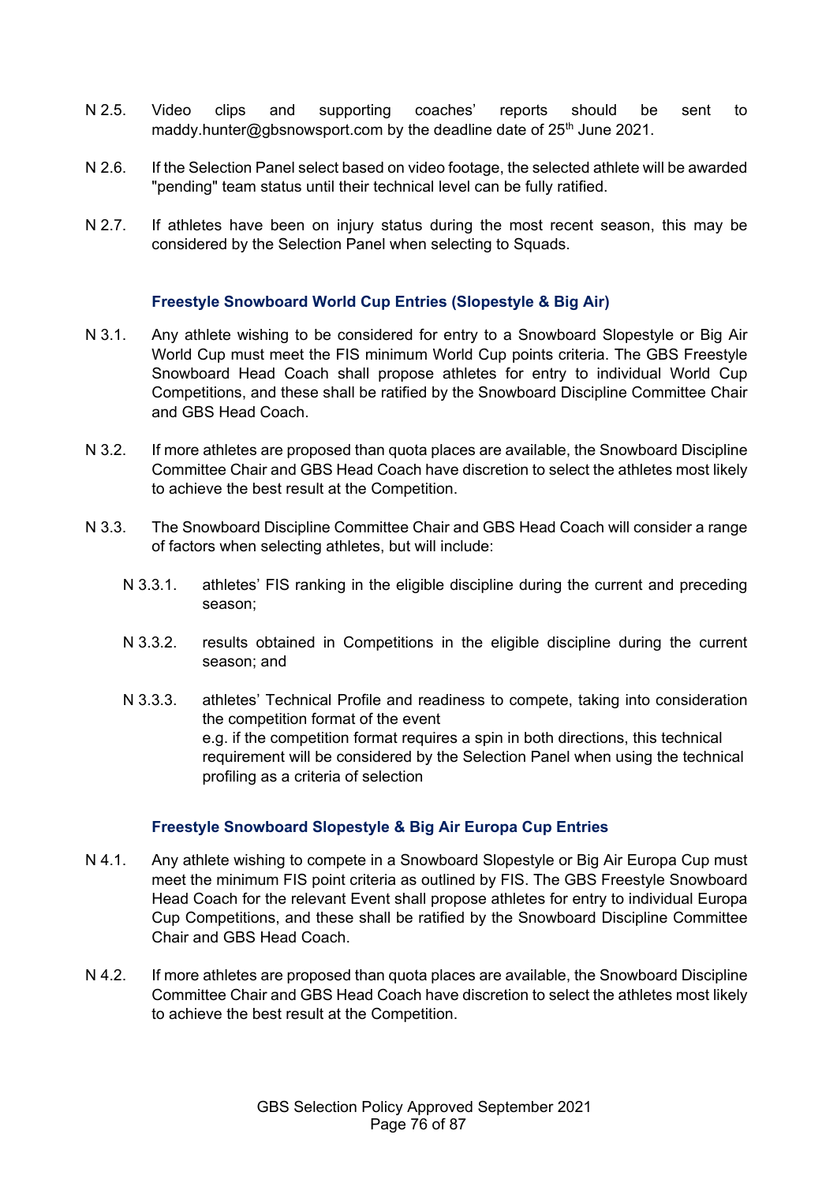N 2.5. Video clips and supporting coaches' reports should be sent to maddy.hunter@gbsnowsport.com by the deadline date of 25th June 2021.

N 2.6. If the Selection Panel select based on video footage, the selected athlete will be awarded "pending" team status until their technical level can be fully ratified.

N 2.7. If athletes have been on injury status during the most recent season, this may be considered by the Selection Panel when selecting to Squads.

### Freestyle Snowboard World Cup Entries (Slopestyle & Big Air)

N 3.1. Any athlete wishing to be considered for entry to a Snowboard Slopestyle or Big Air World Cup must meet the FIS minimum World Cup points criteria. The GBS Freestyle Snowboard Head Coach shall propose athletes for entry to individual World Cup Competitions, and these shall be ratified by the Snowboard Discipline Committee Chair and GBS Head Coach.

N 3.2. If more athletes are proposed than quota places are available, the Snowboard Discipline Committee Chair and GBS Head Coach have discretion to select the athletes most likely to achieve the best result at the Competition.

N 3.3. The Snowboard Discipline Committee Chair and GBS Head Coach will consider a range of factors when selecting athletes, but will include:

N 3.3.1. athletes' FIS ranking in the eligible discipline during the current and preceding season;

N 3.3.2. results obtained in Competitions in the eligible discipline during the current season; and

N 3.3.3. athletes' Technical Profile and readiness to compete, taking into consideration the competition format of the event
e.g. if the competition format requires a spin in both directions, this technical requirement will be considered by the Selection Panel when using the technical profiling as a criteria of selection

### Freestyle Snowboard Slopestyle & Big Air Europa Cup Entries

N 4.1. Any athlete wishing to compete in a Snowboard Slopestyle or Big Air Europa Cup must meet the minimum FIS point criteria as outlined by FIS. The GBS Freestyle Snowboard Head Coach for the relevant Event shall propose athletes for entry to individual Europa Cup Competitions, and these shall be ratified by the Snowboard Discipline Committee Chair and GBS Head Coach.

N 4.2. If more athletes are proposed than quota places are available, the Snowboard Discipline Committee Chair and GBS Head Coach have discretion to select the athletes most likely to achieve the best result at the Competition.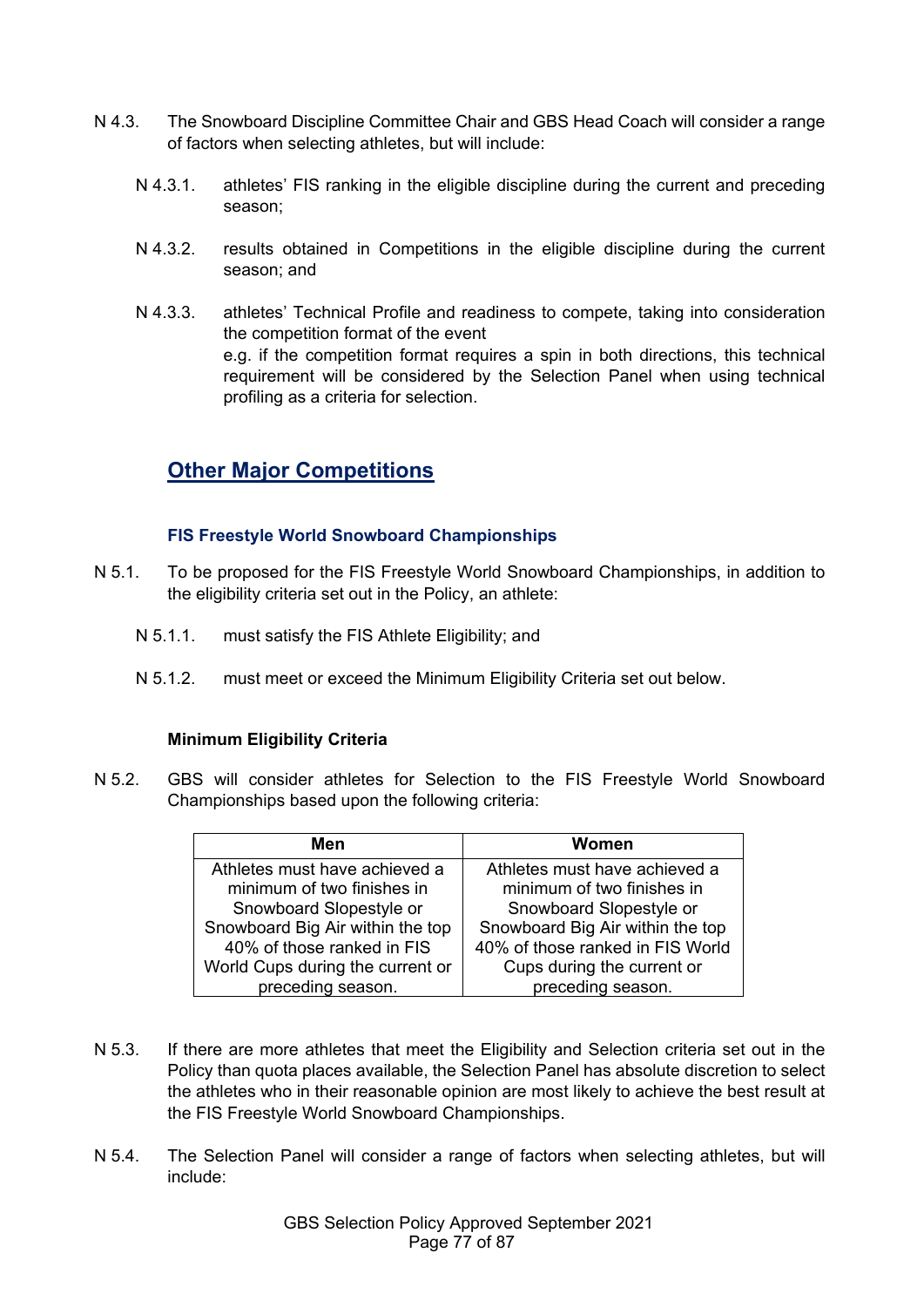N 4.3. The Snowboard Discipline Committee Chair and GBS Head Coach will consider a range of factors when selecting athletes, but will include:

N 4.3.1. athletes' FIS ranking in the eligible discipline during the current and preceding season;

N 4.3.2. results obtained in Competitions in the eligible discipline during the current season; and

N 4.3.3. athletes' Technical Profile and readiness to compete, taking into consideration the competition format of the event
e.g. if the competition format requires a spin in both directions, this technical requirement will be considered by the Selection Panel when using technical profiling as a criteria for selection.

## Other Major Competitions

### FIS Freestyle World Snowboard Championships

N 5.1. To be proposed for the FIS Freestyle World Snowboard Championships, in addition to the eligibility criteria set out in the Policy, an athlete:

N 5.1.1. must satisfy the FIS Athlete Eligibility; and

N 5.1.2. must meet or exceed the Minimum Eligibility Criteria set out below.

**Minimum Eligibility Criteria**

N 5.2. GBS will consider athletes for Selection to the FIS Freestyle World Snowboard Championships based upon the following criteria:

| Men | Women |
|---|---|
| Athletes must have achieved a minimum of two finishes in Snowboard Slopestyle or Snowboard Big Air within the top 40% of those ranked in FIS World Cups during the current or preceding season. | Athletes must have achieved a minimum of two finishes in Snowboard Slopestyle or Snowboard Big Air within the top 40% of those ranked in FIS World Cups during the current or preceding season. |

N 5.3. If there are more athletes that meet the Eligibility and Selection criteria set out in the Policy than quota places available, the Selection Panel has absolute discretion to select the athletes who in their reasonable opinion are most likely to achieve the best result at the FIS Freestyle World Snowboard Championships.

N 5.4. The Selection Panel will consider a range of factors when selecting athletes, but will include: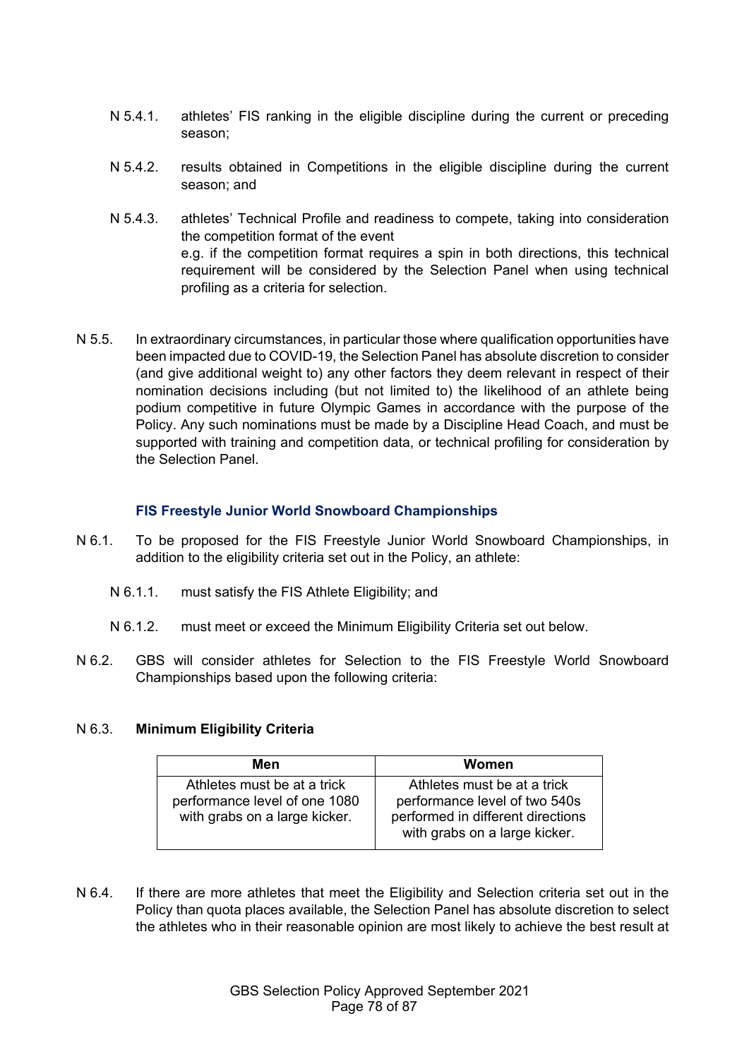N 5.4.1. athletes' FIS ranking in the eligible discipline during the current or preceding season;

N 5.4.2. results obtained in Competitions in the eligible discipline during the current season; and

N 5.4.3. athletes' Technical Profile and readiness to compete, taking into consideration the competition format of the event
e.g. if the competition format requires a spin in both directions, this technical requirement will be considered by the Selection Panel when using technical profiling as a criteria for selection.

N 5.5. In extraordinary circumstances, in particular those where qualification opportunities have been impacted due to COVID-19, the Selection Panel has absolute discretion to consider (and give additional weight to) any other factors they deem relevant in respect of their nomination decisions including (but not limited to) the likelihood of an athlete being podium competitive in future Olympic Games in accordance with the purpose of the Policy. Any such nominations must be made by a Discipline Head Coach, and must be supported with training and competition data, or technical profiling for consideration by the Selection Panel.

### FIS Freestyle Junior World Snowboard Championships

N 6.1. To be proposed for the FIS Freestyle Junior World Snowboard Championships, in addition to the eligibility criteria set out in the Policy, an athlete:

N 6.1.1. must satisfy the FIS Athlete Eligibility; and

N 6.1.2. must meet or exceed the Minimum Eligibility Criteria set out below.

N 6.2. GBS will consider athletes for Selection to the FIS Freestyle World Snowboard Championships based upon the following criteria:

N 6.3. **Minimum Eligibility Criteria**

| Men | Women |
|---|---|
| Athletes must be at a trick performance level of one 1080 with grabs on a large kicker. | Athletes must be at a trick performance level of two 540s performed in different directions with grabs on a large kicker. |

N 6.4. If there are more athletes that meet the Eligibility and Selection criteria set out in the Policy than quota places available, the Selection Panel has absolute discretion to select the athletes who in their reasonable opinion are most likely to achieve the best result at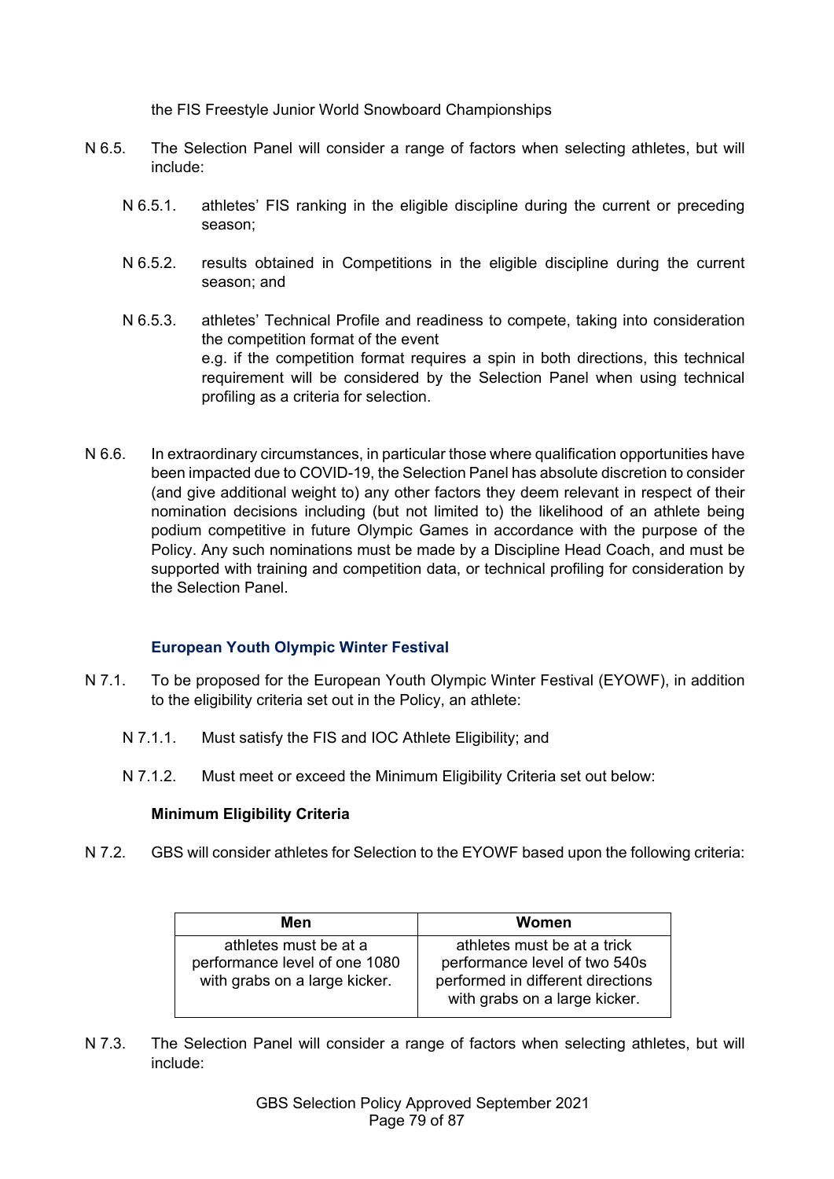the FIS Freestyle Junior World Snowboard Championships

N 6.5. The Selection Panel will consider a range of factors when selecting athletes, but will include:

N 6.5.1. athletes' FIS ranking in the eligible discipline during the current or preceding season;

N 6.5.2. results obtained in Competitions in the eligible discipline during the current season; and

N 6.5.3. athletes' Technical Profile and readiness to compete, taking into consideration the competition format of the event
e.g. if the competition format requires a spin in both directions, this technical requirement will be considered by the Selection Panel when using technical profiling as a criteria for selection.

N 6.6. In extraordinary circumstances, in particular those where qualification opportunities have been impacted due to COVID-19, the Selection Panel has absolute discretion to consider (and give additional weight to) any other factors they deem relevant in respect of their nomination decisions including (but not limited to) the likelihood of an athlete being podium competitive in future Olympic Games in accordance with the purpose of the Policy. Any such nominations must be made by a Discipline Head Coach, and must be supported with training and competition data, or technical profiling for consideration by the Selection Panel.

### European Youth Olympic Winter Festival

N 7.1. To be proposed for the European Youth Olympic Winter Festival (EYOWF), in addition to the eligibility criteria set out in the Policy, an athlete:

N 7.1.1. Must satisfy the FIS and IOC Athlete Eligibility; and

N 7.1.2. Must meet or exceed the Minimum Eligibility Criteria set out below:

**Minimum Eligibility Criteria**

N 7.2. GBS will consider athletes for Selection to the EYOWF based upon the following criteria:

| Men | Women |
|---|---|
| athletes must be at a performance level of one 1080 with grabs on a large kicker. | athletes must be at a trick performance level of two 540s performed in different directions with grabs on a large kicker. |

N 7.3. The Selection Panel will consider a range of factors when selecting athletes, but will include: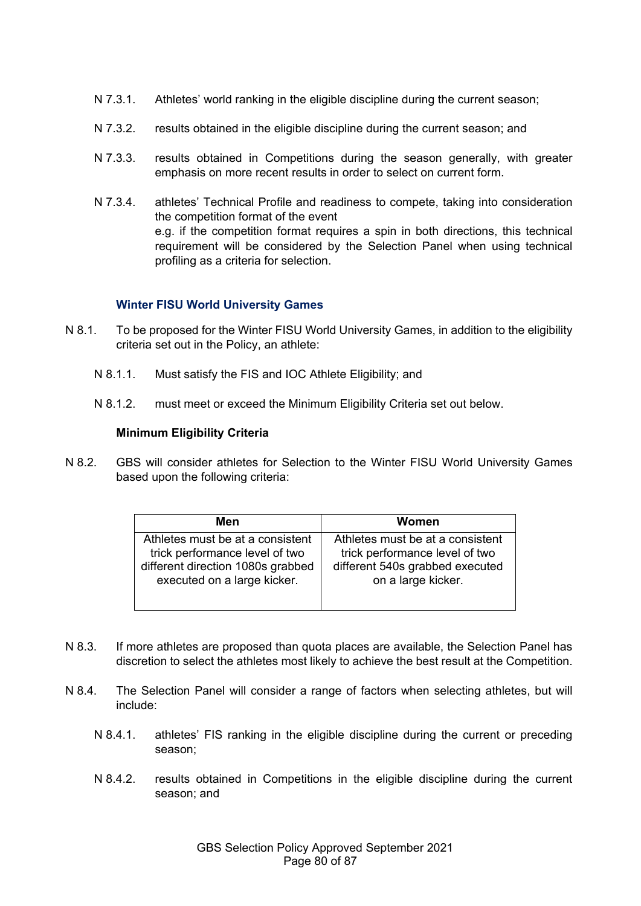N 7.3.1. Athletes' world ranking in the eligible discipline during the current season;

N 7.3.2. results obtained in the eligible discipline during the current season; and

N 7.3.3. results obtained in Competitions during the season generally, with greater emphasis on more recent results in order to select on current form.

N 7.3.4. athletes' Technical Profile and readiness to compete, taking into consideration the competition format of the event
e.g. if the competition format requires a spin in both directions, this technical requirement will be considered by the Selection Panel when using technical profiling as a criteria for selection.

### Winter FISU World University Games

N 8.1. To be proposed for the Winter FISU World University Games, in addition to the eligibility criteria set out in the Policy, an athlete:

N 8.1.1. Must satisfy the FIS and IOC Athlete Eligibility; and

N 8.1.2. must meet or exceed the Minimum Eligibility Criteria set out below.

**Minimum Eligibility Criteria**

N 8.2. GBS will consider athletes for Selection to the Winter FISU World University Games based upon the following criteria:

| Men | Women |
|---|---|
| Athletes must be at a consistent trick performance level of two different direction 1080s grabbed executed on a large kicker. | Athletes must be at a consistent trick performance level of two different 540s grabbed executed on a large kicker. |

N 8.3. If more athletes are proposed than quota places are available, the Selection Panel has discretion to select the athletes most likely to achieve the best result at the Competition.

N 8.4. The Selection Panel will consider a range of factors when selecting athletes, but will include:

N 8.4.1. athletes' FIS ranking in the eligible discipline during the current or preceding season;

N 8.4.2. results obtained in Competitions in the eligible discipline during the current season; and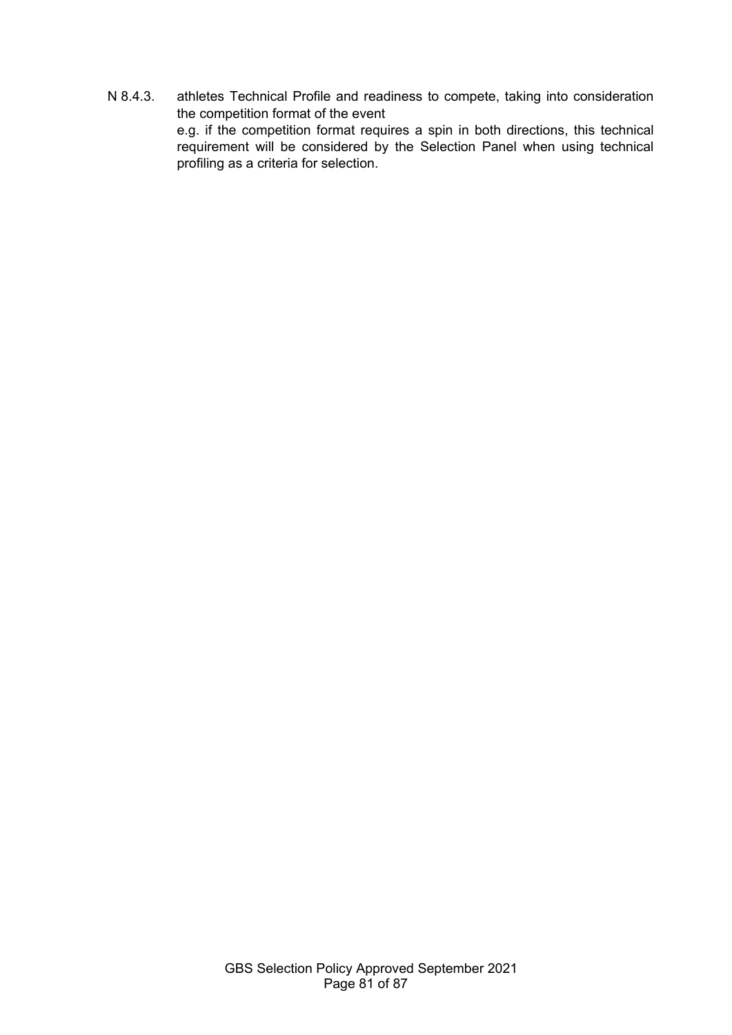N 8.4.3. athletes Technical Profile and readiness to compete, taking into consideration the competition format of the event
e.g. if the competition format requires a spin in both directions, this technical requirement will be considered by the Selection Panel when using technical profiling as a criteria for selection.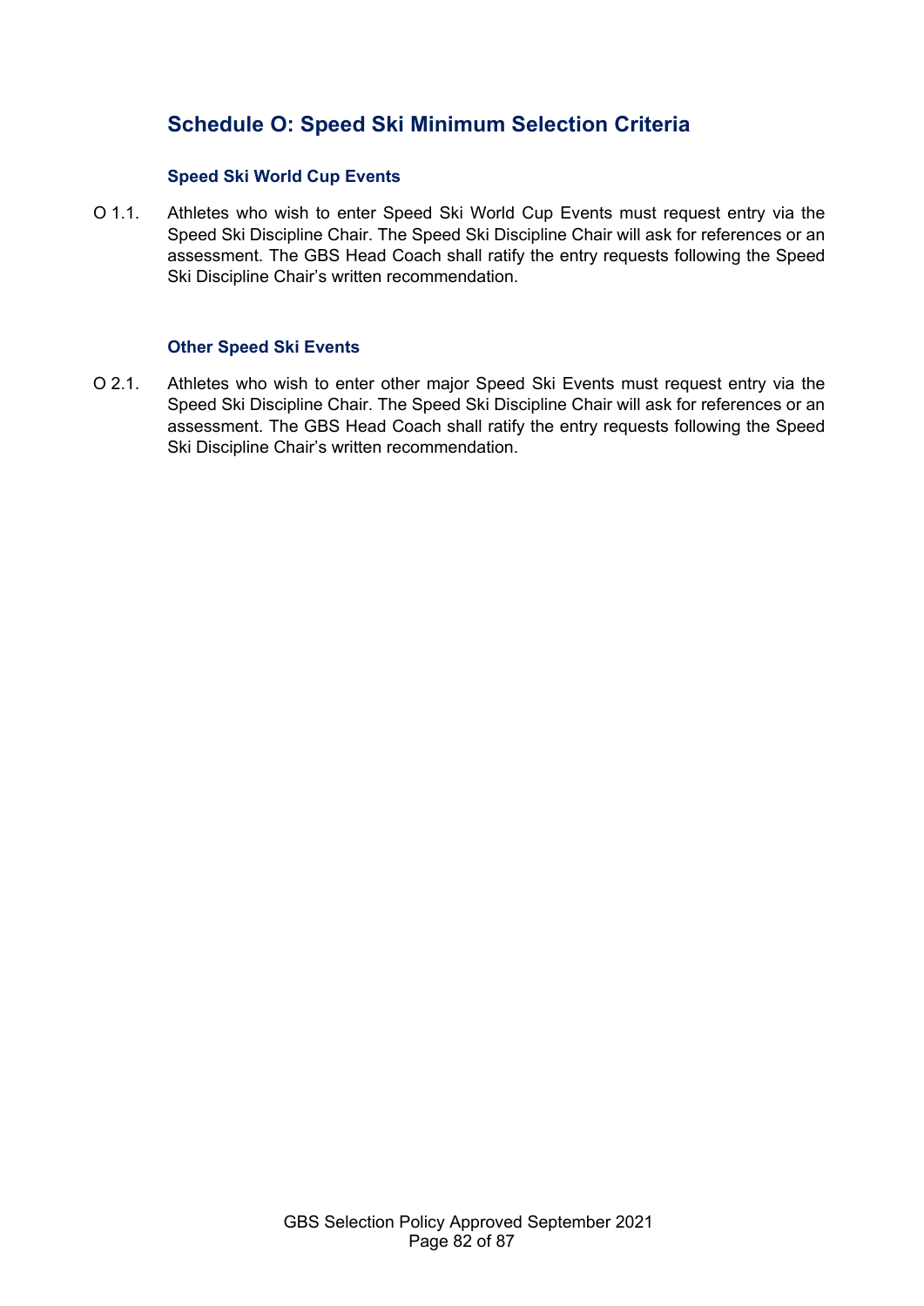## Schedule O: Speed Ski Minimum Selection Criteria

### Speed Ski World Cup Events

O 1.1. Athletes who wish to enter Speed Ski World Cup Events must request entry via the Speed Ski Discipline Chair. The Speed Ski Discipline Chair will ask for references or an assessment. The GBS Head Coach shall ratify the entry requests following the Speed Ski Discipline Chair's written recommendation.

### Other Speed Ski Events

O 2.1. Athletes who wish to enter other major Speed Ski Events must request entry via the Speed Ski Discipline Chair. The Speed Ski Discipline Chair will ask for references or an assessment. The GBS Head Coach shall ratify the entry requests following the Speed Ski Discipline Chair's written recommendation.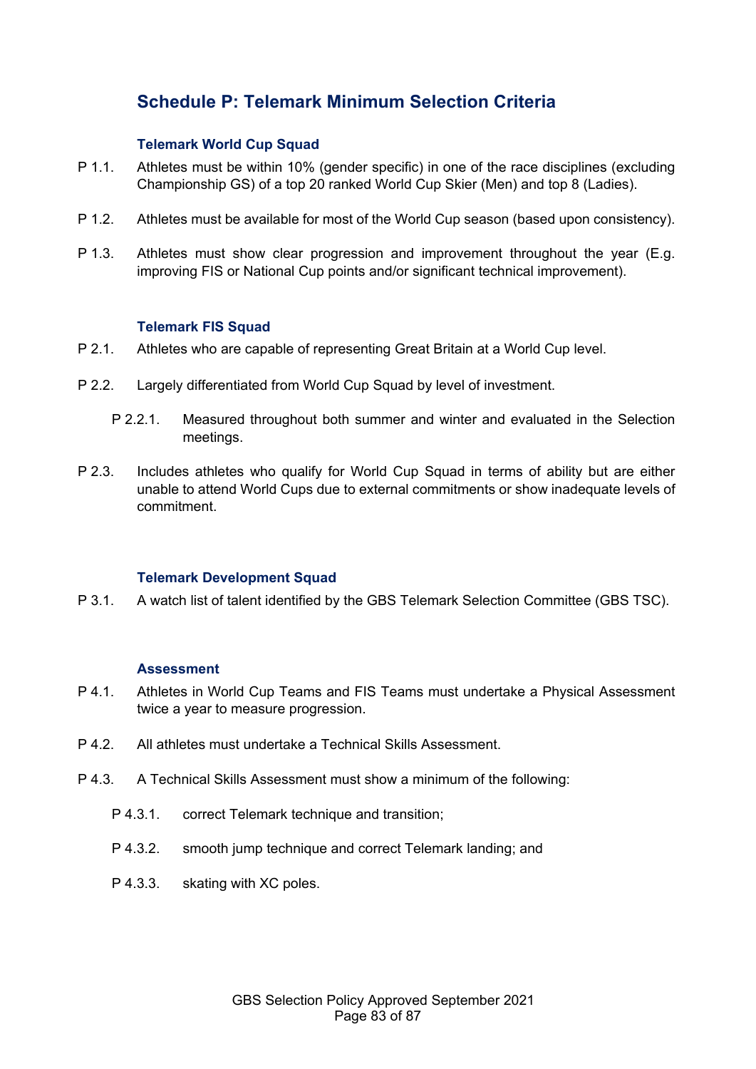## Schedule P: Telemark Minimum Selection Criteria

### Telemark World Cup Squad

P 1.1. Athletes must be within 10% (gender specific) in one of the race disciplines (excluding Championship GS) of a top 20 ranked World Cup Skier (Men) and top 8 (Ladies).

P 1.2. Athletes must be available for most of the World Cup season (based upon consistency).

P 1.3. Athletes must show clear progression and improvement throughout the year (E.g. improving FIS or National Cup points and/or significant technical improvement).

### Telemark FIS Squad

P 2.1. Athletes who are capable of representing Great Britain at a World Cup level.

P 2.2. Largely differentiated from World Cup Squad by level of investment.

P 2.2.1. Measured throughout both summer and winter and evaluated in the Selection meetings.

P 2.3. Includes athletes who qualify for World Cup Squad in terms of ability but are either unable to attend World Cups due to external commitments or show inadequate levels of commitment.

### Telemark Development Squad

P 3.1. A watch list of talent identified by the GBS Telemark Selection Committee (GBS TSC).

### Assessment

P 4.1. Athletes in World Cup Teams and FIS Teams must undertake a Physical Assessment twice a year to measure progression.

P 4.2. All athletes must undertake a Technical Skills Assessment.

P 4.3. A Technical Skills Assessment must show a minimum of the following:

P 4.3.1. correct Telemark technique and transition;

P 4.3.2. smooth jump technique and correct Telemark landing; and

P 4.3.3. skating with XC poles.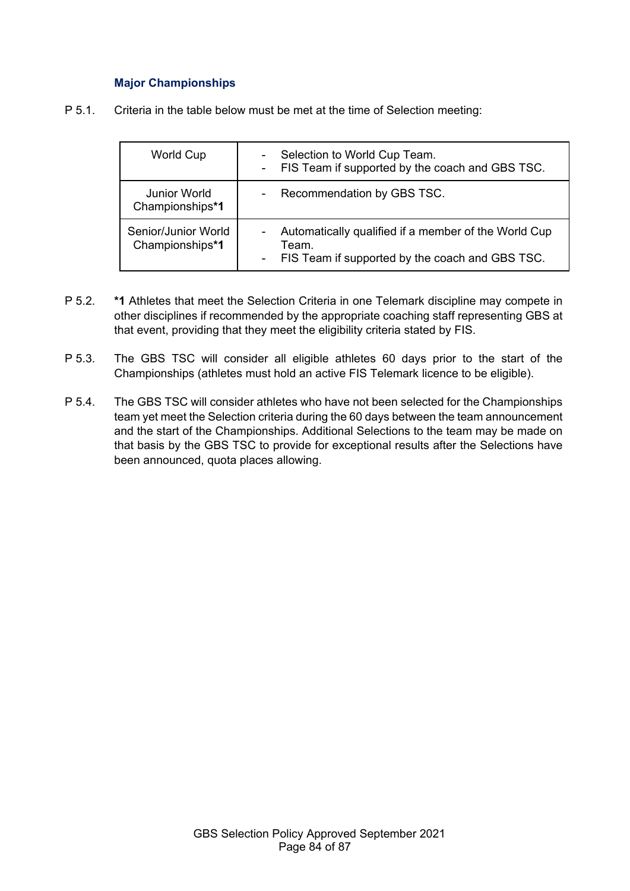### Major Championships

P 5.1. Criteria in the table below must be met at the time of Selection meeting:

| | |
|---|---|
| World Cup | - Selection to World Cup Team.<br>- FIS Team if supported by the coach and GBS TSC. |
| Junior World Championships**\*1** | - Recommendation by GBS TSC. |
| Senior/Junior World Championships**\*1** | - Automatically qualified if a member of the World Cup Team.<br>- FIS Team if supported by the coach and GBS TSC. |

P 5.2. **\*1** Athletes that meet the Selection Criteria in one Telemark discipline may compete in other disciplines if recommended by the appropriate coaching staff representing GBS at that event, providing that they meet the eligibility criteria stated by FIS.

P 5.3. The GBS TSC will consider all eligible athletes 60 days prior to the start of the Championships (athletes must hold an active FIS Telemark licence to be eligible).

P 5.4. The GBS TSC will consider athletes who have not been selected for the Championships team yet meet the Selection criteria during the 60 days between the team announcement and the start of the Championships. Additional Selections to the team may be made on that basis by the GBS TSC to provide for exceptional results after the Selections have been announced, quota places allowing.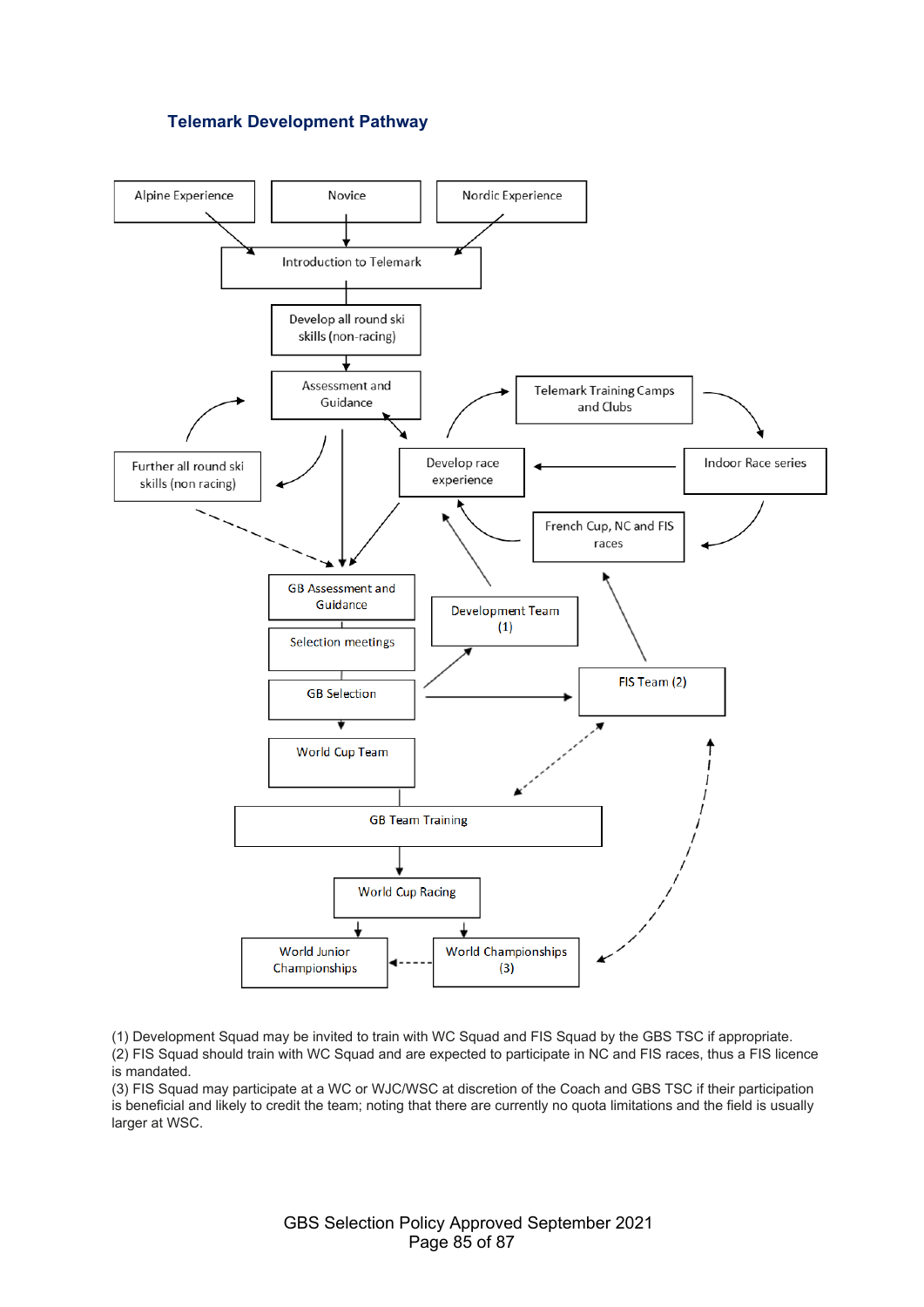### Telemark Development Pathway

Alpine Experience

Novice

Nordic Experience

Introduction to Telemark

Develop all round ski skills (non-racing)

Assessment and Guidance

Telemark Training Camps and Clubs

Further all round ski skills (non racing)

Develop race experience

Indoor Race series

French Cup, NC and FIS races

GB Assessment and Guidance

Development Team (1)

Selection meetings

GB Selection

FIS Team (2)

World Cup Team

GB Team Training

World Cup Racing

World Junior Championships

World Championships (3)

(1) Development Squad may be invited to train with WC Squad and FIS Squad by the GBS TSC if appropriate.
(2) FIS Squad should train with WC Squad and are expected to participate in NC and FIS races, thus a FIS licence is mandated.
(3) FIS Squad may participate at a WC or WJC/WSC at discretion of the Coach and GBS TSC if their participation is beneficial and likely to credit the team; noting that there are currently no quota limitations and the field is usually larger at WSC.

GBS Selection Policy Approved September 2021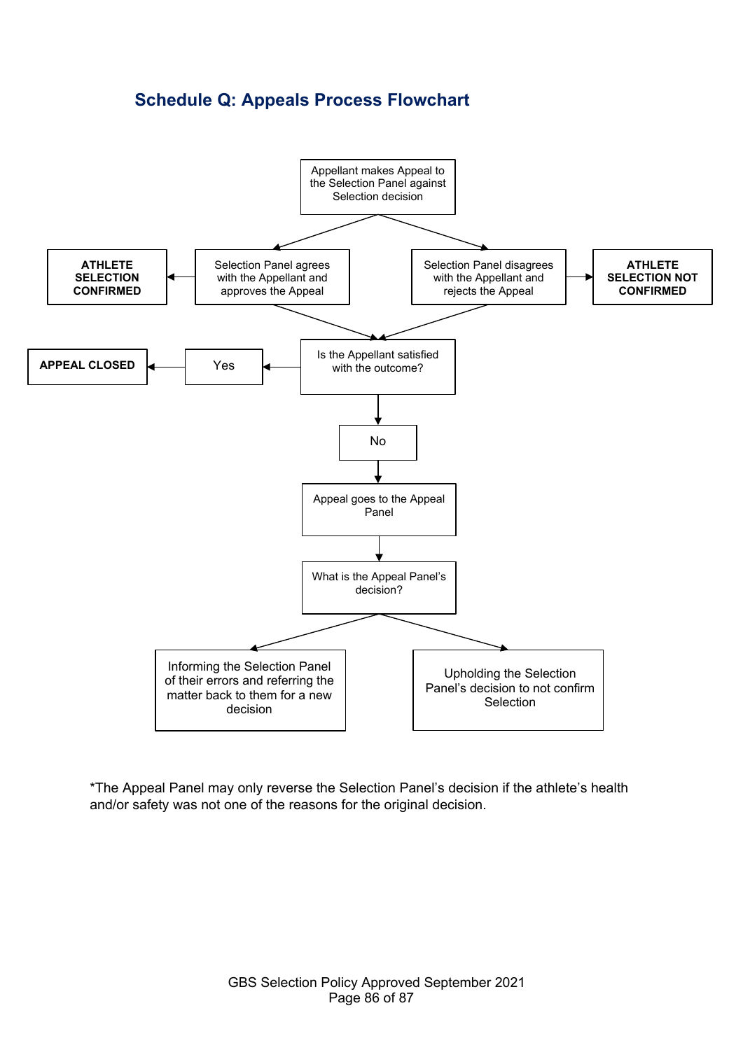## Schedule Q: Appeals Process Flowchart

Appellant makes Appeal to the Selection Panel against Selection decision

- Selection Panel agrees with the Appellant and approves the Appeal → **ATHLETE SELECTION CONFIRMED**
- Selection Panel disagrees with the Appellant and rejects the Appeal → **ATHLETE SELECTION NOT CONFIRMED**

Is the Appellant satisfied with the outcome?

- Yes → **APPEAL CLOSED**
- No → Appeal goes to the Appeal Panel

What is the Appeal Panel's decision?

- Informing the Selection Panel of their errors and referring the matter back to them for a new decision
- Upholding the Selection Panel's decision to not confirm Selection

*The Appeal Panel may only reverse the Selection Panel's decision if the athlete's health and/or safety was not one of the reasons for the original decision.

GBS Selection Policy Approved September 2021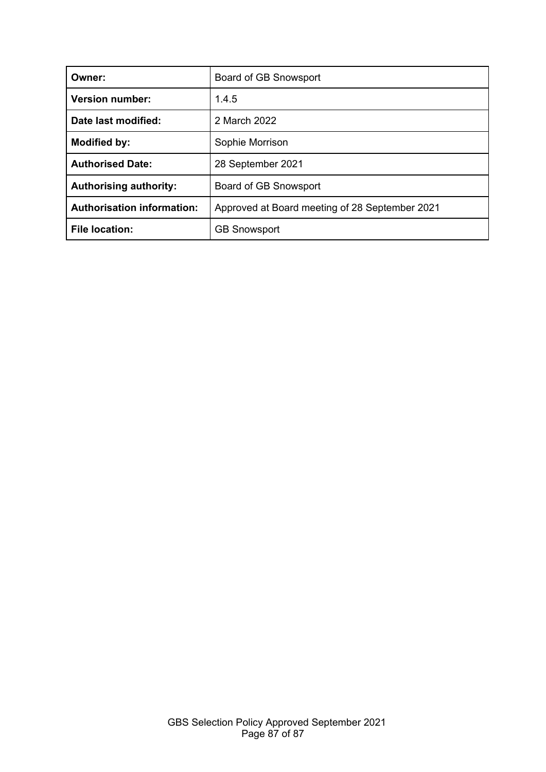| | |
|---|---|
| **Owner:** | Board of GB Snowsport |
| **Version number:** | 1.4.5 |
| **Date last modified:** | 2 March 2022 |
| **Modified by:** | Sophie Morrison |
| **Authorised Date:** | 28 September 2021 |
| **Authorising authority:** | Board of GB Snowsport |
| **Authorisation information:** | Approved at Board meeting of 28 September 2021 |
| **File location:** | GB Snowsport |